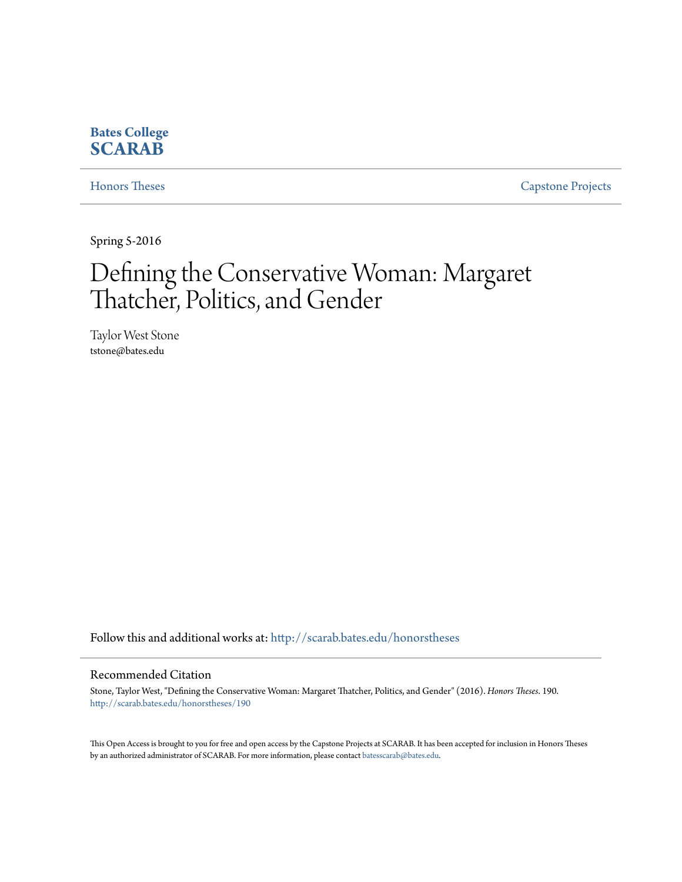**Bates College**
**SCARAB**

Honors Theses | Capstone Projects

Spring 5-2016

# Defining the Conservative Woman: Margaret Thatcher, Politics, and Gender

Taylor West Stone
tstone@bates.edu

Follow this and additional works at: http://scarab.bates.edu/honorstheses

## Recommended Citation

Stone, Taylor West, "Defining the Conservative Woman: Margaret Thatcher, Politics, and Gender" (2016). *Honors Theses*. 190.
http://scarab.bates.edu/honorstheses/190

This Open Access is brought to you for free and open access by the Capstone Projects at SCARAB. It has been accepted for inclusion in Honors Theses by an authorized administrator of SCARAB. For more information, please contact batesscarab@bates.edu.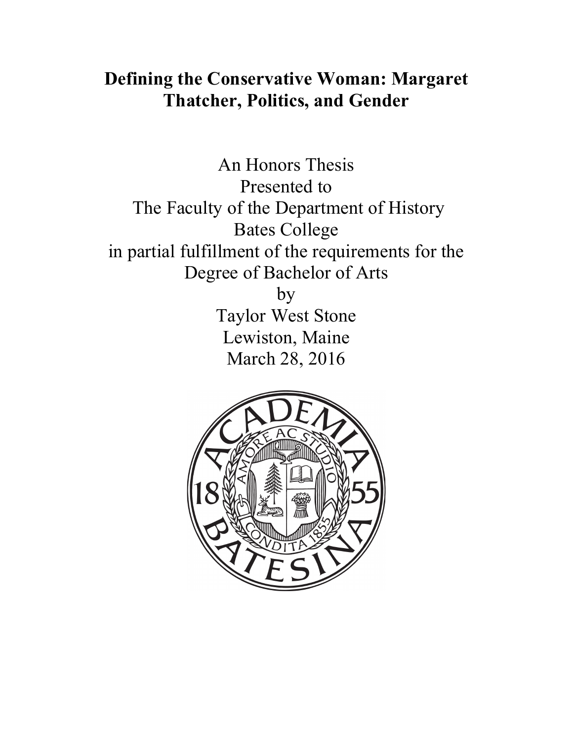# Defining the Conservative Woman: Margaret Thatcher, Politics, and Gender

An Honors Thesis
Presented to
The Faculty of the Department of History
Bates College
in partial fulfillment of the requirements for the
Degree of Bachelor of Arts
by
Taylor West Stone
Lewiston, Maine
March 28, 2016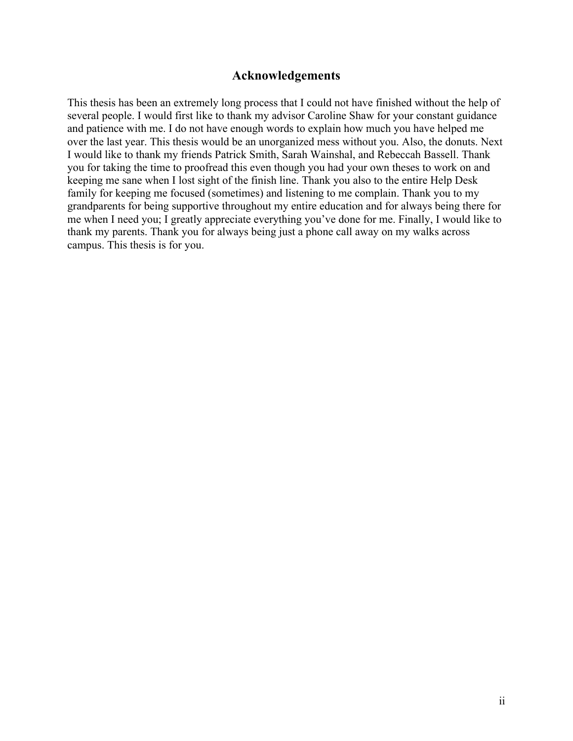## Acknowledgements

This thesis has been an extremely long process that I could not have finished without the help of several people. I would first like to thank my advisor Caroline Shaw for your constant guidance and patience with me. I do not have enough words to explain how much you have helped me over the last year. This thesis would be an unorganized mess without you. Also, the donuts. Next I would like to thank my friends Patrick Smith, Sarah Wainshal, and Rebeccah Bassell. Thank you for taking the time to proofread this even though you had your own theses to work on and keeping me sane when I lost sight of the finish line. Thank you also to the entire Help Desk family for keeping me focused (sometimes) and listening to me complain. Thank you to my grandparents for being supportive throughout my entire education and for always being there for me when I need you; I greatly appreciate everything you've done for me. Finally, I would like to thank my parents. Thank you for always being just a phone call away on my walks across campus. This thesis is for you.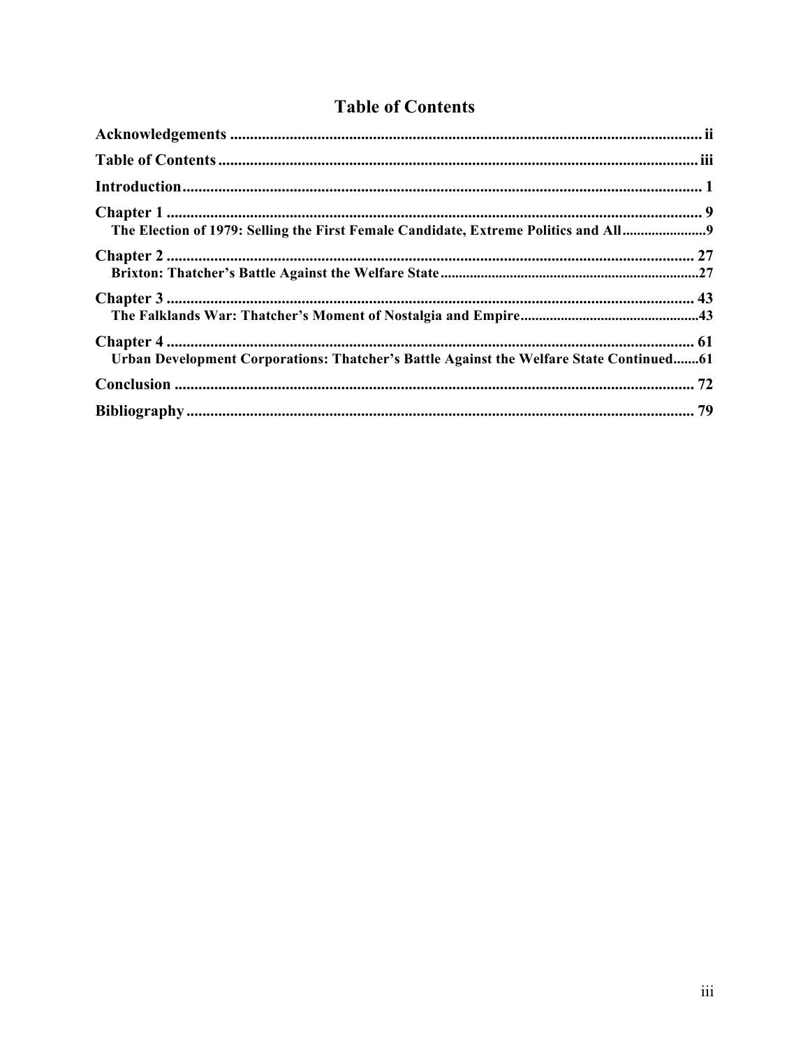# Table of Contents

**Acknowledgements** ..... ii

**Table of Contents** ..... iii

**Introduction** ..... 1

**Chapter 1** ..... 9

**The Election of 1979: Selling the First Female Candidate, Extreme Politics and All** ..... 9

**Chapter 2** ..... 27

**Brixton: Thatcher's Battle Against the Welfare State** ..... 27

**Chapter 3** ..... 43

**The Falklands War: Thatcher's Moment of Nostalgia and Empire** ..... 43

**Chapter 4** ..... 61

**Urban Development Corporations: Thatcher's Battle Against the Welfare State Continued** ..... 61

**Conclusion** ..... 72

**Bibliography** ..... 79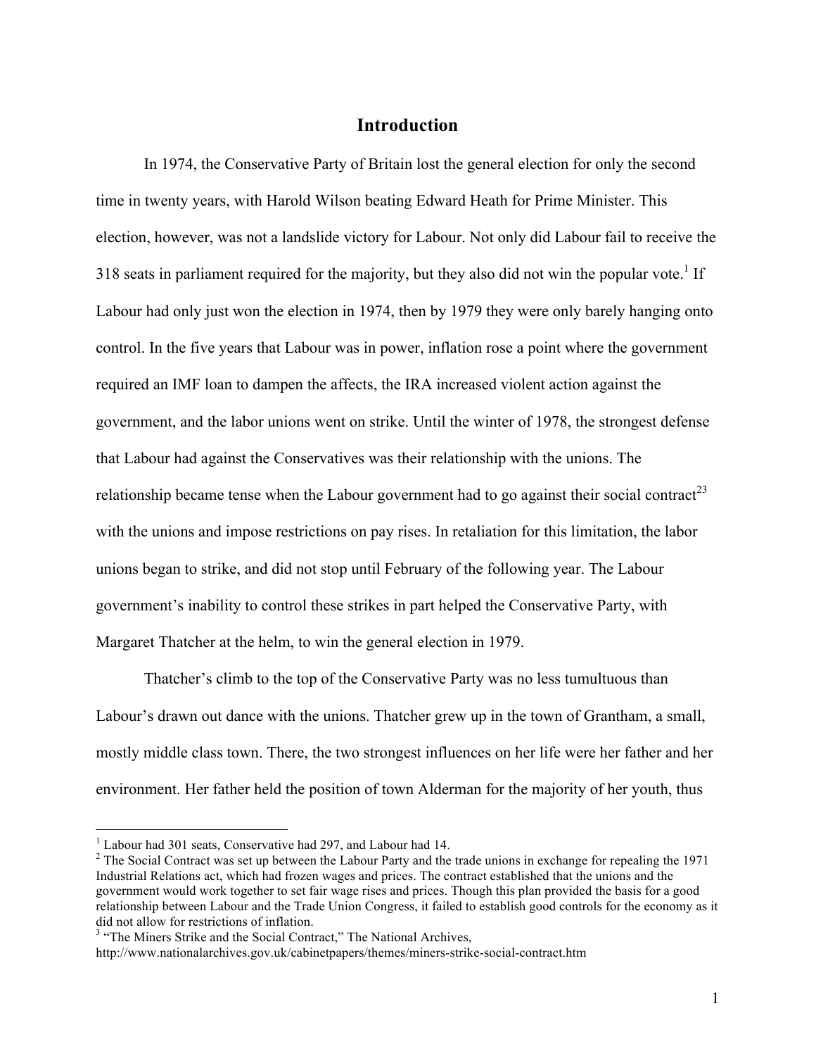# Introduction

In 1974, the Conservative Party of Britain lost the general election for only the second time in twenty years, with Harold Wilson beating Edward Heath for Prime Minister. This election, however, was not a landslide victory for Labour. Not only did Labour fail to receive the 318 seats in parliament required for the majority, but they also did not win the popular vote.[1] If Labour had only just won the election in 1974, then by 1979 they were only barely hanging onto control. In the five years that Labour was in power, inflation rose a point where the government required an IMF loan to dampen the affects, the IRA increased violent action against the government, and the labor unions went on strike. Until the winter of 1978, the strongest defense that Labour had against the Conservatives was their relationship with the unions. The relationship became tense when the Labour government had to go against their social contract[2][3] with the unions and impose restrictions on pay rises. In retaliation for this limitation, the labor unions began to strike, and did not stop until February of the following year. The Labour government's inability to control these strikes in part helped the Conservative Party, with Margaret Thatcher at the helm, to win the general election in 1979.

Thatcher's climb to the top of the Conservative Party was no less tumultuous than Labour's drawn out dance with the unions. Thatcher grew up in the town of Grantham, a small, mostly middle class town. There, the two strongest influences on her life were her father and her environment. Her father held the position of town Alderman for the majority of her youth, thus

---

[1] Labour had 301 seats, Conservative had 297, and Labour had 14.

[2] The Social Contract was set up between the Labour Party and the trade unions in exchange for repealing the 1971 Industrial Relations act, which had frozen wages and prices. The contract established that the unions and the government would work together to set fair wage rises and prices. Though this plan provided the basis for a good relationship between Labour and the Trade Union Congress, it failed to establish good controls for the economy as it did not allow for restrictions of inflation.

[3] "The Miners Strike and the Social Contract," The National Archives, http://www.nationalarchives.gov.uk/cabinetpapers/themes/miners-strike-social-contract.htm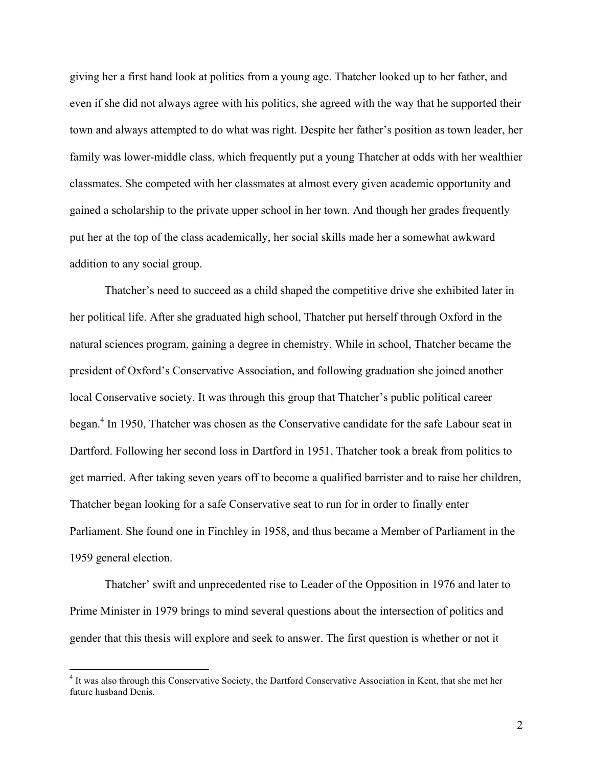giving her a first hand look at politics from a young age. Thatcher looked up to her father, and even if she did not always agree with his politics, she agreed with the way that he supported their town and always attempted to do what was right. Despite her father's position as town leader, her family was lower-middle class, which frequently put a young Thatcher at odds with her wealthier classmates. She competed with her classmates at almost every given academic opportunity and gained a scholarship to the private upper school in her town. And though her grades frequently put her at the top of the class academically, her social skills made her a somewhat awkward addition to any social group.

Thatcher's need to succeed as a child shaped the competitive drive she exhibited later in her political life. After she graduated high school, Thatcher put herself through Oxford in the natural sciences program, gaining a degree in chemistry. While in school, Thatcher became the president of Oxford's Conservative Association, and following graduation she joined another local Conservative society. It was through this group that Thatcher's public political career began.[4] In 1950, Thatcher was chosen as the Conservative candidate for the safe Labour seat in Dartford. Following her second loss in Dartford in 1951, Thatcher took a break from politics to get married. After taking seven years off to become a qualified barrister and to raise her children, Thatcher began looking for a safe Conservative seat to run for in order to finally enter Parliament. She found one in Finchley in 1958, and thus became a Member of Parliament in the 1959 general election.

Thatcher' swift and unprecedented rise to Leader of the Opposition in 1976 and later to Prime Minister in 1979 brings to mind several questions about the intersection of politics and gender that this thesis will explore and seek to answer. The first question is whether or not it

[4] It was also through this Conservative Society, the Dartford Conservative Association in Kent, that she met her future husband Denis.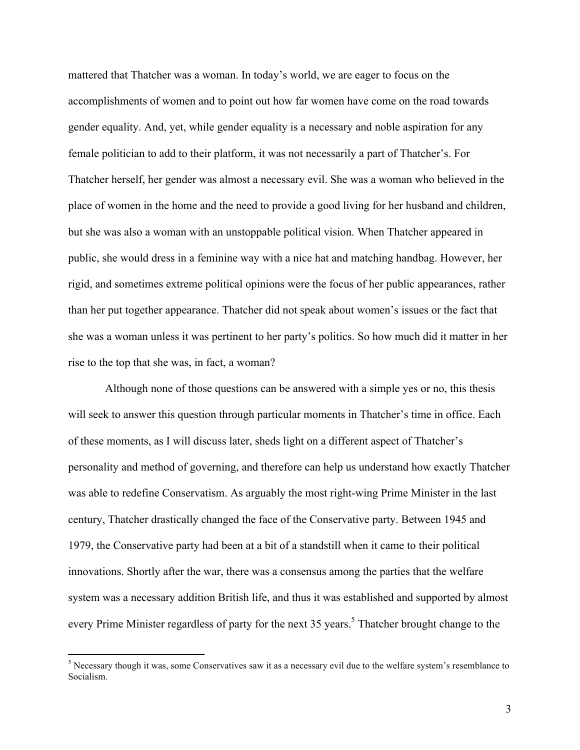mattered that Thatcher was a woman. In today's world, we are eager to focus on the accomplishments of women and to point out how far women have come on the road towards gender equality. And, yet, while gender equality is a necessary and noble aspiration for any female politician to add to their platform, it was not necessarily a part of Thatcher's. For Thatcher herself, her gender was almost a necessary evil. She was a woman who believed in the place of women in the home and the need to provide a good living for her husband and children, but she was also a woman with an unstoppable political vision. When Thatcher appeared in public, she would dress in a feminine way with a nice hat and matching handbag. However, her rigid, and sometimes extreme political opinions were the focus of her public appearances, rather than her put together appearance. Thatcher did not speak about women's issues or the fact that she was a woman unless it was pertinent to her party's politics. So how much did it matter in her rise to the top that she was, in fact, a woman?

Although none of those questions can be answered with a simple yes or no, this thesis will seek to answer this question through particular moments in Thatcher's time in office. Each of these moments, as I will discuss later, sheds light on a different aspect of Thatcher's personality and method of governing, and therefore can help us understand how exactly Thatcher was able to redefine Conservatism. As arguably the most right-wing Prime Minister in the last century, Thatcher drastically changed the face of the Conservative party. Between 1945 and 1979, the Conservative party had been at a bit of a standstill when it came to their political innovations. Shortly after the war, there was a consensus among the parties that the welfare system was a necessary addition British life, and thus it was established and supported by almost every Prime Minister regardless of party for the next 35 years.[5] Thatcher brought change to the

[5] Necessary though it was, some Conservatives saw it as a necessary evil due to the welfare system's resemblance to Socialism.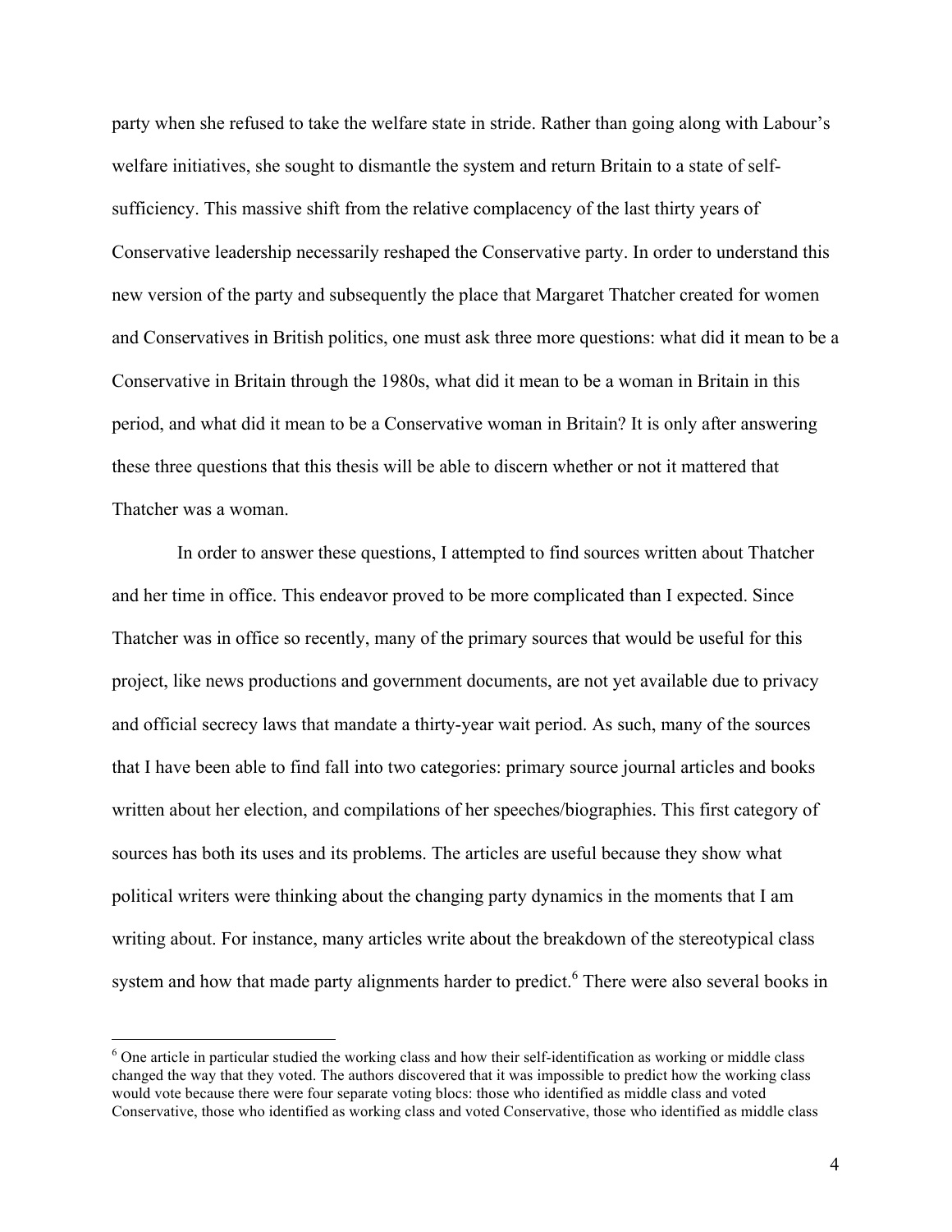party when she refused to take the welfare state in stride. Rather than going along with Labour's welfare initiatives, she sought to dismantle the system and return Britain to a state of self-sufficiency. This massive shift from the relative complacency of the last thirty years of Conservative leadership necessarily reshaped the Conservative party. In order to understand this new version of the party and subsequently the place that Margaret Thatcher created for women and Conservatives in British politics, one must ask three more questions: what did it mean to be a Conservative in Britain through the 1980s, what did it mean to be a woman in Britain in this period, and what did it mean to be a Conservative woman in Britain? It is only after answering these three questions that this thesis will be able to discern whether or not it mattered that Thatcher was a woman.

In order to answer these questions, I attempted to find sources written about Thatcher and her time in office. This endeavor proved to be more complicated than I expected. Since Thatcher was in office so recently, many of the primary sources that would be useful for this project, like news productions and government documents, are not yet available due to privacy and official secrecy laws that mandate a thirty-year wait period. As such, many of the sources that I have been able to find fall into two categories: primary source journal articles and books written about her election, and compilations of her speeches/biographies. This first category of sources has both its uses and its problems. The articles are useful because they show what political writers were thinking about the changing party dynamics in the moments that I am writing about. For instance, many articles write about the breakdown of the stereotypical class system and how that made party alignments harder to predict.[6] There were also several books in

[6] One article in particular studied the working class and how their self-identification as working or middle class changed the way that they voted. The authors discovered that it was impossible to predict how the working class would vote because there were four separate voting blocs: those who identified as middle class and voted Conservative, those who identified as working class and voted Conservative, those who identified as middle class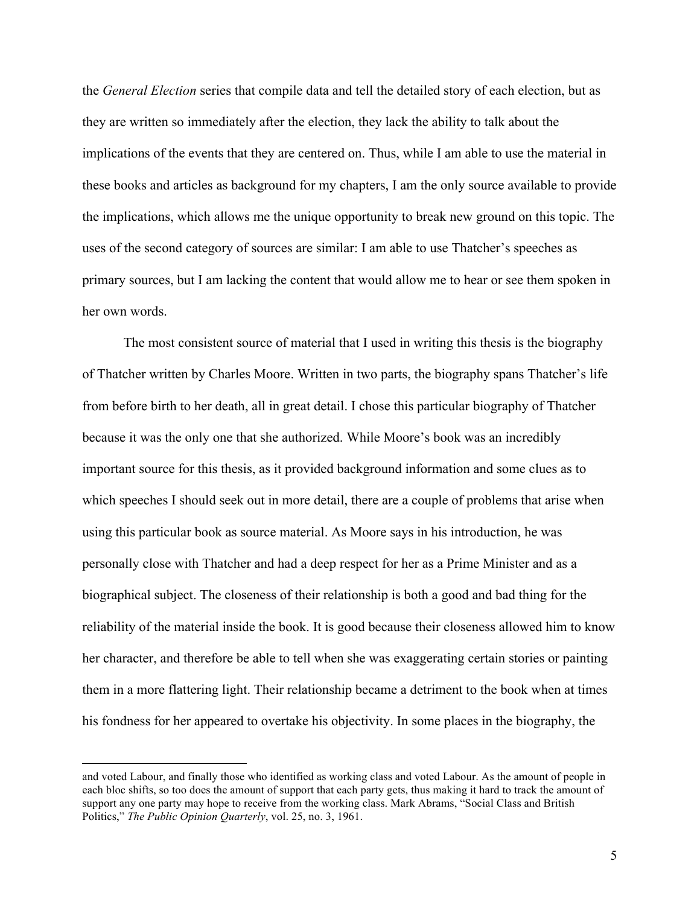the *General Election* series that compile data and tell the detailed story of each election, but as they are written so immediately after the election, they lack the ability to talk about the implications of the events that they are centered on. Thus, while I am able to use the material in these books and articles as background for my chapters, I am the only source available to provide the implications, which allows me the unique opportunity to break new ground on this topic. The uses of the second category of sources are similar: I am able to use Thatcher's speeches as primary sources, but I am lacking the content that would allow me to hear or see them spoken in her own words.

The most consistent source of material that I used in writing this thesis is the biography of Thatcher written by Charles Moore. Written in two parts, the biography spans Thatcher's life from before birth to her death, all in great detail. I chose this particular biography of Thatcher because it was the only one that she authorized. While Moore's book was an incredibly important source for this thesis, as it provided background information and some clues as to which speeches I should seek out in more detail, there are a couple of problems that arise when using this particular book as source material. As Moore says in his introduction, he was personally close with Thatcher and had a deep respect for her as a Prime Minister and as a biographical subject. The closeness of their relationship is both a good and bad thing for the reliability of the material inside the book. It is good because their closeness allowed him to know her character, and therefore be able to tell when she was exaggerating certain stories or painting them in a more flattering light. Their relationship became a detriment to the book when at times his fondness for her appeared to overtake his objectivity. In some places in the biography, the

---

and voted Labour, and finally those who identified as working class and voted Labour. As the amount of people in each bloc shifts, so too does the amount of support that each party gets, thus making it hard to track the amount of support any one party may hope to receive from the working class. Mark Abrams, "Social Class and British Politics," *The Public Opinion Quarterly*, vol. 25, no. 3, 1961.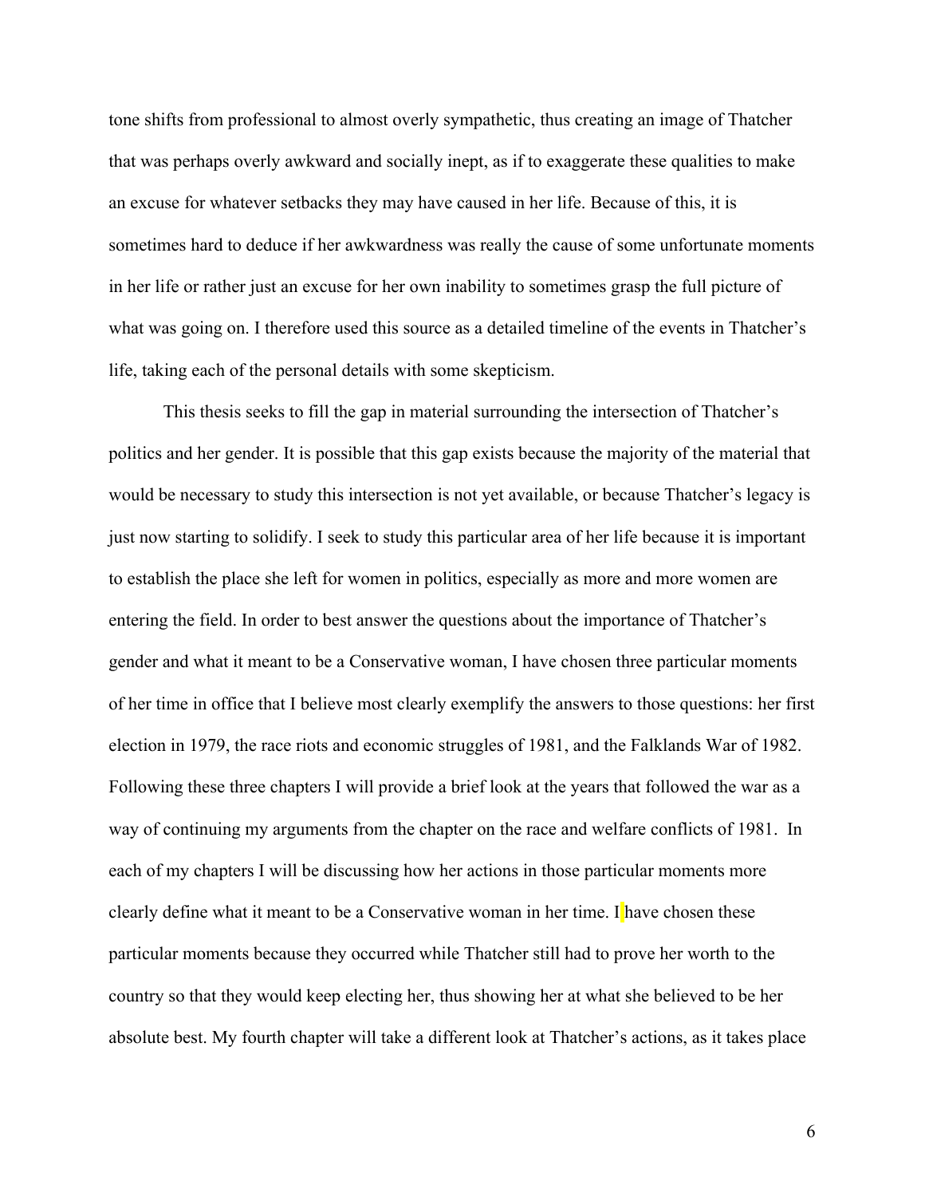tone shifts from professional to almost overly sympathetic, thus creating an image of Thatcher that was perhaps overly awkward and socially inept, as if to exaggerate these qualities to make an excuse for whatever setbacks they may have caused in her life. Because of this, it is sometimes hard to deduce if her awkwardness was really the cause of some unfortunate moments in her life or rather just an excuse for her own inability to sometimes grasp the full picture of what was going on. I therefore used this source as a detailed timeline of the events in Thatcher's life, taking each of the personal details with some skepticism.

This thesis seeks to fill the gap in material surrounding the intersection of Thatcher's politics and her gender. It is possible that this gap exists because the majority of the material that would be necessary to study this intersection is not yet available, or because Thatcher's legacy is just now starting to solidify. I seek to study this particular area of her life because it is important to establish the place she left for women in politics, especially as more and more women are entering the field. In order to best answer the questions about the importance of Thatcher's gender and what it meant to be a Conservative woman, I have chosen three particular moments of her time in office that I believe most clearly exemplify the answers to those questions: her first election in 1979, the race riots and economic struggles of 1981, and the Falklands War of 1982. Following these three chapters I will provide a brief look at the years that followed the war as a way of continuing my arguments from the chapter on the race and welfare conflicts of 1981. In each of my chapters I will be discussing how her actions in those particular moments more clearly define what it meant to be a Conservative woman in her time. I have chosen these particular moments because they occurred while Thatcher still had to prove her worth to the country so that they would keep electing her, thus showing her at what she believed to be her absolute best. My fourth chapter will take a different look at Thatcher's actions, as it takes place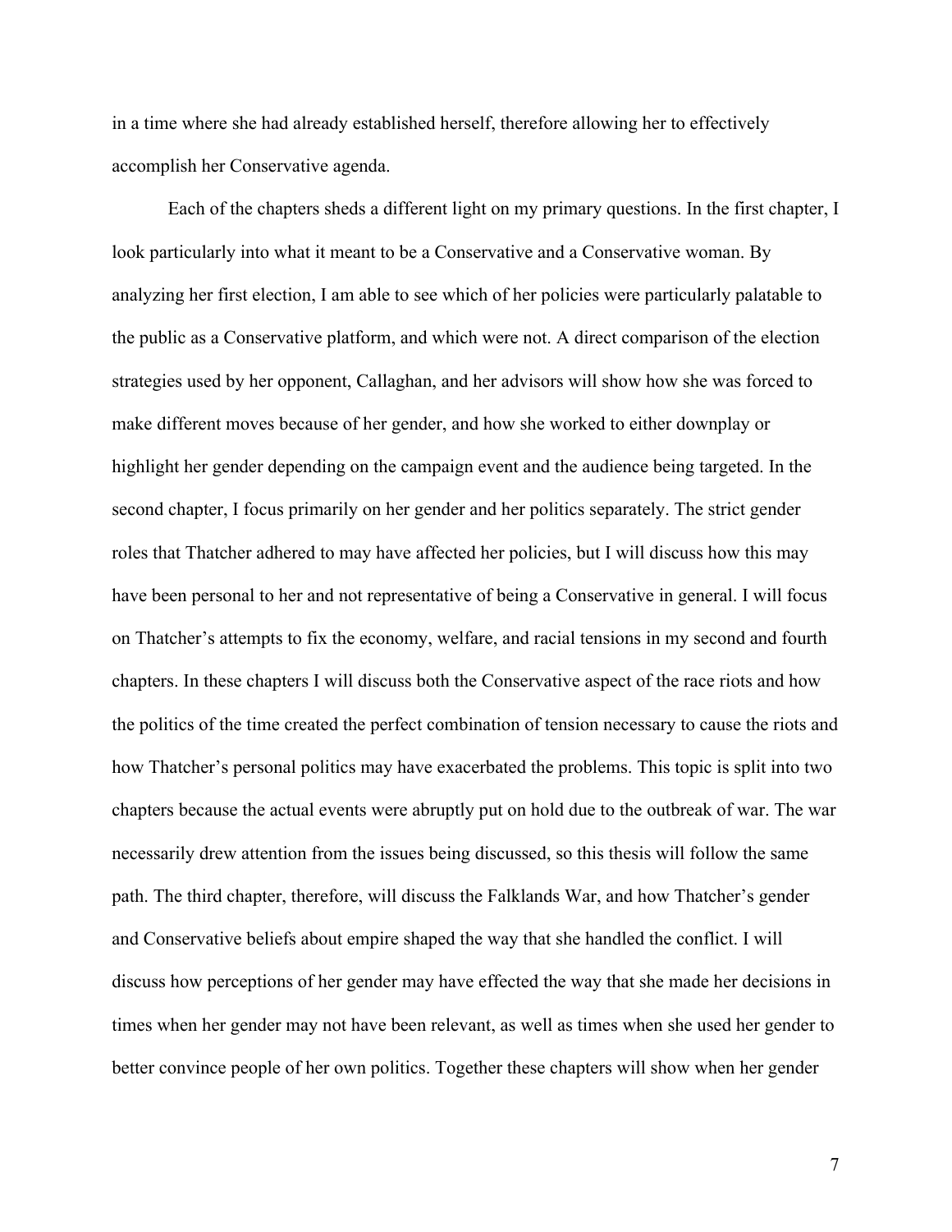in a time where she had already established herself, therefore allowing her to effectively accomplish her Conservative agenda.

Each of the chapters sheds a different light on my primary questions. In the first chapter, I look particularly into what it meant to be a Conservative and a Conservative woman. By analyzing her first election, I am able to see which of her policies were particularly palatable to the public as a Conservative platform, and which were not. A direct comparison of the election strategies used by her opponent, Callaghan, and her advisors will show how she was forced to make different moves because of her gender, and how she worked to either downplay or highlight her gender depending on the campaign event and the audience being targeted. In the second chapter, I focus primarily on her gender and her politics separately. The strict gender roles that Thatcher adhered to may have affected her policies, but I will discuss how this may have been personal to her and not representative of being a Conservative in general. I will focus on Thatcher's attempts to fix the economy, welfare, and racial tensions in my second and fourth chapters. In these chapters I will discuss both the Conservative aspect of the race riots and how the politics of the time created the perfect combination of tension necessary to cause the riots and how Thatcher's personal politics may have exacerbated the problems. This topic is split into two chapters because the actual events were abruptly put on hold due to the outbreak of war. The war necessarily drew attention from the issues being discussed, so this thesis will follow the same path. The third chapter, therefore, will discuss the Falklands War, and how Thatcher's gender and Conservative beliefs about empire shaped the way that she handled the conflict. I will discuss how perceptions of her gender may have effected the way that she made her decisions in times when her gender may not have been relevant, as well as times when she used her gender to better convince people of her own politics. Together these chapters will show when her gender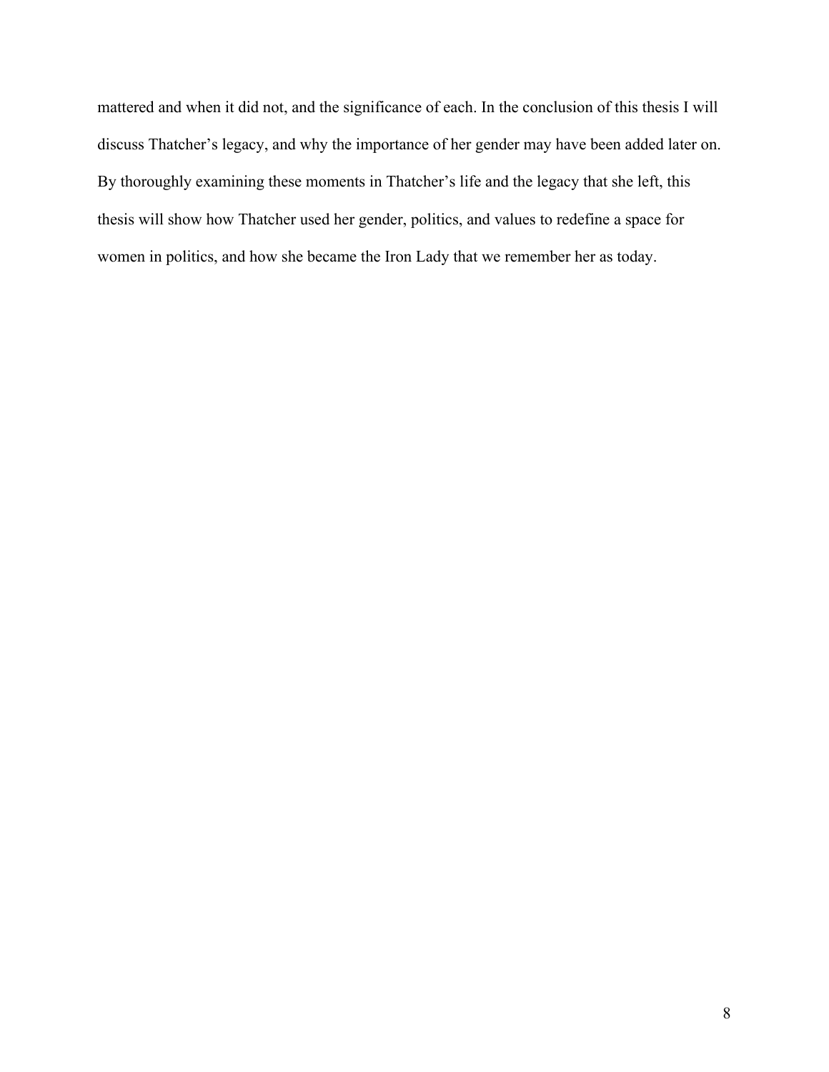mattered and when it did not, and the significance of each. In the conclusion of this thesis I will discuss Thatcher's legacy, and why the importance of her gender may have been added later on. By thoroughly examining these moments in Thatcher's life and the legacy that she left, this thesis will show how Thatcher used her gender, politics, and values to redefine a space for women in politics, and how she became the Iron Lady that we remember her as today.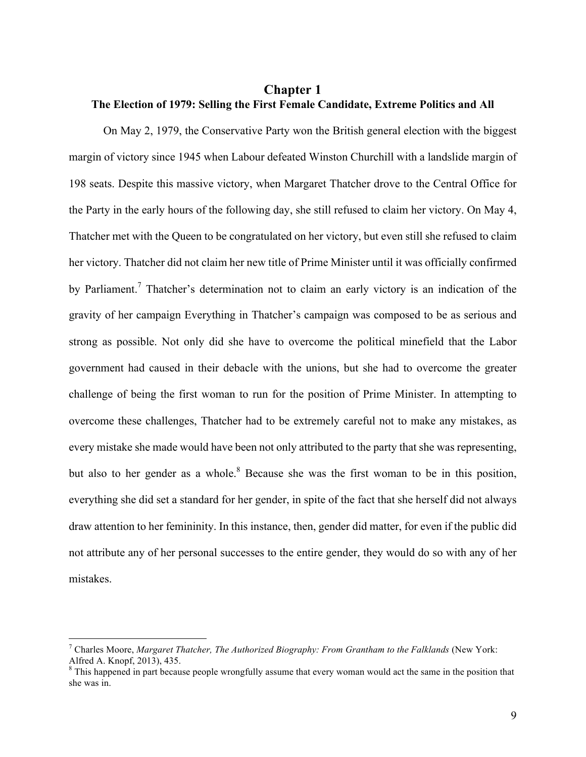# Chapter 1

## The Election of 1979: Selling the First Female Candidate, Extreme Politics and All

On May 2, 1979, the Conservative Party won the British general election with the biggest margin of victory since 1945 when Labour defeated Winston Churchill with a landslide margin of 198 seats. Despite this massive victory, when Margaret Thatcher drove to the Central Office for the Party in the early hours of the following day, she still refused to claim her victory. On May 4, Thatcher met with the Queen to be congratulated on her victory, but even still she refused to claim her victory. Thatcher did not claim her new title of Prime Minister until it was officially confirmed by Parliament.[7] Thatcher's determination not to claim an early victory is an indication of the gravity of her campaign Everything in Thatcher's campaign was composed to be as serious and strong as possible. Not only did she have to overcome the political minefield that the Labor government had caused in their debacle with the unions, but she had to overcome the greater challenge of being the first woman to run for the position of Prime Minister. In attempting to overcome these challenges, Thatcher had to be extremely careful not to make any mistakes, as every mistake she made would have been not only attributed to the party that she was representing, but also to her gender as a whole.[8] Because she was the first woman to be in this position, everything she did set a standard for her gender, in spite of the fact that she herself did not always draw attention to her femininity. In this instance, then, gender did matter, for even if the public did not attribute any of her personal successes to the entire gender, they would do so with any of her mistakes.

---

[7] Charles Moore, *Margaret Thatcher, The Authorized Biography: From Grantham to the Falklands* (New York: Alfred A. Knopf, 2013), 435.

[8] This happened in part because people wrongfully assume that every woman would act the same in the position that she was in.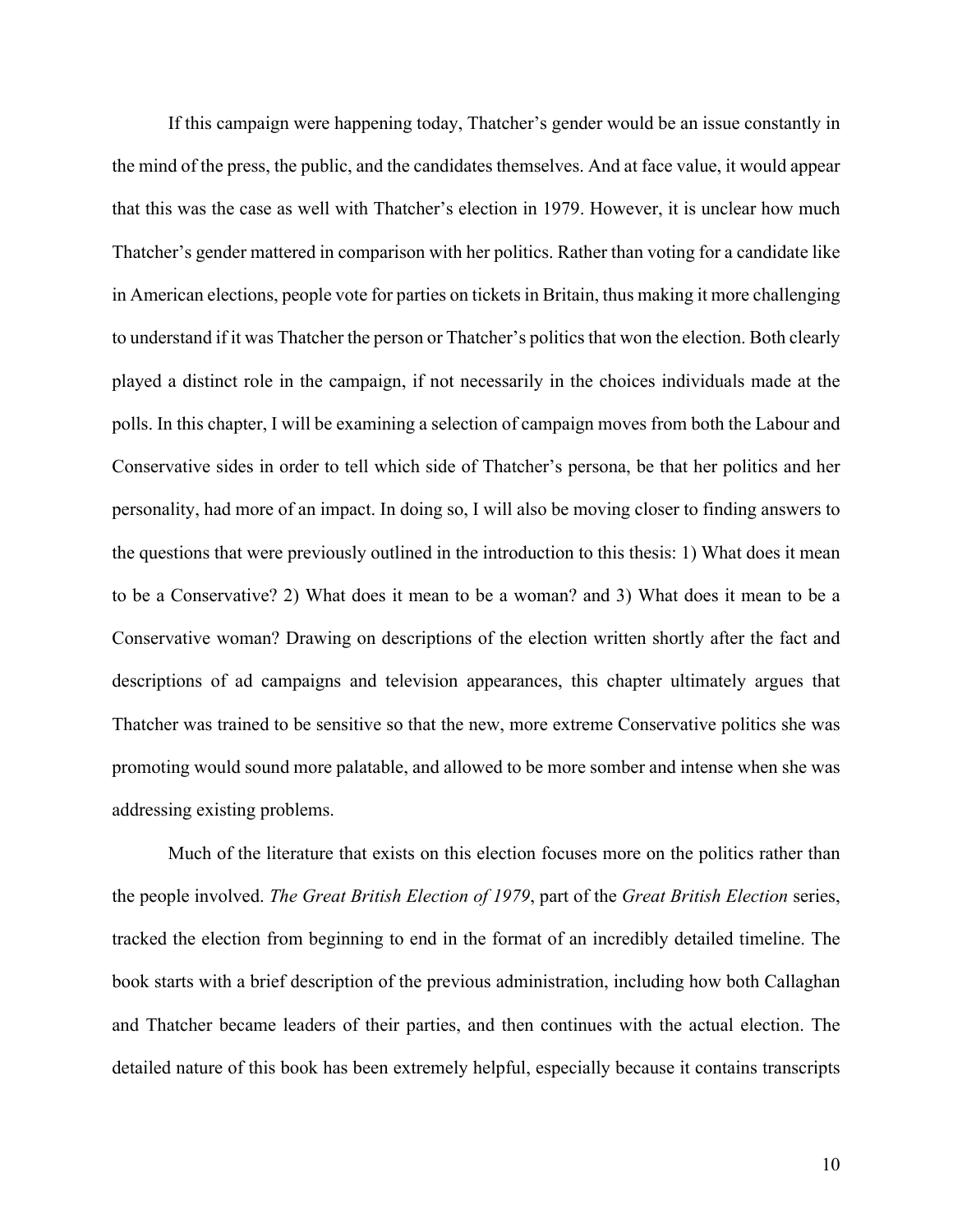If this campaign were happening today, Thatcher's gender would be an issue constantly in the mind of the press, the public, and the candidates themselves. And at face value, it would appear that this was the case as well with Thatcher's election in 1979. However, it is unclear how much Thatcher's gender mattered in comparison with her politics. Rather than voting for a candidate like in American elections, people vote for parties on tickets in Britain, thus making it more challenging to understand if it was Thatcher the person or Thatcher's politics that won the election. Both clearly played a distinct role in the campaign, if not necessarily in the choices individuals made at the polls. In this chapter, I will be examining a selection of campaign moves from both the Labour and Conservative sides in order to tell which side of Thatcher's persona, be that her politics and her personality, had more of an impact. In doing so, I will also be moving closer to finding answers to the questions that were previously outlined in the introduction to this thesis: 1) What does it mean to be a Conservative? 2) What does it mean to be a woman? and 3) What does it mean to be a Conservative woman? Drawing on descriptions of the election written shortly after the fact and descriptions of ad campaigns and television appearances, this chapter ultimately argues that Thatcher was trained to be sensitive so that the new, more extreme Conservative politics she was promoting would sound more palatable, and allowed to be more somber and intense when she was addressing existing problems.

Much of the literature that exists on this election focuses more on the politics rather than the people involved. *The Great British Election of 1979*, part of the *Great British Election* series, tracked the election from beginning to end in the format of an incredibly detailed timeline. The book starts with a brief description of the previous administration, including how both Callaghan and Thatcher became leaders of their parties, and then continues with the actual election. The detailed nature of this book has been extremely helpful, especially because it contains transcripts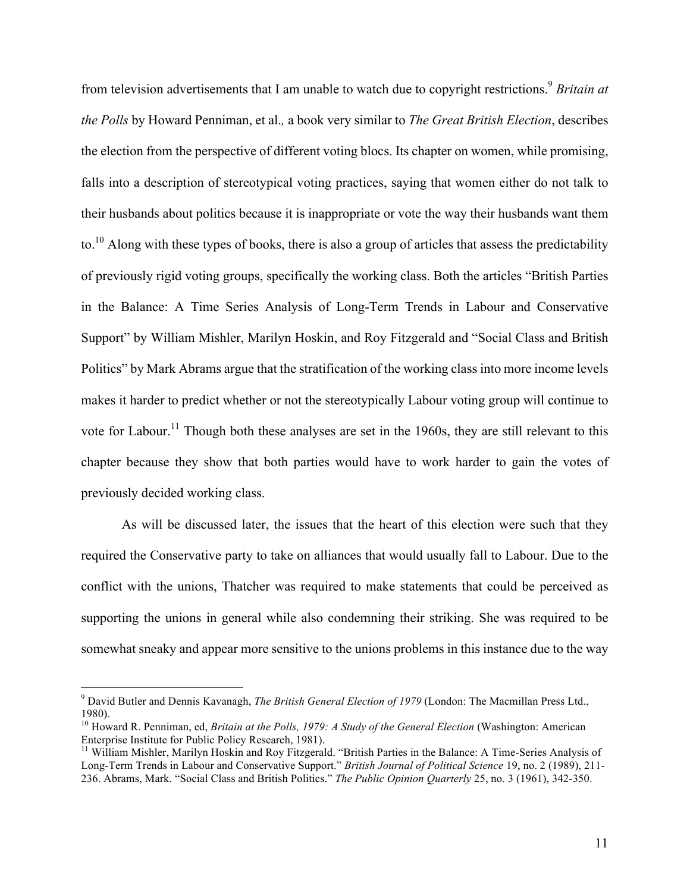from television advertisements that I am unable to watch due to copyright restrictions.[9] *Britain at the Polls* by Howard Penniman, et al.*,* a book very similar to *The Great British Election*, describes the election from the perspective of different voting blocs. Its chapter on women, while promising, falls into a description of stereotypical voting practices, saying that women either do not talk to their husbands about politics because it is inappropriate or vote the way their husbands want them to.[10] Along with these types of books, there is also a group of articles that assess the predictability of previously rigid voting groups, specifically the working class. Both the articles "British Parties in the Balance: A Time Series Analysis of Long-Term Trends in Labour and Conservative Support" by William Mishler, Marilyn Hoskin, and Roy Fitzgerald and "Social Class and British Politics" by Mark Abrams argue that the stratification of the working class into more income levels makes it harder to predict whether or not the stereotypically Labour voting group will continue to vote for Labour.[11] Though both these analyses are set in the 1960s, they are still relevant to this chapter because they show that both parties would have to work harder to gain the votes of previously decided working class.

As will be discussed later, the issues that the heart of this election were such that they required the Conservative party to take on alliances that would usually fall to Labour. Due to the conflict with the unions, Thatcher was required to make statements that could be perceived as supporting the unions in general while also condemning their striking. She was required to be somewhat sneaky and appear more sensitive to the unions problems in this instance due to the way

---

[9] David Butler and Dennis Kavanagh, *The British General Election of 1979* (London: The Macmillan Press Ltd., 1980).

[10] Howard R. Penniman, ed, *Britain at the Polls, 1979: A Study of the General Election* (Washington: American Enterprise Institute for Public Policy Research, 1981).

[11] William Mishler, Marilyn Hoskin and Roy Fitzgerald. "British Parties in the Balance: A Time-Series Analysis of Long-Term Trends in Labour and Conservative Support." *British Journal of Political Science* 19, no. 2 (1989), 211-236. Abrams, Mark. "Social Class and British Politics." *The Public Opinion Quarterly* 25, no. 3 (1961), 342-350.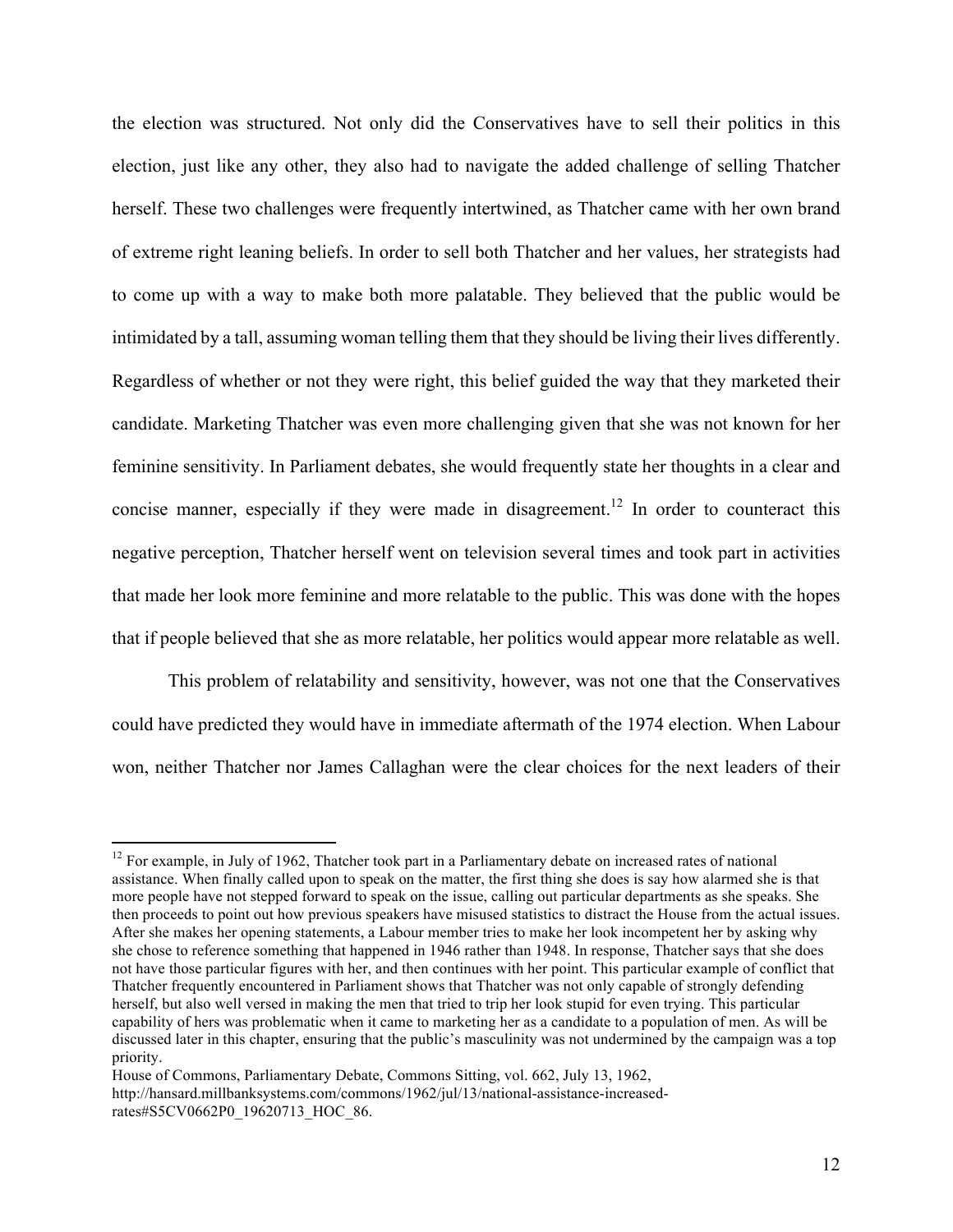the election was structured. Not only did the Conservatives have to sell their politics in this election, just like any other, they also had to navigate the added challenge of selling Thatcher herself. These two challenges were frequently intertwined, as Thatcher came with her own brand of extreme right leaning beliefs. In order to sell both Thatcher and her values, her strategists had to come up with a way to make both more palatable. They believed that the public would be intimidated by a tall, assuming woman telling them that they should be living their lives differently. Regardless of whether or not they were right, this belief guided the way that they marketed their candidate. Marketing Thatcher was even more challenging given that she was not known for her feminine sensitivity. In Parliament debates, she would frequently state her thoughts in a clear and concise manner, especially if they were made in disagreement.[12] In order to counteract this negative perception, Thatcher herself went on television several times and took part in activities that made her look more feminine and more relatable to the public. This was done with the hopes that if people believed that she as more relatable, her politics would appear more relatable as well.

This problem of relatability and sensitivity, however, was not one that the Conservatives could have predicted they would have in immediate aftermath of the 1974 election. When Labour won, neither Thatcher nor James Callaghan were the clear choices for the next leaders of their

---

[12] For example, in July of 1962, Thatcher took part in a Parliamentary debate on increased rates of national assistance. When finally called upon to speak on the matter, the first thing she does is say how alarmed she is that more people have not stepped forward to speak on the issue, calling out particular departments as she speaks. She then proceeds to point out how previous speakers have misused statistics to distract the House from the actual issues. After she makes her opening statements, a Labour member tries to make her look incompetent her by asking why she chose to reference something that happened in 1946 rather than 1948. In response, Thatcher says that she does not have those particular figures with her, and then continues with her point. This particular example of conflict that Thatcher frequently encountered in Parliament shows that Thatcher was not only capable of strongly defending herself, but also well versed in making the men that tried to trip her look stupid for even trying. This particular capability of hers was problematic when it came to marketing her as a candidate to a population of men. As will be discussed later in this chapter, ensuring that the public's masculinity was not undermined by the campaign was a top priority.

House of Commons, Parliamentary Debate, Commons Sitting, vol. 662, July 13, 1962, http://hansard.millbanksystems.com/commons/1962/jul/13/national-assistance-increased-rates#S5CV0662P0_19620713_HOC_86.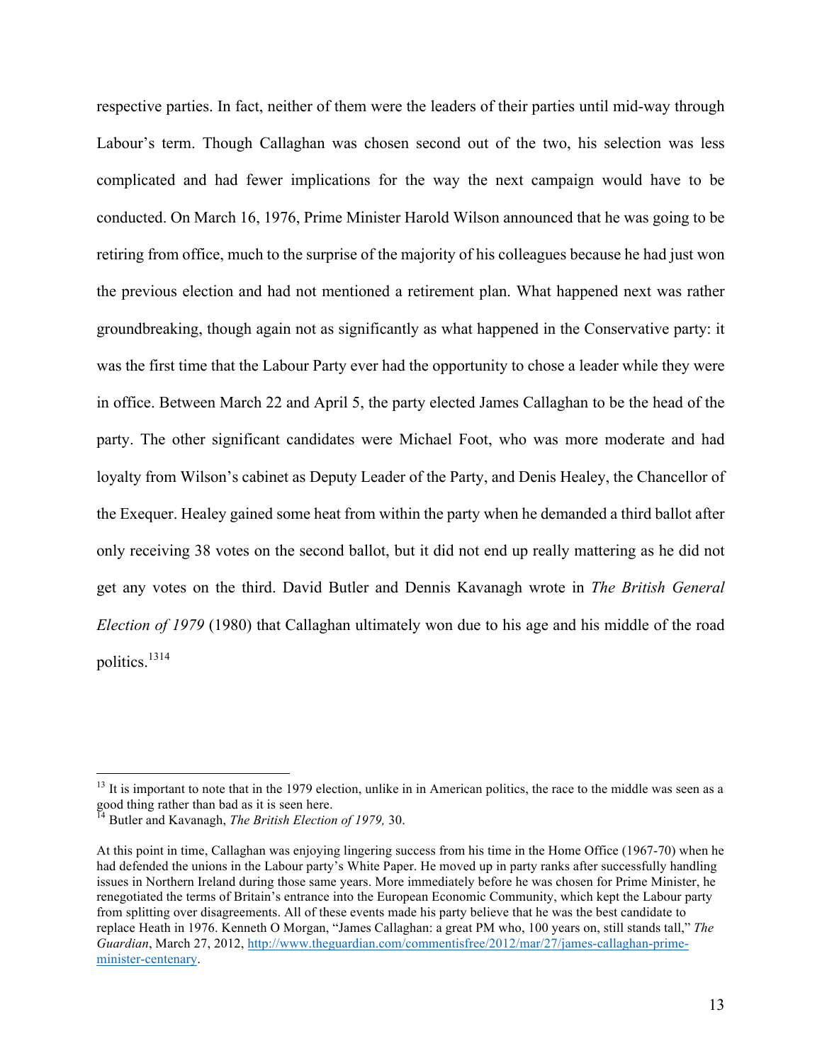respective parties. In fact, neither of them were the leaders of their parties until mid-way through Labour's term. Though Callaghan was chosen second out of the two, his selection was less complicated and had fewer implications for the way the next campaign would have to be conducted. On March 16, 1976, Prime Minister Harold Wilson announced that he was going to be retiring from office, much to the surprise of the majority of his colleagues because he had just won the previous election and had not mentioned a retirement plan. What happened next was rather groundbreaking, though again not as significantly as what happened in the Conservative party: it was the first time that the Labour Party ever had the opportunity to chose a leader while they were in office. Between March 22 and April 5, the party elected James Callaghan to be the head of the party. The other significant candidates were Michael Foot, who was more moderate and had loyalty from Wilson's cabinet as Deputy Leader of the Party, and Denis Healey, the Chancellor of the Exequer. Healey gained some heat from within the party when he demanded a third ballot after only receiving 38 votes on the second ballot, but it did not end up really mattering as he did not get any votes on the third. David Butler and Dennis Kavanagh wrote in *The British General Election of 1979* (1980) that Callaghan ultimately won due to his age and his middle of the road politics.[13][14]

---

[13] It is important to note that in the 1979 election, unlike in in American politics, the race to the middle was seen as a good thing rather than bad as it is seen here.

[14] Butler and Kavanagh, *The British Election of 1979,* 30.

At this point in time, Callaghan was enjoying lingering success from his time in the Home Office (1967-70) when he had defended the unions in the Labour party's White Paper. He moved up in party ranks after successfully handling issues in Northern Ireland during those same years. More immediately before he was chosen for Prime Minister, he renegotiated the terms of Britain's entrance into the European Economic Community, which kept the Labour party from splitting over disagreements. All of these events made his party believe that he was the best candidate to replace Heath in 1976. Kenneth O Morgan, "James Callaghan: a great PM who, 100 years on, still stands tall," *The Guardian*, March 27, 2012, [http://www.theguardian.com/commentisfree/2012/mar/27/james-callaghan-prime-minister-centenary](http://www.theguardian.com/commentisfree/2012/mar/27/james-callaghan-prime-minister-centenary).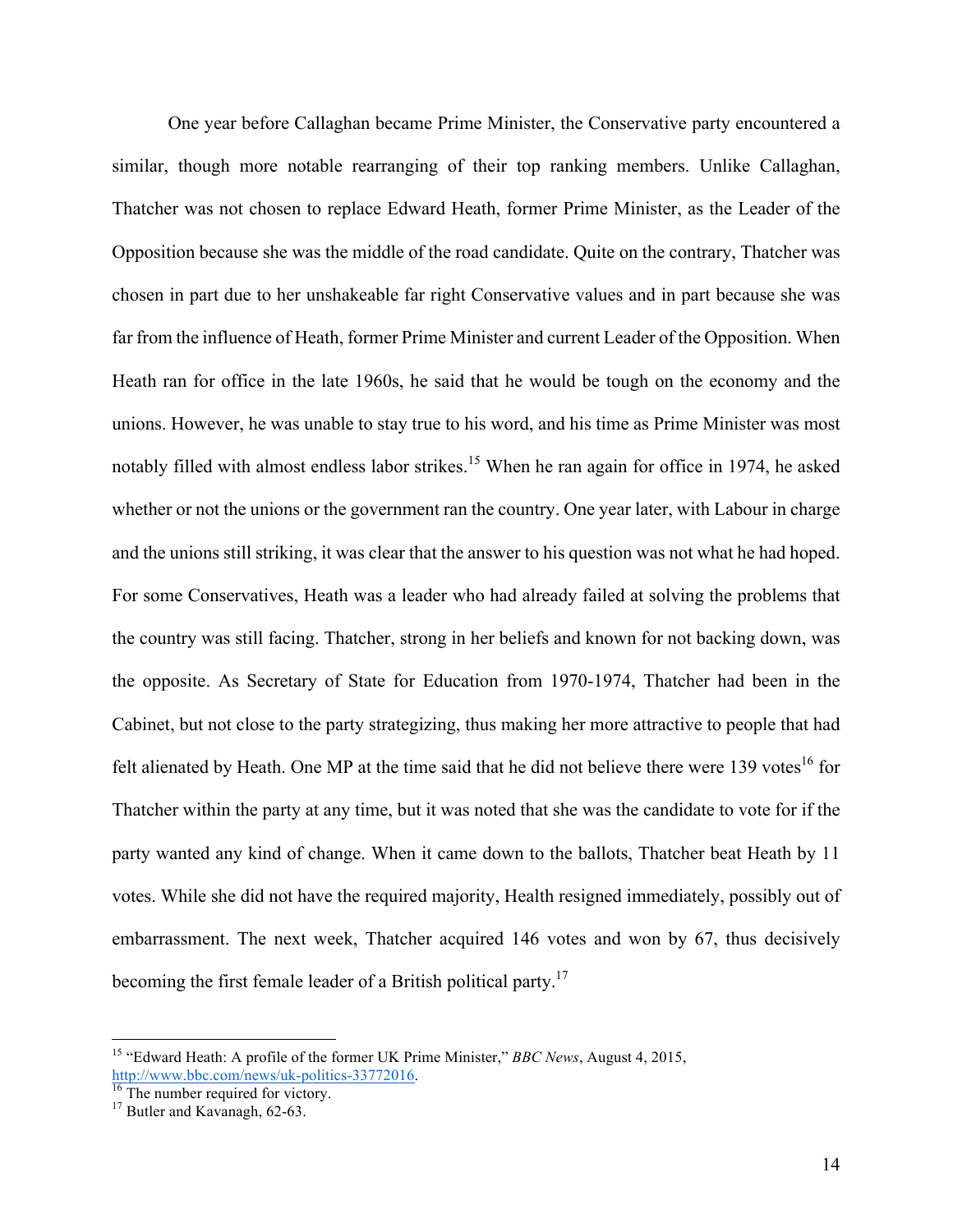One year before Callaghan became Prime Minister, the Conservative party encountered a similar, though more notable rearranging of their top ranking members. Unlike Callaghan, Thatcher was not chosen to replace Edward Heath, former Prime Minister, as the Leader of the Opposition because she was the middle of the road candidate. Quite on the contrary, Thatcher was chosen in part due to her unshakeable far right Conservative values and in part because she was far from the influence of Heath, former Prime Minister and current Leader of the Opposition. When Heath ran for office in the late 1960s, he said that he would be tough on the economy and the unions. However, he was unable to stay true to his word, and his time as Prime Minister was most notably filled with almost endless labor strikes.[15] When he ran again for office in 1974, he asked whether or not the unions or the government ran the country. One year later, with Labour in charge and the unions still striking, it was clear that the answer to his question was not what he had hoped. For some Conservatives, Heath was a leader who had already failed at solving the problems that the country was still facing. Thatcher, strong in her beliefs and known for not backing down, was the opposite. As Secretary of State for Education from 1970-1974, Thatcher had been in the Cabinet, but not close to the party strategizing, thus making her more attractive to people that had felt alienated by Heath. One MP at the time said that he did not believe there were 139 votes[16] for Thatcher within the party at any time, but it was noted that she was the candidate to vote for if the party wanted any kind of change. When it came down to the ballots, Thatcher beat Heath by 11 votes. While she did not have the required majority, Health resigned immediately, possibly out of embarrassment. The next week, Thatcher acquired 146 votes and won by 67, thus decisively becoming the first female leader of a British political party.[17]

---

[15] "Edward Heath: A profile of the former UK Prime Minister," *BBC News*, August 4, 2015, http://www.bbc.com/news/uk-politics-33772016.

[16] The number required for victory.

[17] Butler and Kavanagh, 62-63.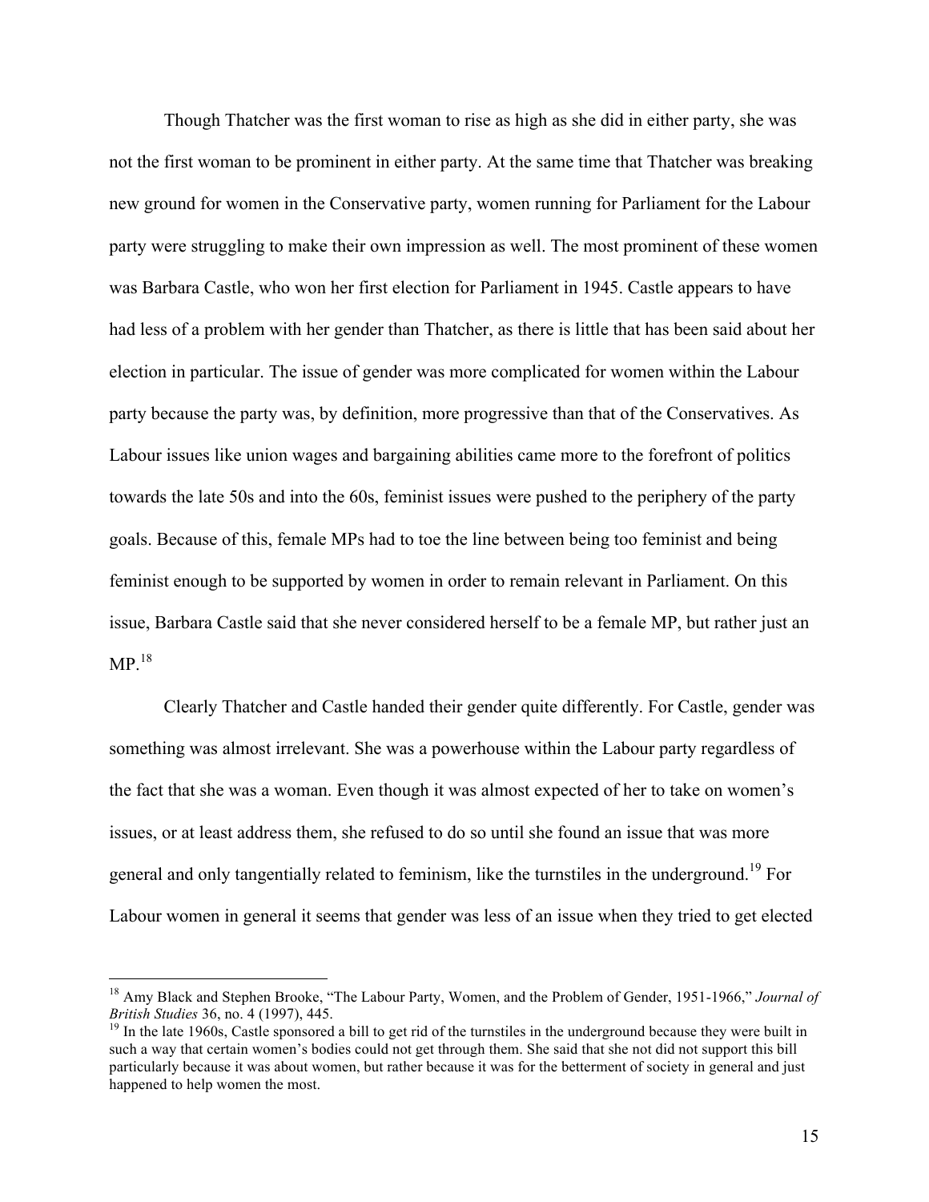Though Thatcher was the first woman to rise as high as she did in either party, she was not the first woman to be prominent in either party. At the same time that Thatcher was breaking new ground for women in the Conservative party, women running for Parliament for the Labour party were struggling to make their own impression as well. The most prominent of these women was Barbara Castle, who won her first election for Parliament in 1945. Castle appears to have had less of a problem with her gender than Thatcher, as there is little that has been said about her election in particular. The issue of gender was more complicated for women within the Labour party because the party was, by definition, more progressive than that of the Conservatives. As Labour issues like union wages and bargaining abilities came more to the forefront of politics towards the late 50s and into the 60s, feminist issues were pushed to the periphery of the party goals. Because of this, female MPs had to toe the line between being too feminist and being feminist enough to be supported by women in order to remain relevant in Parliament. On this issue, Barbara Castle said that she never considered herself to be a female MP, but rather just an MP.[18]

Clearly Thatcher and Castle handed their gender quite differently. For Castle, gender was something was almost irrelevant. She was a powerhouse within the Labour party regardless of the fact that she was a woman. Even though it was almost expected of her to take on women's issues, or at least address them, she refused to do so until she found an issue that was more general and only tangentially related to feminism, like the turnstiles in the underground.[19] For Labour women in general it seems that gender was less of an issue when they tried to get elected

---

[18] Amy Black and Stephen Brooke, "The Labour Party, Women, and the Problem of Gender, 1951-1966," *Journal of British Studies* 36, no. 4 (1997), 445.

[19] In the late 1960s, Castle sponsored a bill to get rid of the turnstiles in the underground because they were built in such a way that certain women's bodies could not get through them. She said that she not did not support this bill particularly because it was about women, but rather because it was for the betterment of society in general and just happened to help women the most.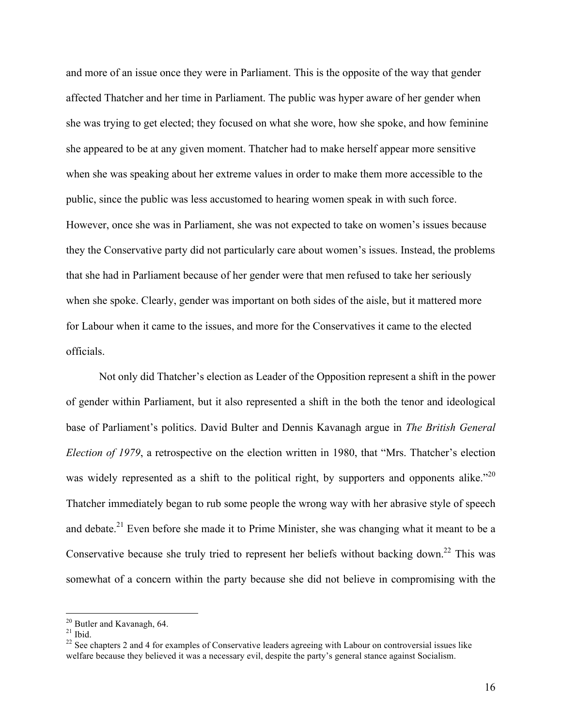and more of an issue once they were in Parliament. This is the opposite of the way that gender affected Thatcher and her time in Parliament. The public was hyper aware of her gender when she was trying to get elected; they focused on what she wore, how she spoke, and how feminine she appeared to be at any given moment. Thatcher had to make herself appear more sensitive when she was speaking about her extreme values in order to make them more accessible to the public, since the public was less accustomed to hearing women speak in with such force. However, once she was in Parliament, she was not expected to take on women's issues because they the Conservative party did not particularly care about women's issues. Instead, the problems that she had in Parliament because of her gender were that men refused to take her seriously when she spoke. Clearly, gender was important on both sides of the aisle, but it mattered more for Labour when it came to the issues, and more for the Conservatives it came to the elected officials.

Not only did Thatcher's election as Leader of the Opposition represent a shift in the power of gender within Parliament, but it also represented a shift in the both the tenor and ideological base of Parliament's politics. David Bulter and Dennis Kavanagh argue in *The British General Election of 1979*, a retrospective on the election written in 1980, that "Mrs. Thatcher's election was widely represented as a shift to the political right, by supporters and opponents alike."[20] Thatcher immediately began to rub some people the wrong way with her abrasive style of speech and debate.[21] Even before she made it to Prime Minister, she was changing what it meant to be a Conservative because she truly tried to represent her beliefs without backing down.[22] This was somewhat of a concern within the party because she did not believe in compromising with the

[20] Butler and Kavanagh, 64.

[21] Ibid.

[22] See chapters 2 and 4 for examples of Conservative leaders agreeing with Labour on controversial issues like welfare because they believed it was a necessary evil, despite the party's general stance against Socialism.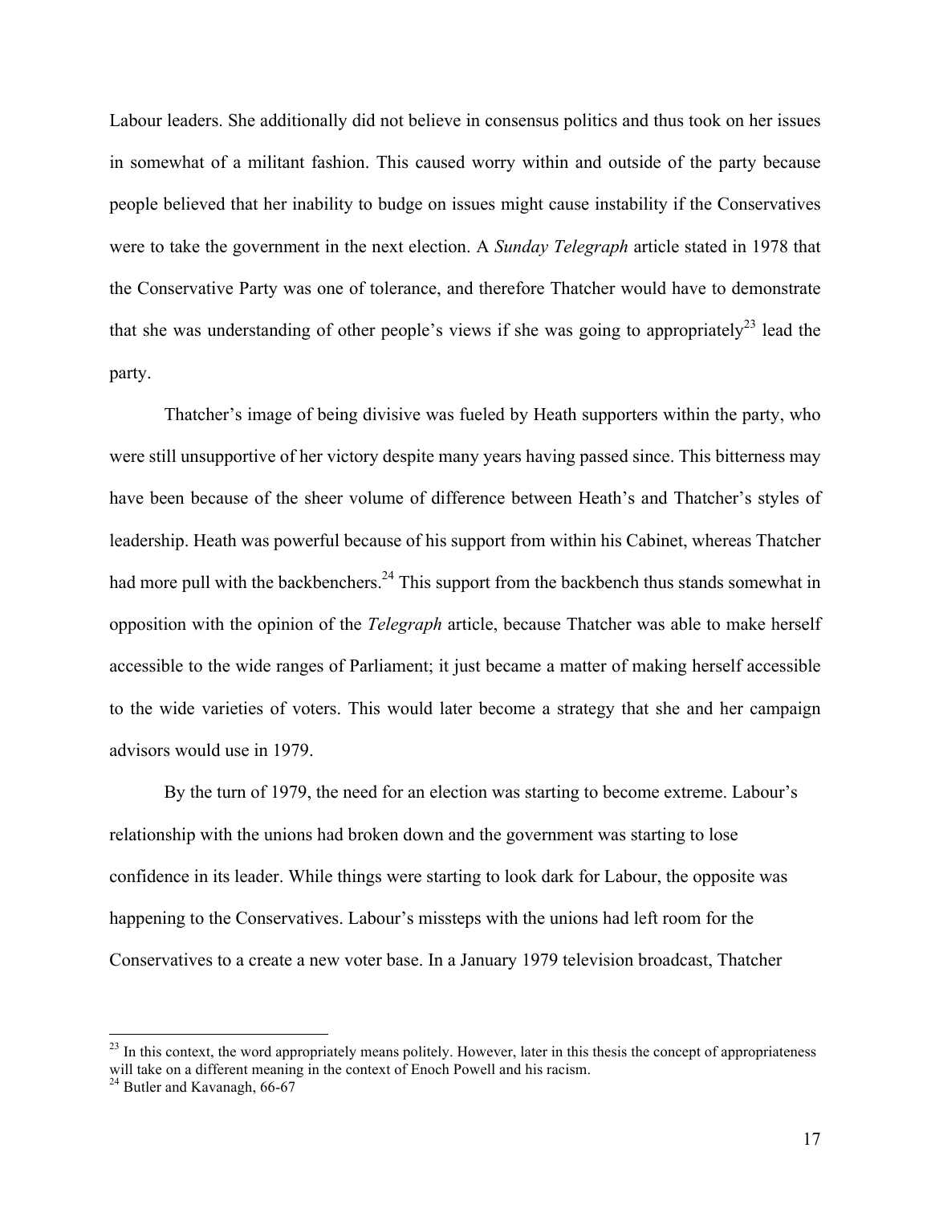Labour leaders. She additionally did not believe in consensus politics and thus took on her issues in somewhat of a militant fashion. This caused worry within and outside of the party because people believed that her inability to budge on issues might cause instability if the Conservatives were to take the government in the next election. A *Sunday Telegraph* article stated in 1978 that the Conservative Party was one of tolerance, and therefore Thatcher would have to demonstrate that she was understanding of other people's views if she was going to appropriately[23] lead the party.

Thatcher's image of being divisive was fueled by Heath supporters within the party, who were still unsupportive of her victory despite many years having passed since. This bitterness may have been because of the sheer volume of difference between Heath's and Thatcher's styles of leadership. Heath was powerful because of his support from within his Cabinet, whereas Thatcher had more pull with the backbenchers.[24] This support from the backbench thus stands somewhat in opposition with the opinion of the *Telegraph* article, because Thatcher was able to make herself accessible to the wide ranges of Parliament; it just became a matter of making herself accessible to the wide varieties of voters. This would later become a strategy that she and her campaign advisors would use in 1979.

By the turn of 1979, the need for an election was starting to become extreme. Labour's relationship with the unions had broken down and the government was starting to lose confidence in its leader. While things were starting to look dark for Labour, the opposite was happening to the Conservatives. Labour's missteps with the unions had left room for the Conservatives to a create a new voter base. In a January 1979 television broadcast, Thatcher

---

[23] In this context, the word appropriately means politely. However, later in this thesis the concept of appropriateness will take on a different meaning in the context of Enoch Powell and his racism.

[24] Butler and Kavanagh, 66-67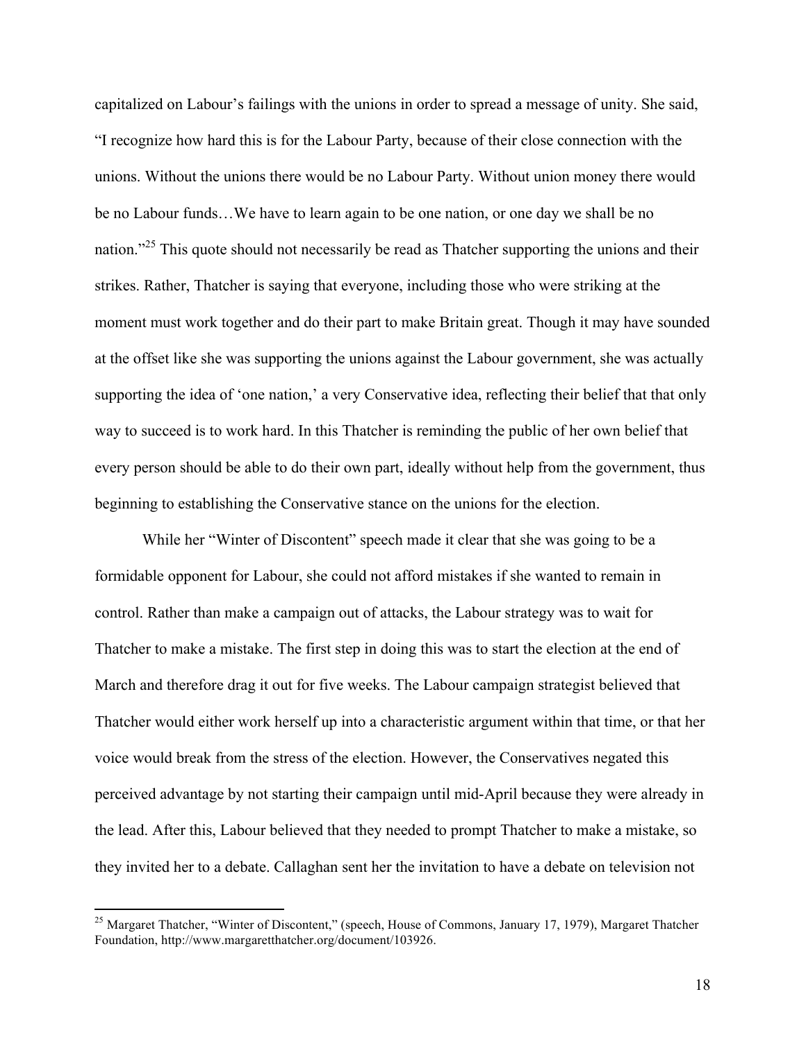capitalized on Labour's failings with the unions in order to spread a message of unity. She said, "I recognize how hard this is for the Labour Party, because of their close connection with the unions. Without the unions there would be no Labour Party. Without union money there would be no Labour funds…We have to learn again to be one nation, or one day we shall be no nation."[25] This quote should not necessarily be read as Thatcher supporting the unions and their strikes. Rather, Thatcher is saying that everyone, including those who were striking at the moment must work together and do their part to make Britain great. Though it may have sounded at the offset like she was supporting the unions against the Labour government, she was actually supporting the idea of 'one nation,' a very Conservative idea, reflecting their belief that that only way to succeed is to work hard. In this Thatcher is reminding the public of her own belief that every person should be able to do their own part, ideally without help from the government, thus beginning to establishing the Conservative stance on the unions for the election.

While her "Winter of Discontent" speech made it clear that she was going to be a formidable opponent for Labour, she could not afford mistakes if she wanted to remain in control. Rather than make a campaign out of attacks, the Labour strategy was to wait for Thatcher to make a mistake. The first step in doing this was to start the election at the end of March and therefore drag it out for five weeks. The Labour campaign strategist believed that Thatcher would either work herself up into a characteristic argument within that time, or that her voice would break from the stress of the election. However, the Conservatives negated this perceived advantage by not starting their campaign until mid-April because they were already in the lead. After this, Labour believed that they needed to prompt Thatcher to make a mistake, so they invited her to a debate. Callaghan sent her the invitation to have a debate on television not

---

[25] Margaret Thatcher, "Winter of Discontent," (speech, House of Commons, January 17, 1979), Margaret Thatcher Foundation, http://www.margaretthatcher.org/document/103926.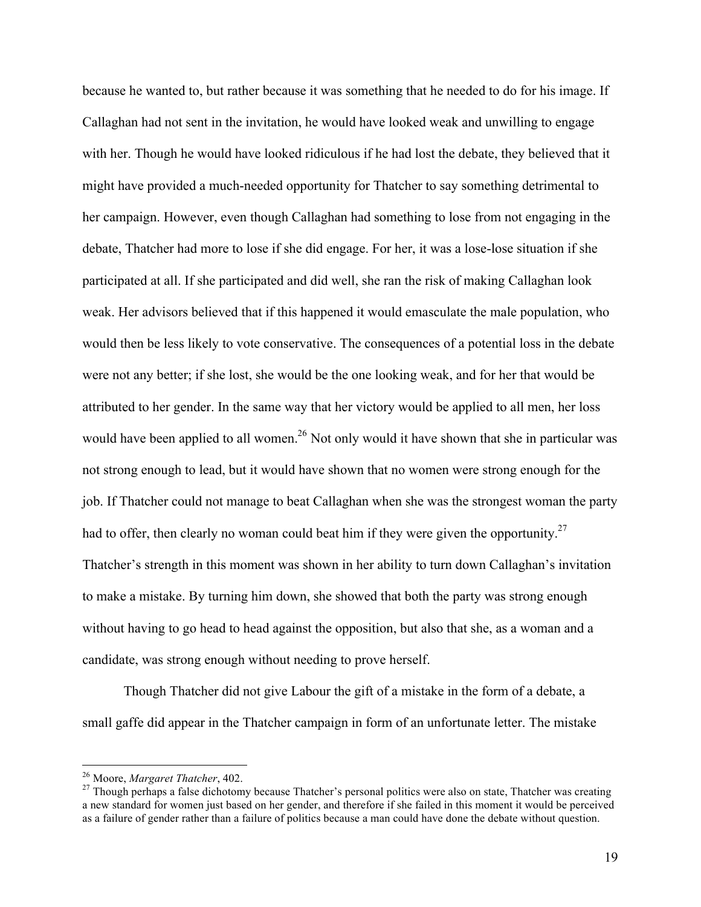because he wanted to, but rather because it was something that he needed to do for his image. If Callaghan had not sent in the invitation, he would have looked weak and unwilling to engage with her. Though he would have looked ridiculous if he had lost the debate, they believed that it might have provided a much-needed opportunity for Thatcher to say something detrimental to her campaign. However, even though Callaghan had something to lose from not engaging in the debate, Thatcher had more to lose if she did engage. For her, it was a lose-lose situation if she participated at all. If she participated and did well, she ran the risk of making Callaghan look weak. Her advisors believed that if this happened it would emasculate the male population, who would then be less likely to vote conservative. The consequences of a potential loss in the debate were not any better; if she lost, she would be the one looking weak, and for her that would be attributed to her gender. In the same way that her victory would be applied to all men, her loss would have been applied to all women.[26] Not only would it have shown that she in particular was not strong enough to lead, but it would have shown that no women were strong enough for the job. If Thatcher could not manage to beat Callaghan when she was the strongest woman the party had to offer, then clearly no woman could beat him if they were given the opportunity.[27] Thatcher's strength in this moment was shown in her ability to turn down Callaghan's invitation to make a mistake. By turning him down, she showed that both the party was strong enough without having to go head to head against the opposition, but also that she, as a woman and a candidate, was strong enough without needing to prove herself.

Though Thatcher did not give Labour the gift of a mistake in the form of a debate, a small gaffe did appear in the Thatcher campaign in form of an unfortunate letter. The mistake

---

[26] Moore, *Margaret Thatcher*, 402.

[27] Though perhaps a false dichotomy because Thatcher's personal politics were also on state, Thatcher was creating a new standard for women just based on her gender, and therefore if she failed in this moment it would be perceived as a failure of gender rather than a failure of politics because a man could have done the debate without question.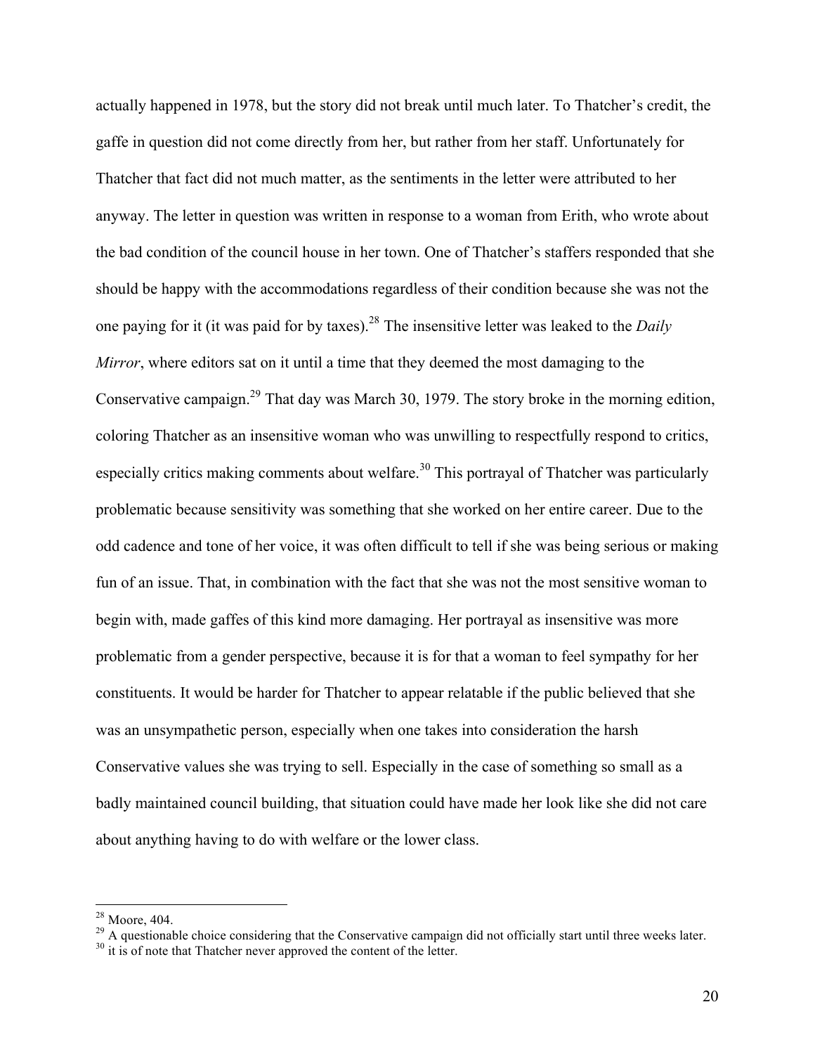actually happened in 1978, but the story did not break until much later. To Thatcher's credit, the gaffe in question did not come directly from her, but rather from her staff. Unfortunately for Thatcher that fact did not much matter, as the sentiments in the letter were attributed to her anyway. The letter in question was written in response to a woman from Erith, who wrote about the bad condition of the council house in her town. One of Thatcher's staffers responded that she should be happy with the accommodations regardless of their condition because she was not the one paying for it (it was paid for by taxes).[28] The insensitive letter was leaked to the *Daily Mirror*, where editors sat on it until a time that they deemed the most damaging to the Conservative campaign.[29] That day was March 30, 1979. The story broke in the morning edition, coloring Thatcher as an insensitive woman who was unwilling to respectfully respond to critics, especially critics making comments about welfare.[30] This portrayal of Thatcher was particularly problematic because sensitivity was something that she worked on her entire career. Due to the odd cadence and tone of her voice, it was often difficult to tell if she was being serious or making fun of an issue. That, in combination with the fact that she was not the most sensitive woman to begin with, made gaffes of this kind more damaging. Her portrayal as insensitive was more problematic from a gender perspective, because it is for that a woman to feel sympathy for her constituents. It would be harder for Thatcher to appear relatable if the public believed that she was an unsympathetic person, especially when one takes into consideration the harsh Conservative values she was trying to sell. Especially in the case of something so small as a badly maintained council building, that situation could have made her look like she did not care about anything having to do with welfare or the lower class.

---

[28] Moore, 404.

[29] A questionable choice considering that the Conservative campaign did not officially start until three weeks later.

[30] it is of note that Thatcher never approved the content of the letter.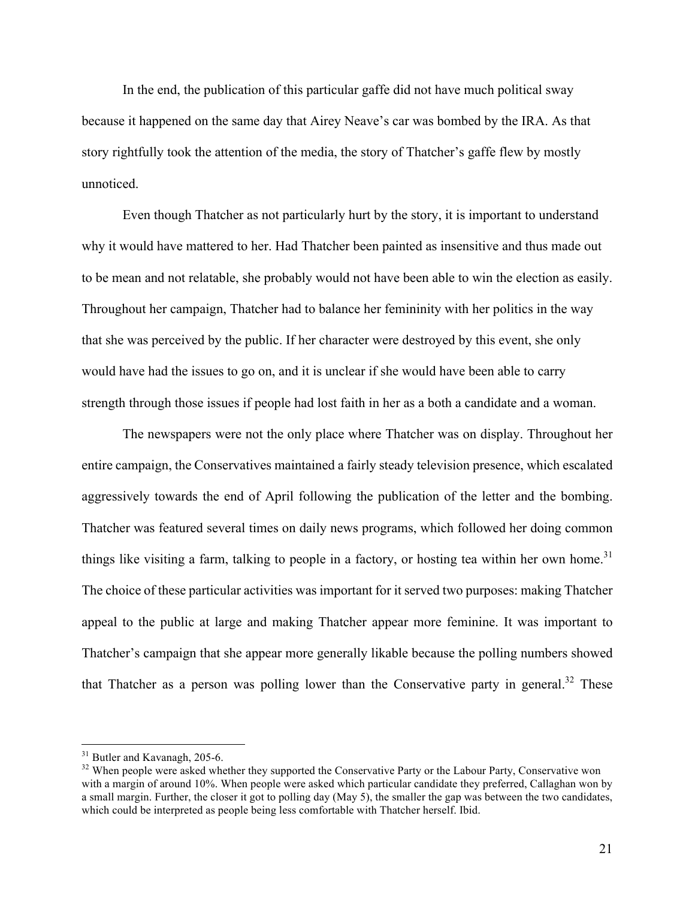In the end, the publication of this particular gaffe did not have much political sway because it happened on the same day that Airey Neave's car was bombed by the IRA. As that story rightfully took the attention of the media, the story of Thatcher's gaffe flew by mostly unnoticed.

Even though Thatcher as not particularly hurt by the story, it is important to understand why it would have mattered to her. Had Thatcher been painted as insensitive and thus made out to be mean and not relatable, she probably would not have been able to win the election as easily. Throughout her campaign, Thatcher had to balance her femininity with her politics in the way that she was perceived by the public. If her character were destroyed by this event, she only would have had the issues to go on, and it is unclear if she would have been able to carry strength through those issues if people had lost faith in her as a both a candidate and a woman.

The newspapers were not the only place where Thatcher was on display. Throughout her entire campaign, the Conservatives maintained a fairly steady television presence, which escalated aggressively towards the end of April following the publication of the letter and the bombing. Thatcher was featured several times on daily news programs, which followed her doing common things like visiting a farm, talking to people in a factory, or hosting tea within her own home.[31] The choice of these particular activities was important for it served two purposes: making Thatcher appeal to the public at large and making Thatcher appear more feminine. It was important to Thatcher's campaign that she appear more generally likable because the polling numbers showed that Thatcher as a person was polling lower than the Conservative party in general.[32] These

---

[31] Butler and Kavanagh, 205-6.

[32] When people were asked whether they supported the Conservative Party or the Labour Party, Conservative won with a margin of around 10%. When people were asked which particular candidate they preferred, Callaghan won by a small margin. Further, the closer it got to polling day (May 5), the smaller the gap was between the two candidates, which could be interpreted as people being less comfortable with Thatcher herself. Ibid.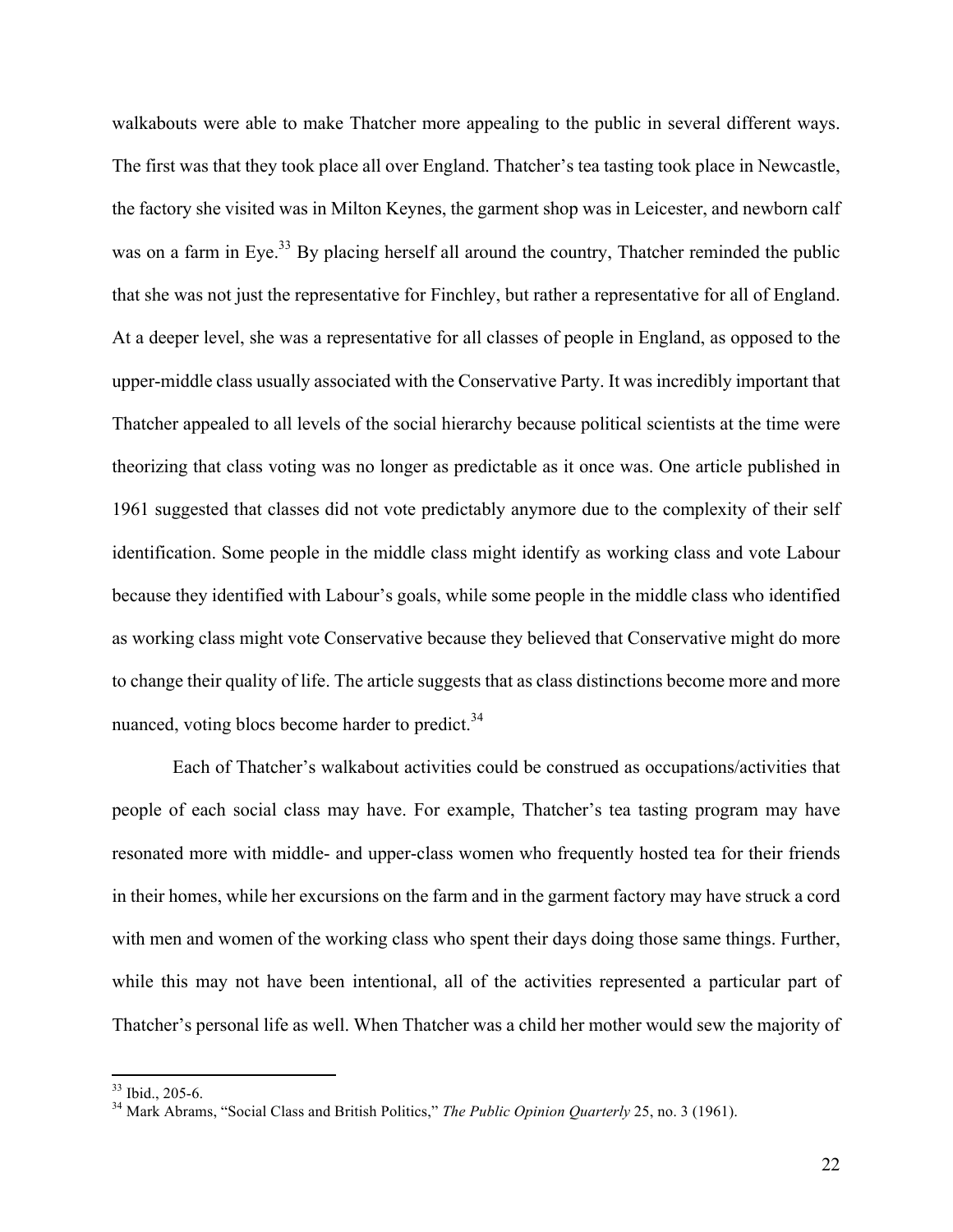walkabouts were able to make Thatcher more appealing to the public in several different ways. The first was that they took place all over England. Thatcher's tea tasting took place in Newcastle, the factory she visited was in Milton Keynes, the garment shop was in Leicester, and newborn calf was on a farm in Eye.[33] By placing herself all around the country, Thatcher reminded the public that she was not just the representative for Finchley, but rather a representative for all of England. At a deeper level, she was a representative for all classes of people in England, as opposed to the upper-middle class usually associated with the Conservative Party. It was incredibly important that Thatcher appealed to all levels of the social hierarchy because political scientists at the time were theorizing that class voting was no longer as predictable as it once was. One article published in 1961 suggested that classes did not vote predictably anymore due to the complexity of their self identification. Some people in the middle class might identify as working class and vote Labour because they identified with Labour's goals, while some people in the middle class who identified as working class might vote Conservative because they believed that Conservative might do more to change their quality of life. The article suggests that as class distinctions become more and more nuanced, voting blocs become harder to predict.[34]

Each of Thatcher's walkabout activities could be construed as occupations/activities that people of each social class may have. For example, Thatcher's tea tasting program may have resonated more with middle- and upper-class women who frequently hosted tea for their friends in their homes, while her excursions on the farm and in the garment factory may have struck a cord with men and women of the working class who spent their days doing those same things. Further, while this may not have been intentional, all of the activities represented a particular part of Thatcher's personal life as well. When Thatcher was a child her mother would sew the majority of

---

[33] Ibid., 205-6.

[34] Mark Abrams, "Social Class and British Politics," *The Public Opinion Quarterly* 25, no. 3 (1961).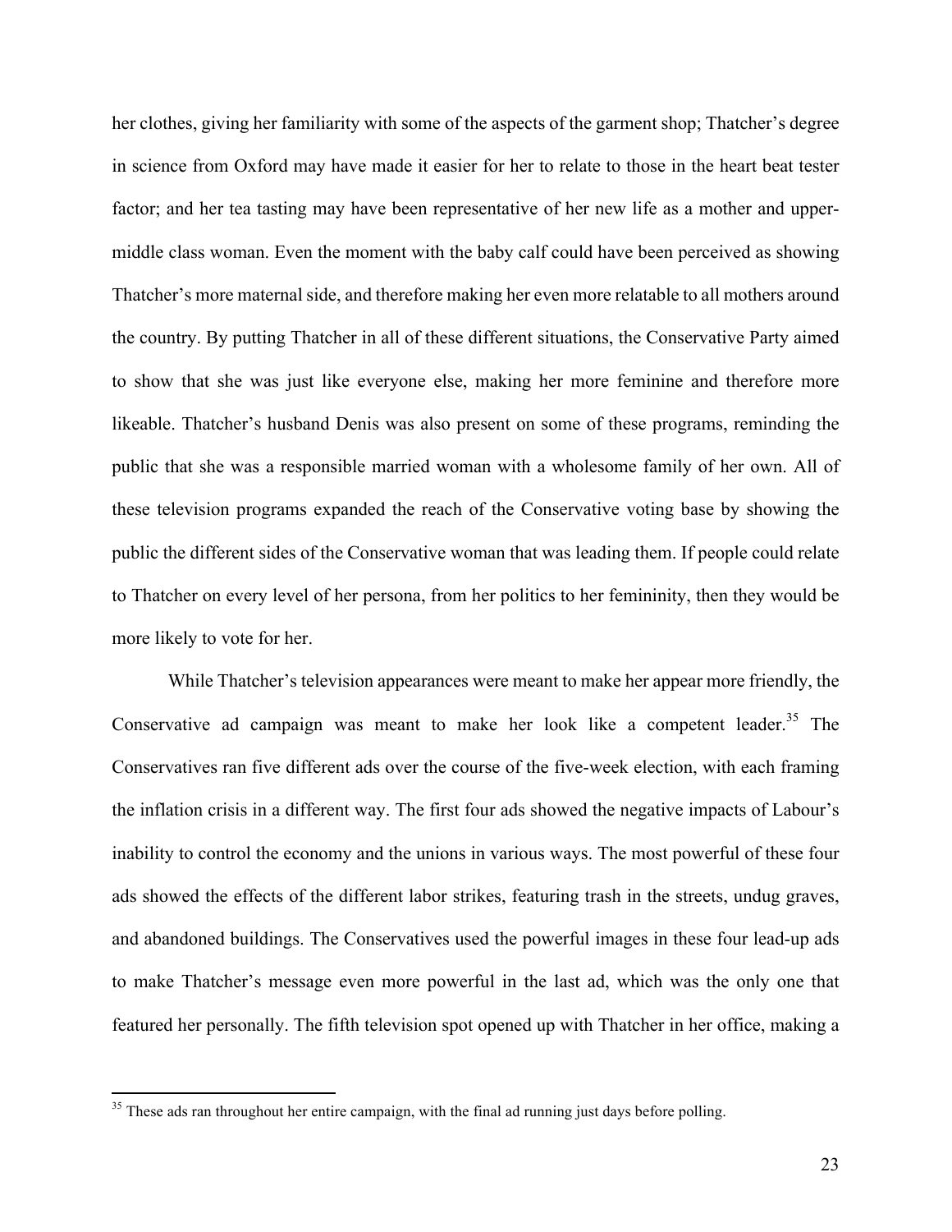her clothes, giving her familiarity with some of the aspects of the garment shop; Thatcher's degree in science from Oxford may have made it easier for her to relate to those in the heart beat tester factor; and her tea tasting may have been representative of her new life as a mother and upper-middle class woman. Even the moment with the baby calf could have been perceived as showing Thatcher's more maternal side, and therefore making her even more relatable to all mothers around the country. By putting Thatcher in all of these different situations, the Conservative Party aimed to show that she was just like everyone else, making her more feminine and therefore more likeable. Thatcher's husband Denis was also present on some of these programs, reminding the public that she was a responsible married woman with a wholesome family of her own. All of these television programs expanded the reach of the Conservative voting base by showing the public the different sides of the Conservative woman that was leading them. If people could relate to Thatcher on every level of her persona, from her politics to her femininity, then they would be more likely to vote for her.

While Thatcher's television appearances were meant to make her appear more friendly, the Conservative ad campaign was meant to make her look like a competent leader.[35] The Conservatives ran five different ads over the course of the five-week election, with each framing the inflation crisis in a different way. The first four ads showed the negative impacts of Labour's inability to control the economy and the unions in various ways. The most powerful of these four ads showed the effects of the different labor strikes, featuring trash in the streets, undug graves, and abandoned buildings. The Conservatives used the powerful images in these four lead-up ads to make Thatcher's message even more powerful in the last ad, which was the only one that featured her personally. The fifth television spot opened up with Thatcher in her office, making a

---

[35] These ads ran throughout her entire campaign, with the final ad running just days before polling.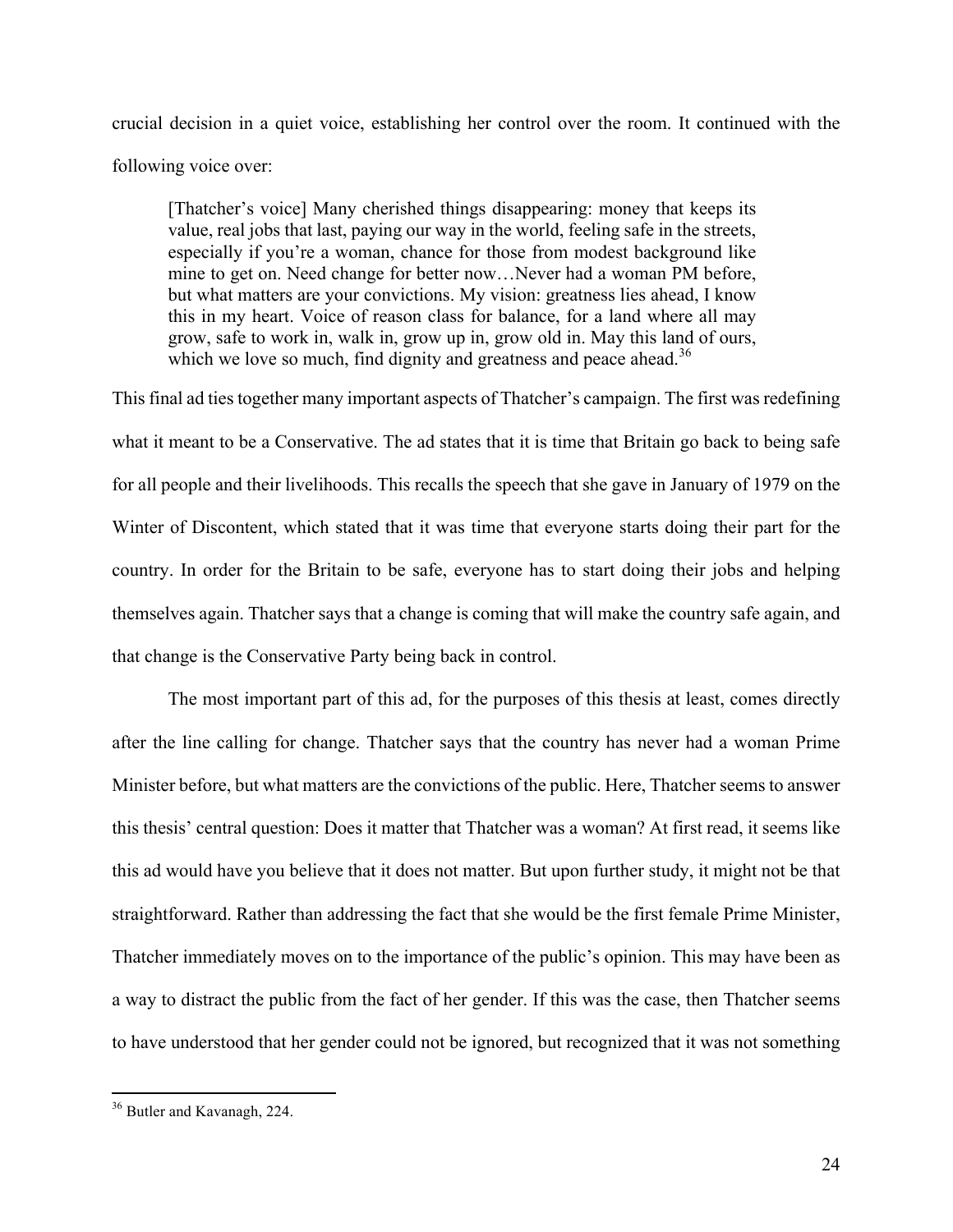crucial decision in a quiet voice, establishing her control over the room. It continued with the following voice over:

> [Thatcher's voice] Many cherished things disappearing: money that keeps its value, real jobs that last, paying our way in the world, feeling safe in the streets, especially if you're a woman, chance for those from modest background like mine to get on. Need change for better now…Never had a woman PM before, but what matters are your convictions. My vision: greatness lies ahead, I know this in my heart. Voice of reason class for balance, for a land where all may grow, safe to work in, walk in, grow up in, grow old in. May this land of ours, which we love so much, find dignity and greatness and peace ahead.[36]

This final ad ties together many important aspects of Thatcher's campaign. The first was redefining what it meant to be a Conservative. The ad states that it is time that Britain go back to being safe for all people and their livelihoods. This recalls the speech that she gave in January of 1979 on the Winter of Discontent, which stated that it was time that everyone starts doing their part for the country. In order for the Britain to be safe, everyone has to start doing their jobs and helping themselves again. Thatcher says that a change is coming that will make the country safe again, and that change is the Conservative Party being back in control.

The most important part of this ad, for the purposes of this thesis at least, comes directly after the line calling for change. Thatcher says that the country has never had a woman Prime Minister before, but what matters are the convictions of the public. Here, Thatcher seems to answer this thesis' central question: Does it matter that Thatcher was a woman? At first read, it seems like this ad would have you believe that it does not matter. But upon further study, it might not be that straightforward. Rather than addressing the fact that she would be the first female Prime Minister, Thatcher immediately moves on to the importance of the public's opinion. This may have been as a way to distract the public from the fact of her gender. If this was the case, then Thatcher seems to have understood that her gender could not be ignored, but recognized that it was not something

[36] Butler and Kavanagh, 224.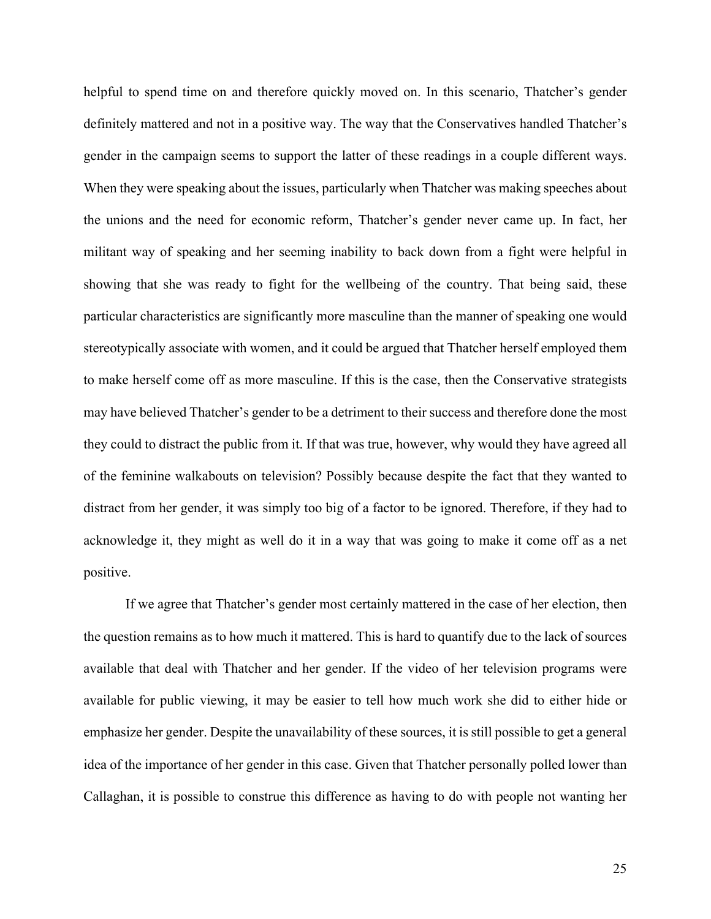helpful to spend time on and therefore quickly moved on. In this scenario, Thatcher's gender definitely mattered and not in a positive way. The way that the Conservatives handled Thatcher's gender in the campaign seems to support the latter of these readings in a couple different ways. When they were speaking about the issues, particularly when Thatcher was making speeches about the unions and the need for economic reform, Thatcher's gender never came up. In fact, her militant way of speaking and her seeming inability to back down from a fight were helpful in showing that she was ready to fight for the wellbeing of the country. That being said, these particular characteristics are significantly more masculine than the manner of speaking one would stereotypically associate with women, and it could be argued that Thatcher herself employed them to make herself come off as more masculine. If this is the case, then the Conservative strategists may have believed Thatcher's gender to be a detriment to their success and therefore done the most they could to distract the public from it. If that was true, however, why would they have agreed all of the feminine walkabouts on television? Possibly because despite the fact that they wanted to distract from her gender, it was simply too big of a factor to be ignored. Therefore, if they had to acknowledge it, they might as well do it in a way that was going to make it come off as a net positive.

If we agree that Thatcher's gender most certainly mattered in the case of her election, then the question remains as to how much it mattered. This is hard to quantify due to the lack of sources available that deal with Thatcher and her gender. If the video of her television programs were available for public viewing, it may be easier to tell how much work she did to either hide or emphasize her gender. Despite the unavailability of these sources, it is still possible to get a general idea of the importance of her gender in this case. Given that Thatcher personally polled lower than Callaghan, it is possible to construe this difference as having to do with people not wanting her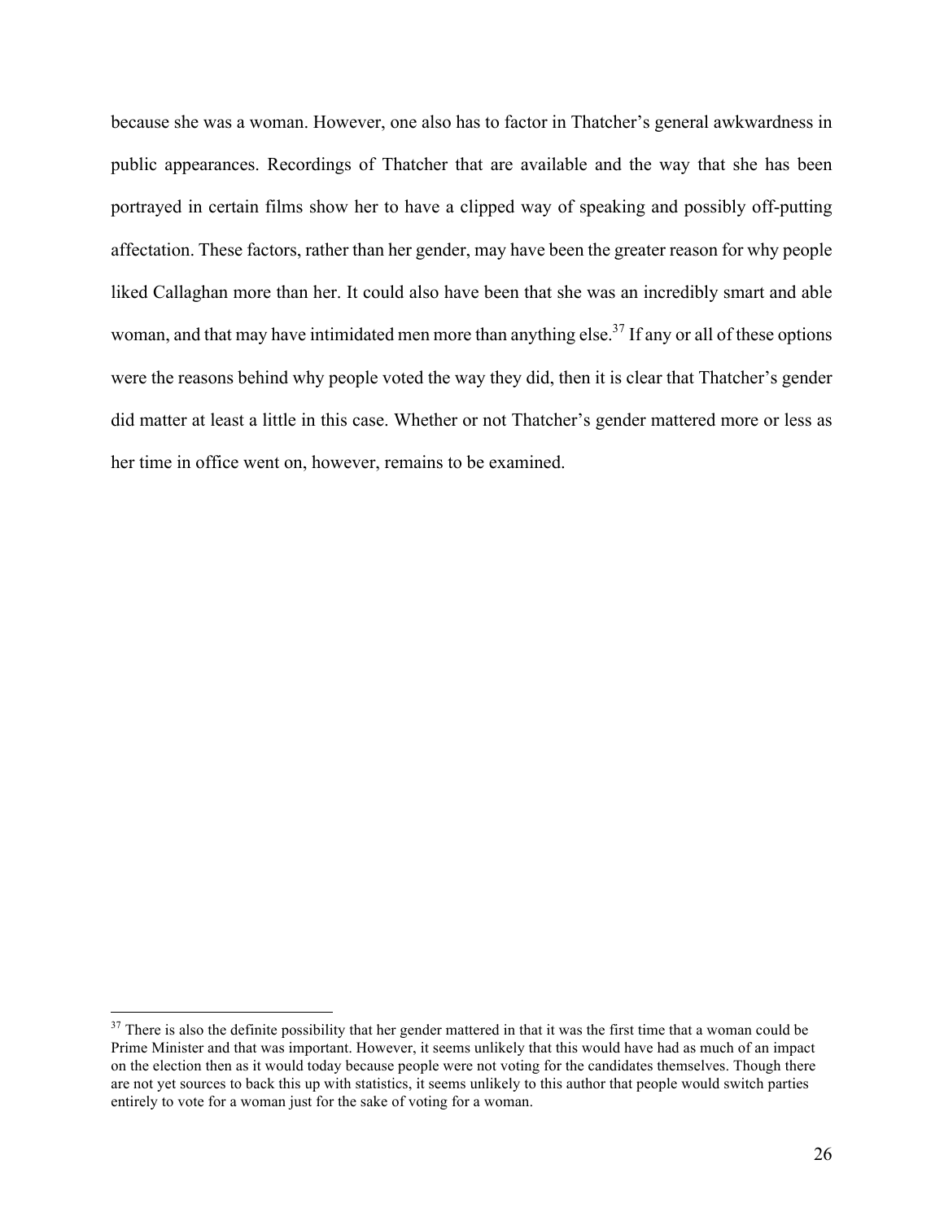because she was a woman. However, one also has to factor in Thatcher's general awkwardness in public appearances. Recordings of Thatcher that are available and the way that she has been portrayed in certain films show her to have a clipped way of speaking and possibly off-putting affectation. These factors, rather than her gender, may have been the greater reason for why people liked Callaghan more than her. It could also have been that she was an incredibly smart and able woman, and that may have intimidated men more than anything else.[37] If any or all of these options were the reasons behind why people voted the way they did, then it is clear that Thatcher's gender did matter at least a little in this case. Whether or not Thatcher's gender mattered more or less as her time in office went on, however, remains to be examined.

[37] There is also the definite possibility that her gender mattered in that it was the first time that a woman could be Prime Minister and that was important. However, it seems unlikely that this would have had as much of an impact on the election then as it would today because people were not voting for the candidates themselves. Though there are not yet sources to back this up with statistics, it seems unlikely to this author that people would switch parties entirely to vote for a woman just for the sake of voting for a woman.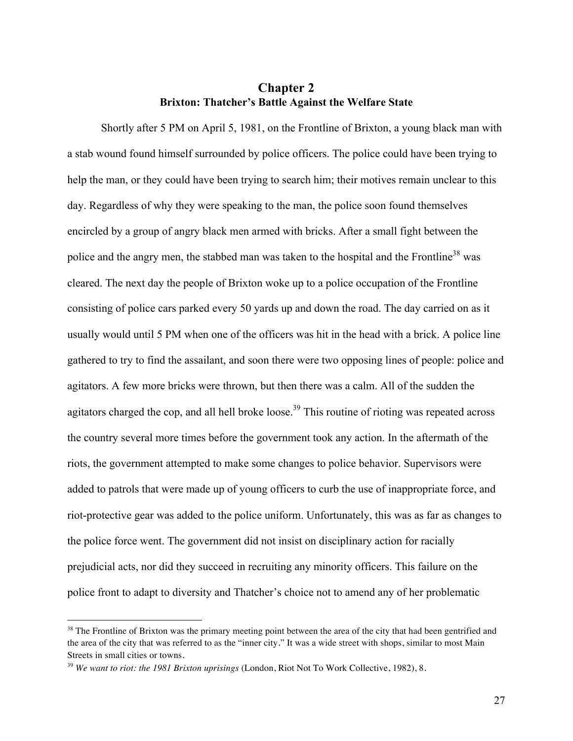# Chapter 2

## Brixton: Thatcher's Battle Against the Welfare State

Shortly after 5 PM on April 5, 1981, on the Frontline of Brixton, a young black man with a stab wound found himself surrounded by police officers. The police could have been trying to help the man, or they could have been trying to search him; their motives remain unclear to this day. Regardless of why they were speaking to the man, the police soon found themselves encircled by a group of angry black men armed with bricks. After a small fight between the police and the angry men, the stabbed man was taken to the hospital and the Frontline[38] was cleared. The next day the people of Brixton woke up to a police occupation of the Frontline consisting of police cars parked every 50 yards up and down the road. The day carried on as it usually would until 5 PM when one of the officers was hit in the head with a brick. A police line gathered to try to find the assailant, and soon there were two opposing lines of people: police and agitators. A few more bricks were thrown, but then there was a calm. All of the sudden the agitators charged the cop, and all hell broke loose.[39] This routine of rioting was repeated across the country several more times before the government took any action. In the aftermath of the riots, the government attempted to make some changes to police behavior. Supervisors were added to patrols that were made up of young officers to curb the use of inappropriate force, and riot-protective gear was added to the police uniform. Unfortunately, this was as far as changes to the police force went. The government did not insist on disciplinary action for racially prejudicial acts, nor did they succeed in recruiting any minority officers. This failure on the police front to adapt to diversity and Thatcher's choice not to amend any of her problematic

---

[38] The Frontline of Brixton was the primary meeting point between the area of the city that had been gentrified and the area of the city that was referred to as the "inner city." It was a wide street with shops, similar to most Main Streets in small cities or towns.

[39] *We want to riot: the 1981 Brixton uprisings* (London, Riot Not To Work Collective, 1982), 8.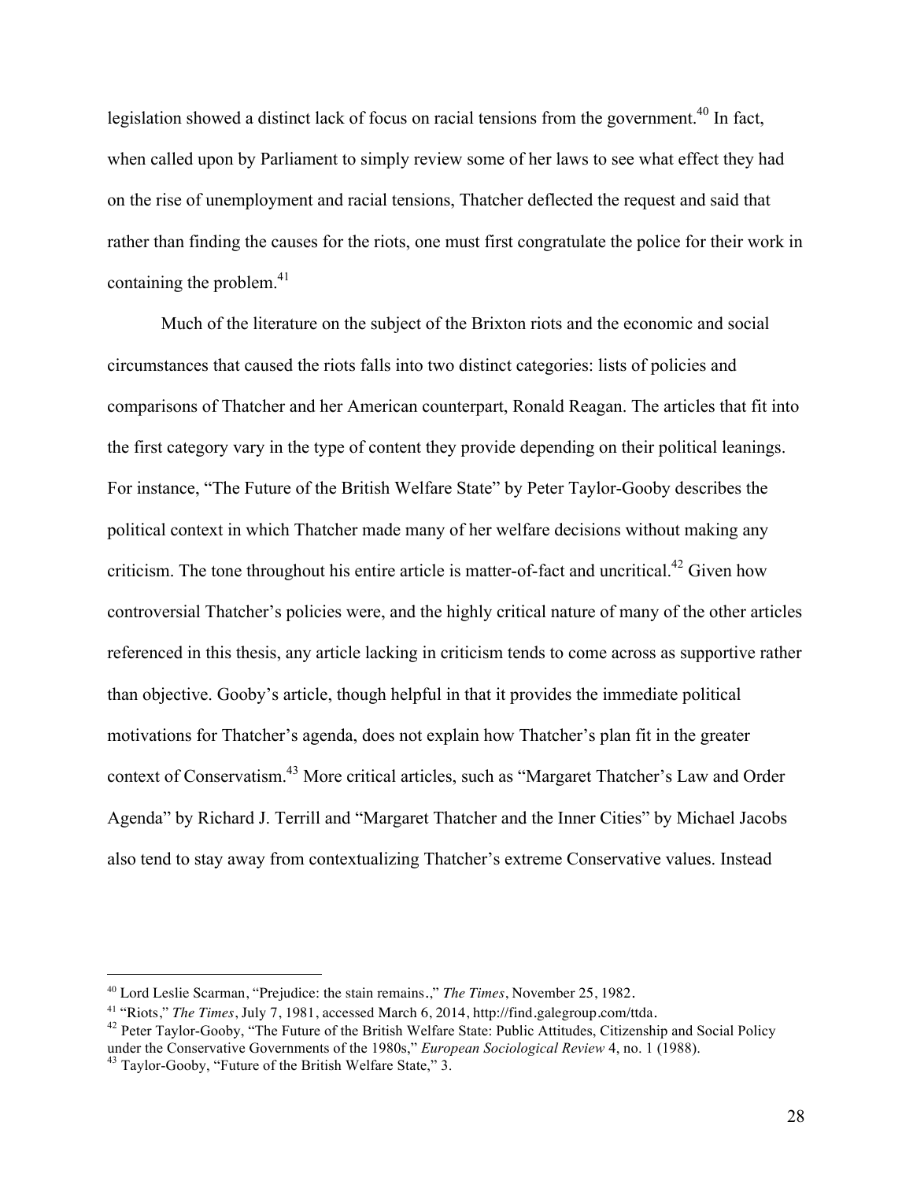legislation showed a distinct lack of focus on racial tensions from the government.[40] In fact, when called upon by Parliament to simply review some of her laws to see what effect they had on the rise of unemployment and racial tensions, Thatcher deflected the request and said that rather than finding the causes for the riots, one must first congratulate the police for their work in containing the problem.[41]

Much of the literature on the subject of the Brixton riots and the economic and social circumstances that caused the riots falls into two distinct categories: lists of policies and comparisons of Thatcher and her American counterpart, Ronald Reagan. The articles that fit into the first category vary in the type of content they provide depending on their political leanings. For instance, "The Future of the British Welfare State" by Peter Taylor-Gooby describes the political context in which Thatcher made many of her welfare decisions without making any criticism. The tone throughout his entire article is matter-of-fact and uncritical.[42] Given how controversial Thatcher's policies were, and the highly critical nature of many of the other articles referenced in this thesis, any article lacking in criticism tends to come across as supportive rather than objective. Gooby's article, though helpful in that it provides the immediate political motivations for Thatcher's agenda, does not explain how Thatcher's plan fit in the greater context of Conservatism.[43] More critical articles, such as "Margaret Thatcher's Law and Order Agenda" by Richard J. Terrill and "Margaret Thatcher and the Inner Cities" by Michael Jacobs also tend to stay away from contextualizing Thatcher's extreme Conservative values. Instead

---

[40] Lord Leslie Scarman, "Prejudice: the stain remains.," *The Times*, November 25, 1982.

[41] "Riots," *The Times*, July 7, 1981, accessed March 6, 2014, http://find.galegroup.com/ttda.

[42] Peter Taylor-Gooby, "The Future of the British Welfare State: Public Attitudes, Citizenship and Social Policy under the Conservative Governments of the 1980s," *European Sociological Review* 4, no. 1 (1988).

[43] Taylor-Gooby, "Future of the British Welfare State," 3.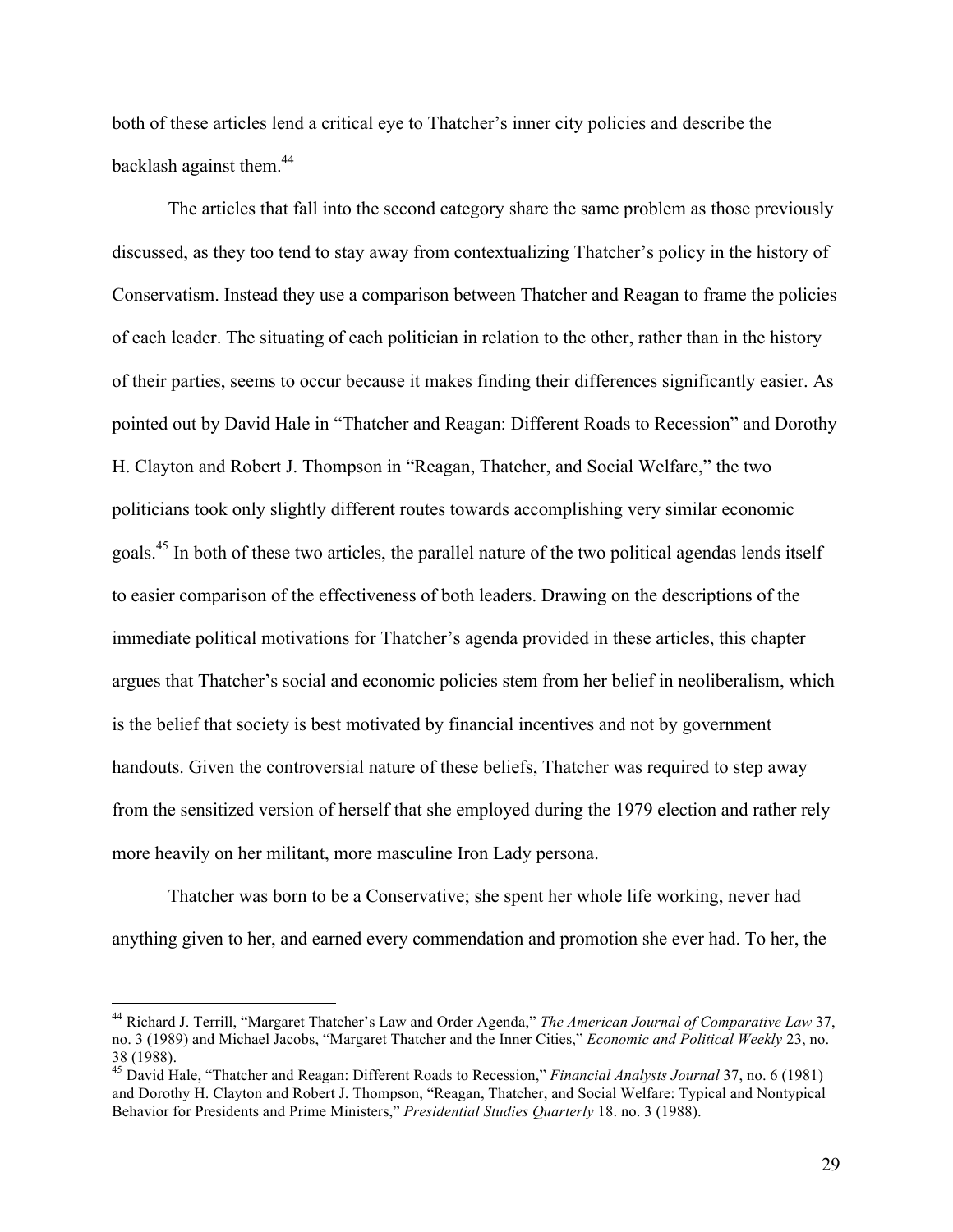both of these articles lend a critical eye to Thatcher's inner city policies and describe the backlash against them.[44]

The articles that fall into the second category share the same problem as those previously discussed, as they too tend to stay away from contextualizing Thatcher's policy in the history of Conservatism. Instead they use a comparison between Thatcher and Reagan to frame the policies of each leader. The situating of each politician in relation to the other, rather than in the history of their parties, seems to occur because it makes finding their differences significantly easier. As pointed out by David Hale in "Thatcher and Reagan: Different Roads to Recession" and Dorothy H. Clayton and Robert J. Thompson in "Reagan, Thatcher, and Social Welfare," the two politicians took only slightly different routes towards accomplishing very similar economic goals.[45] In both of these two articles, the parallel nature of the two political agendas lends itself to easier comparison of the effectiveness of both leaders. Drawing on the descriptions of the immediate political motivations for Thatcher's agenda provided in these articles, this chapter argues that Thatcher's social and economic policies stem from her belief in neoliberalism, which is the belief that society is best motivated by financial incentives and not by government handouts. Given the controversial nature of these beliefs, Thatcher was required to step away from the sensitized version of herself that she employed during the 1979 election and rather rely more heavily on her militant, more masculine Iron Lady persona.

Thatcher was born to be a Conservative; she spent her whole life working, never had anything given to her, and earned every commendation and promotion she ever had. To her, the

---

[44] Richard J. Terrill, "Margaret Thatcher's Law and Order Agenda," *The American Journal of Comparative Law* 37, no. 3 (1989) and Michael Jacobs, "Margaret Thatcher and the Inner Cities," *Economic and Political Weekly* 23, no. 38 (1988).

[45] David Hale, "Thatcher and Reagan: Different Roads to Recession," *Financial Analysts Journal* 37, no. 6 (1981) and Dorothy H. Clayton and Robert J. Thompson, "Reagan, Thatcher, and Social Welfare: Typical and Nontypical Behavior for Presidents and Prime Ministers," *Presidential Studies Quarterly* 18. no. 3 (1988).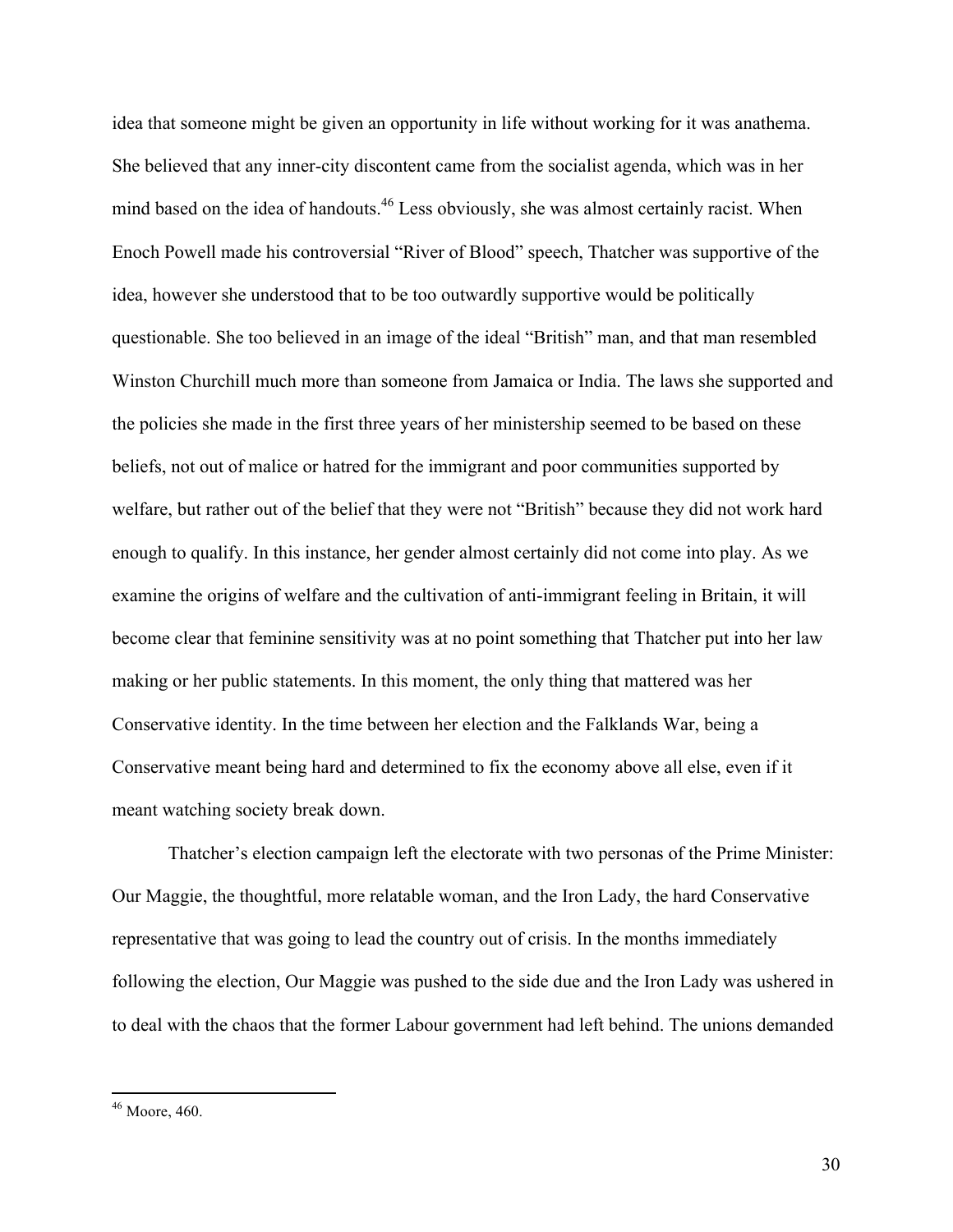idea that someone might be given an opportunity in life without working for it was anathema. She believed that any inner-city discontent came from the socialist agenda, which was in her mind based on the idea of handouts.[46] Less obviously, she was almost certainly racist. When Enoch Powell made his controversial "River of Blood" speech, Thatcher was supportive of the idea, however she understood that to be too outwardly supportive would be politically questionable. She too believed in an image of the ideal "British" man, and that man resembled Winston Churchill much more than someone from Jamaica or India. The laws she supported and the policies she made in the first three years of her ministership seemed to be based on these beliefs, not out of malice or hatred for the immigrant and poor communities supported by welfare, but rather out of the belief that they were not "British" because they did not work hard enough to qualify. In this instance, her gender almost certainly did not come into play. As we examine the origins of welfare and the cultivation of anti-immigrant feeling in Britain, it will become clear that feminine sensitivity was at no point something that Thatcher put into her law making or her public statements. In this moment, the only thing that mattered was her Conservative identity. In the time between her election and the Falklands War, being a Conservative meant being hard and determined to fix the economy above all else, even if it meant watching society break down.

Thatcher's election campaign left the electorate with two personas of the Prime Minister: Our Maggie, the thoughtful, more relatable woman, and the Iron Lady, the hard Conservative representative that was going to lead the country out of crisis. In the months immediately following the election, Our Maggie was pushed to the side due and the Iron Lady was ushered in to deal with the chaos that the former Labour government had left behind. The unions demanded

[46] Moore, 460.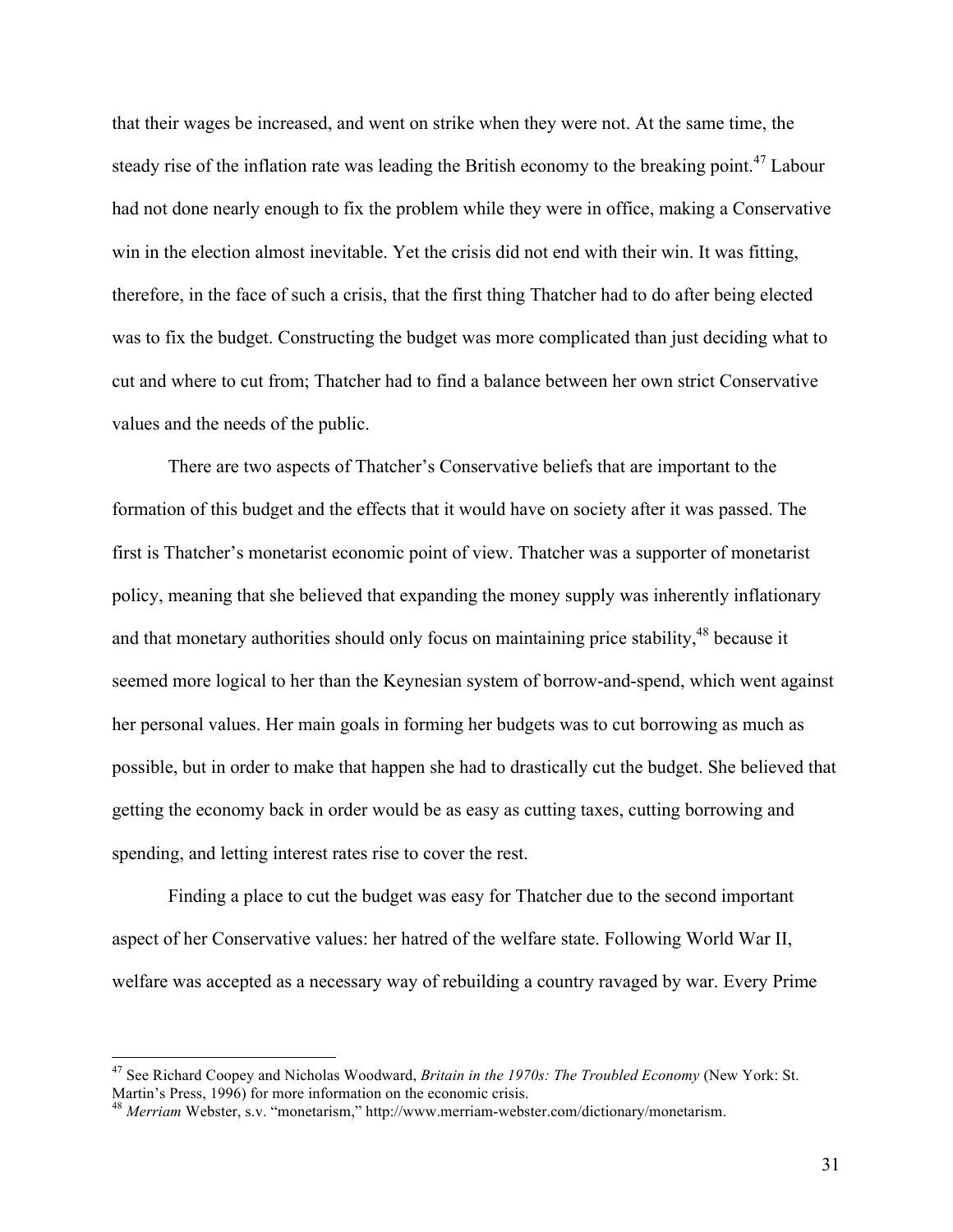that their wages be increased, and went on strike when they were not. At the same time, the steady rise of the inflation rate was leading the British economy to the breaking point.[47] Labour had not done nearly enough to fix the problem while they were in office, making a Conservative win in the election almost inevitable. Yet the crisis did not end with their win. It was fitting, therefore, in the face of such a crisis, that the first thing Thatcher had to do after being elected was to fix the budget. Constructing the budget was more complicated than just deciding what to cut and where to cut from; Thatcher had to find a balance between her own strict Conservative values and the needs of the public.

There are two aspects of Thatcher's Conservative beliefs that are important to the formation of this budget and the effects that it would have on society after it was passed. The first is Thatcher's monetarist economic point of view. Thatcher was a supporter of monetarist policy, meaning that she believed that expanding the money supply was inherently inflationary and that monetary authorities should only focus on maintaining price stability,[48] because it seemed more logical to her than the Keynesian system of borrow-and-spend, which went against her personal values. Her main goals in forming her budgets was to cut borrowing as much as possible, but in order to make that happen she had to drastically cut the budget. She believed that getting the economy back in order would be as easy as cutting taxes, cutting borrowing and spending, and letting interest rates rise to cover the rest.

Finding a place to cut the budget was easy for Thatcher due to the second important aspect of her Conservative values: her hatred of the welfare state. Following World War II, welfare was accepted as a necessary way of rebuilding a country ravaged by war. Every Prime

---

[47] See Richard Coopey and Nicholas Woodward, *Britain in the 1970s: The Troubled Economy* (New York: St. Martin's Press, 1996) for more information on the economic crisis.

[48] *Merriam* Webster, s.v. "monetarism," http://www.merriam-webster.com/dictionary/monetarism.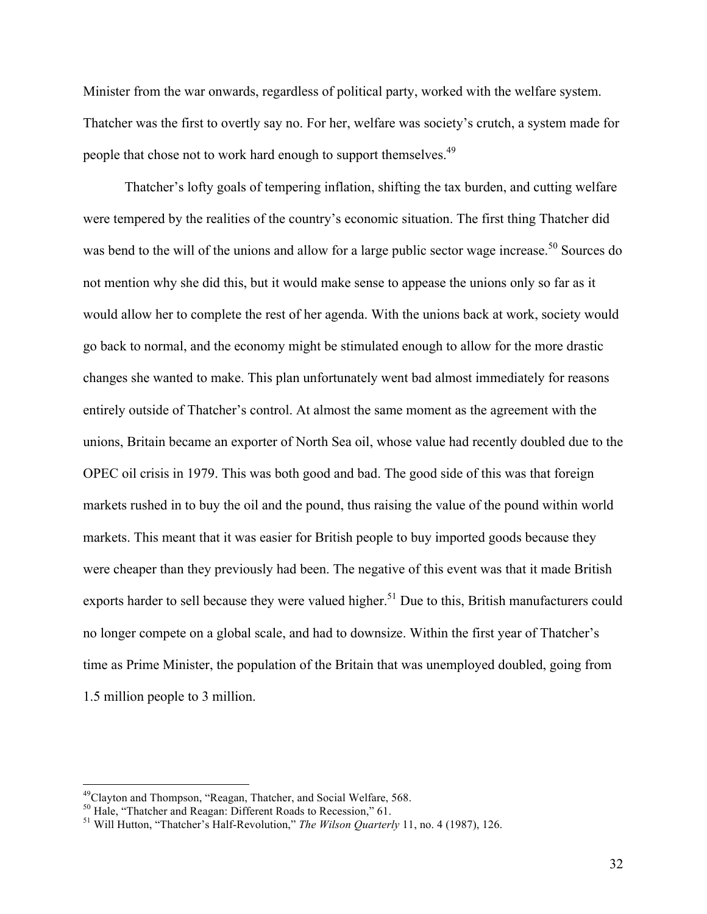Minister from the war onwards, regardless of political party, worked with the welfare system. Thatcher was the first to overtly say no. For her, welfare was society's crutch, a system made for people that chose not to work hard enough to support themselves.[49]

Thatcher's lofty goals of tempering inflation, shifting the tax burden, and cutting welfare were tempered by the realities of the country's economic situation. The first thing Thatcher did was bend to the will of the unions and allow for a large public sector wage increase.[50] Sources do not mention why she did this, but it would make sense to appease the unions only so far as it would allow her to complete the rest of her agenda. With the unions back at work, society would go back to normal, and the economy might be stimulated enough to allow for the more drastic changes she wanted to make. This plan unfortunately went bad almost immediately for reasons entirely outside of Thatcher's control. At almost the same moment as the agreement with the unions, Britain became an exporter of North Sea oil, whose value had recently doubled due to the OPEC oil crisis in 1979. This was both good and bad. The good side of this was that foreign markets rushed in to buy the oil and the pound, thus raising the value of the pound within world markets. This meant that it was easier for British people to buy imported goods because they were cheaper than they previously had been. The negative of this event was that it made British exports harder to sell because they were valued higher.[51] Due to this, British manufacturers could no longer compete on a global scale, and had to downsize. Within the first year of Thatcher's time as Prime Minister, the population of the Britain that was unemployed doubled, going from 1.5 million people to 3 million.

---

[49] Clayton and Thompson, "Reagan, Thatcher, and Social Welfare, 568.

[50] Hale, "Thatcher and Reagan: Different Roads to Recession," 61.

[51] Will Hutton, "Thatcher's Half-Revolution," *The Wilson Quarterly* 11, no. 4 (1987), 126.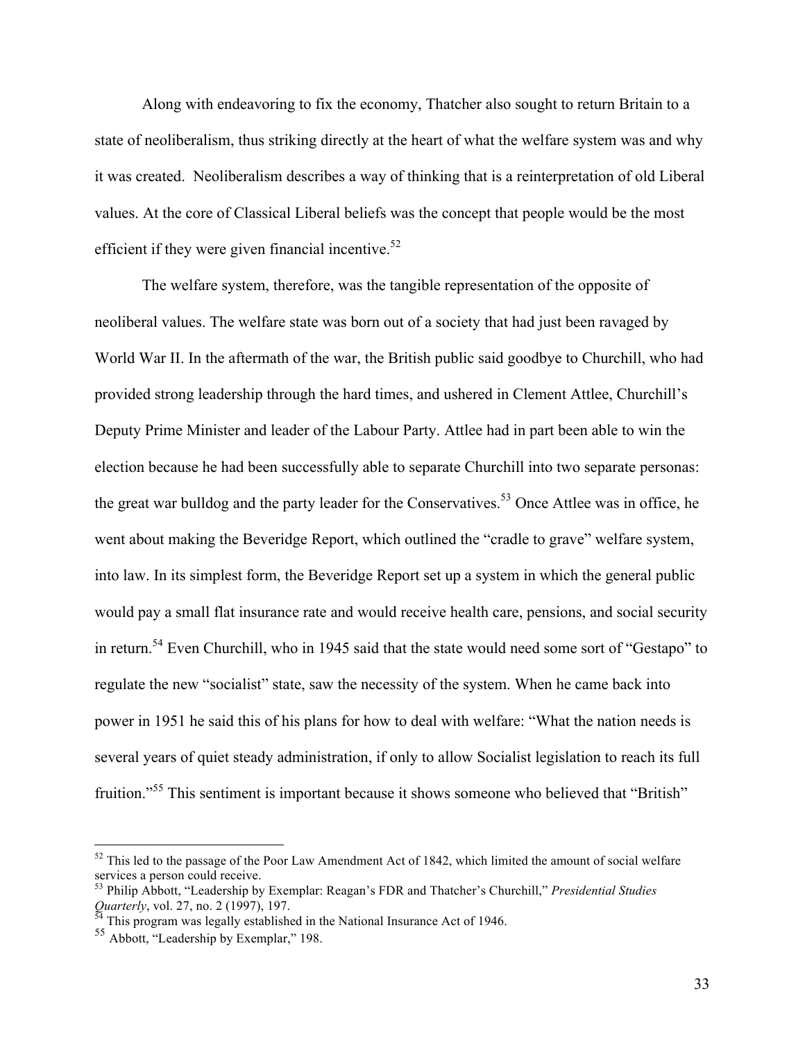Along with endeavoring to fix the economy, Thatcher also sought to return Britain to a state of neoliberalism, thus striking directly at the heart of what the welfare system was and why it was created. Neoliberalism describes a way of thinking that is a reinterpretation of old Liberal values. At the core of Classical Liberal beliefs was the concept that people would be the most efficient if they were given financial incentive.[52]

The welfare system, therefore, was the tangible representation of the opposite of neoliberal values. The welfare state was born out of a society that had just been ravaged by World War II. In the aftermath of the war, the British public said goodbye to Churchill, who had provided strong leadership through the hard times, and ushered in Clement Attlee, Churchill's Deputy Prime Minister and leader of the Labour Party. Attlee had in part been able to win the election because he had been successfully able to separate Churchill into two separate personas: the great war bulldog and the party leader for the Conservatives.[53] Once Attlee was in office, he went about making the Beveridge Report, which outlined the "cradle to grave" welfare system, into law. In its simplest form, the Beveridge Report set up a system in which the general public would pay a small flat insurance rate and would receive health care, pensions, and social security in return.[54] Even Churchill, who in 1945 said that the state would need some sort of "Gestapo" to regulate the new "socialist" state, saw the necessity of the system. When he came back into power in 1951 he said this of his plans for how to deal with welfare: "What the nation needs is several years of quiet steady administration, if only to allow Socialist legislation to reach its full fruition."[55] This sentiment is important because it shows someone who believed that "British"

---

[52] This led to the passage of the Poor Law Amendment Act of 1842, which limited the amount of social welfare services a person could receive.

[53] Philip Abbott, "Leadership by Exemplar: Reagan's FDR and Thatcher's Churchill," *Presidential Studies Quarterly*, vol. 27, no. 2 (1997), 197.

[54] This program was legally established in the National Insurance Act of 1946.

[55] Abbott, "Leadership by Exemplar," 198.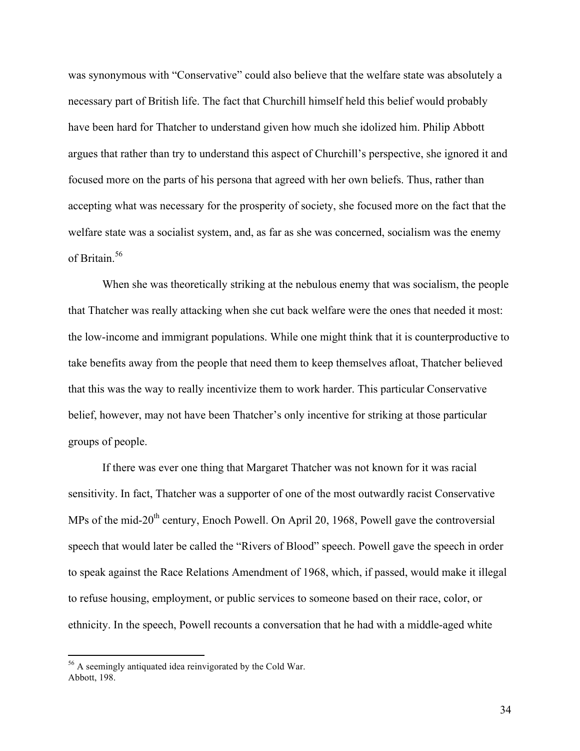was synonymous with "Conservative" could also believe that the welfare state was absolutely a necessary part of British life. The fact that Churchill himself held this belief would probably have been hard for Thatcher to understand given how much she idolized him. Philip Abbott argues that rather than try to understand this aspect of Churchill's perspective, she ignored it and focused more on the parts of his persona that agreed with her own beliefs. Thus, rather than accepting what was necessary for the prosperity of society, she focused more on the fact that the welfare state was a socialist system, and, as far as she was concerned, socialism was the enemy of Britain.[56]

When she was theoretically striking at the nebulous enemy that was socialism, the people that Thatcher was really attacking when she cut back welfare were the ones that needed it most: the low-income and immigrant populations. While one might think that it is counterproductive to take benefits away from the people that need them to keep themselves afloat, Thatcher believed that this was the way to really incentivize them to work harder. This particular Conservative belief, however, may not have been Thatcher's only incentive for striking at those particular groups of people.

If there was ever one thing that Margaret Thatcher was not known for it was racial sensitivity. In fact, Thatcher was a supporter of one of the most outwardly racist Conservative MPs of the mid-20th century, Enoch Powell. On April 20, 1968, Powell gave the controversial speech that would later be called the "Rivers of Blood" speech. Powell gave the speech in order to speak against the Race Relations Amendment of 1968, which, if passed, would make it illegal to refuse housing, employment, or public services to someone based on their race, color, or ethnicity. In the speech, Powell recounts a conversation that he had with a middle-aged white

---

[56] A seemingly antiquated idea reinvigorated by the Cold War.
Abbott, 198.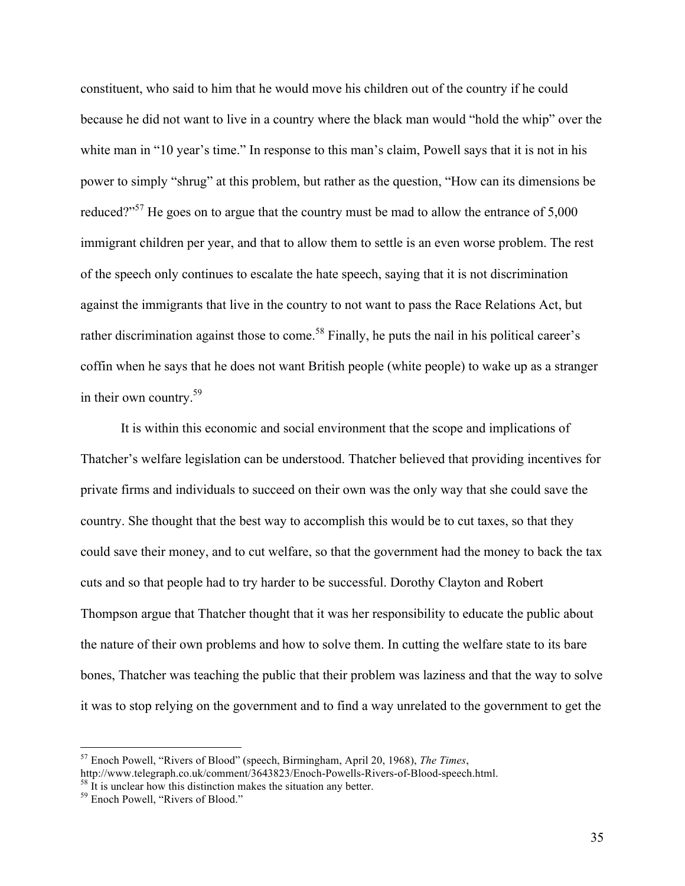constituent, who said to him that he would move his children out of the country if he could because he did not want to live in a country where the black man would "hold the whip" over the white man in "10 year's time." In response to this man's claim, Powell says that it is not in his power to simply "shrug" at this problem, but rather as the question, "How can its dimensions be reduced?"[57] He goes on to argue that the country must be mad to allow the entrance of 5,000 immigrant children per year, and that to allow them to settle is an even worse problem. The rest of the speech only continues to escalate the hate speech, saying that it is not discrimination against the immigrants that live in the country to not want to pass the Race Relations Act, but rather discrimination against those to come.[58] Finally, he puts the nail in his political career's coffin when he says that he does not want British people (white people) to wake up as a stranger in their own country.[59]

It is within this economic and social environment that the scope and implications of Thatcher's welfare legislation can be understood. Thatcher believed that providing incentives for private firms and individuals to succeed on their own was the only way that she could save the country. She thought that the best way to accomplish this would be to cut taxes, so that they could save their money, and to cut welfare, so that the government had the money to back the tax cuts and so that people had to try harder to be successful. Dorothy Clayton and Robert Thompson argue that Thatcher thought that it was her responsibility to educate the public about the nature of their own problems and how to solve them. In cutting the welfare state to its bare bones, Thatcher was teaching the public that their problem was laziness and that the way to solve it was to stop relying on the government and to find a way unrelated to the government to get the

---

[57] Enoch Powell, "Rivers of Blood" (speech, Birmingham, April 20, 1968), *The Times*, http://www.telegraph.co.uk/comment/3643823/Enoch-Powells-Rivers-of-Blood-speech.html.

[58] It is unclear how this distinction makes the situation any better.

[59] Enoch Powell, "Rivers of Blood."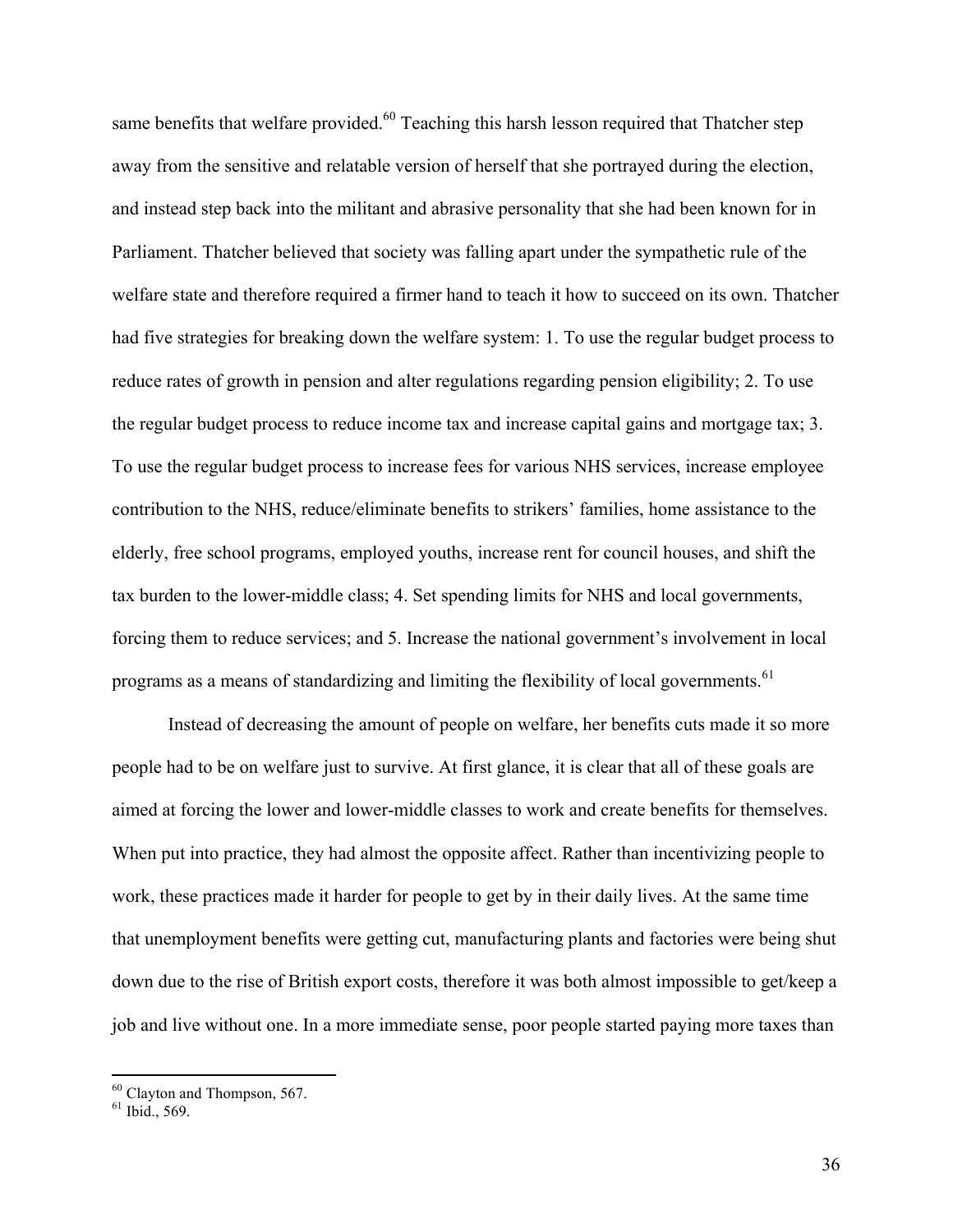same benefits that welfare provided.[60] Teaching this harsh lesson required that Thatcher step away from the sensitive and relatable version of herself that she portrayed during the election, and instead step back into the militant and abrasive personality that she had been known for in Parliament. Thatcher believed that society was falling apart under the sympathetic rule of the welfare state and therefore required a firmer hand to teach it how to succeed on its own. Thatcher had five strategies for breaking down the welfare system: 1. To use the regular budget process to reduce rates of growth in pension and alter regulations regarding pension eligibility; 2. To use the regular budget process to reduce income tax and increase capital gains and mortgage tax; 3. To use the regular budget process to increase fees for various NHS services, increase employee contribution to the NHS, reduce/eliminate benefits to strikers' families, home assistance to the elderly, free school programs, employed youths, increase rent for council houses, and shift the tax burden to the lower-middle class; 4. Set spending limits for NHS and local governments, forcing them to reduce services; and 5. Increase the national government's involvement in local programs as a means of standardizing and limiting the flexibility of local governments.[61]

Instead of decreasing the amount of people on welfare, her benefits cuts made it so more people had to be on welfare just to survive. At first glance, it is clear that all of these goals are aimed at forcing the lower and lower-middle classes to work and create benefits for themselves. When put into practice, they had almost the opposite affect. Rather than incentivizing people to work, these practices made it harder for people to get by in their daily lives. At the same time that unemployment benefits were getting cut, manufacturing plants and factories were being shut down due to the rise of British export costs, therefore it was both almost impossible to get/keep a job and live without one. In a more immediate sense, poor people started paying more taxes than

[60] Clayton and Thompson, 567.
[61] Ibid., 569.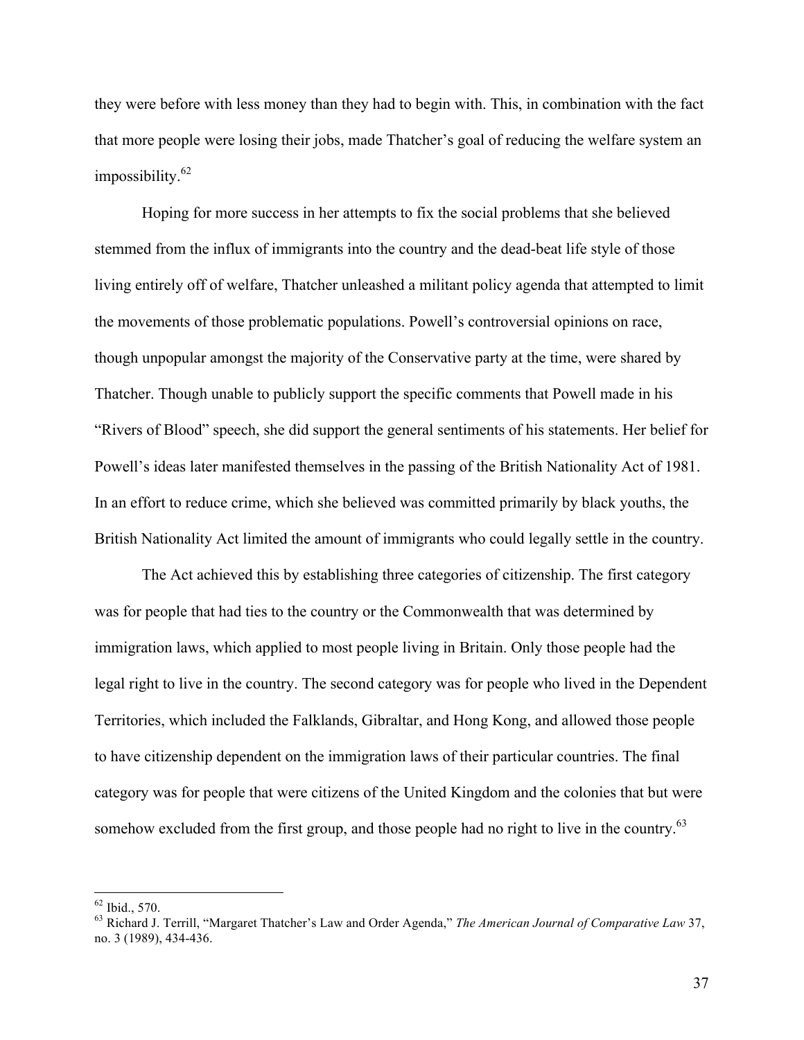they were before with less money than they had to begin with. This, in combination with the fact that more people were losing their jobs, made Thatcher's goal of reducing the welfare system an impossibility.[62]

Hoping for more success in her attempts to fix the social problems that she believed stemmed from the influx of immigrants into the country and the dead-beat life style of those living entirely off of welfare, Thatcher unleashed a militant policy agenda that attempted to limit the movements of those problematic populations. Powell's controversial opinions on race, though unpopular amongst the majority of the Conservative party at the time, were shared by Thatcher. Though unable to publicly support the specific comments that Powell made in his "Rivers of Blood" speech, she did support the general sentiments of his statements. Her belief for Powell's ideas later manifested themselves in the passing of the British Nationality Act of 1981. In an effort to reduce crime, which she believed was committed primarily by black youths, the British Nationality Act limited the amount of immigrants who could legally settle in the country.

The Act achieved this by establishing three categories of citizenship. The first category was for people that had ties to the country or the Commonwealth that was determined by immigration laws, which applied to most people living in Britain. Only those people had the legal right to live in the country. The second category was for people who lived in the Dependent Territories, which included the Falklands, Gibraltar, and Hong Kong, and allowed those people to have citizenship dependent on the immigration laws of their particular countries. The final category was for people that were citizens of the United Kingdom and the colonies that but were somehow excluded from the first group, and those people had no right to live in the country.[63]

---

[62] Ibid., 570.

[63] Richard J. Terrill, "Margaret Thatcher's Law and Order Agenda," *The American Journal of Comparative Law* 37, no. 3 (1989), 434-436.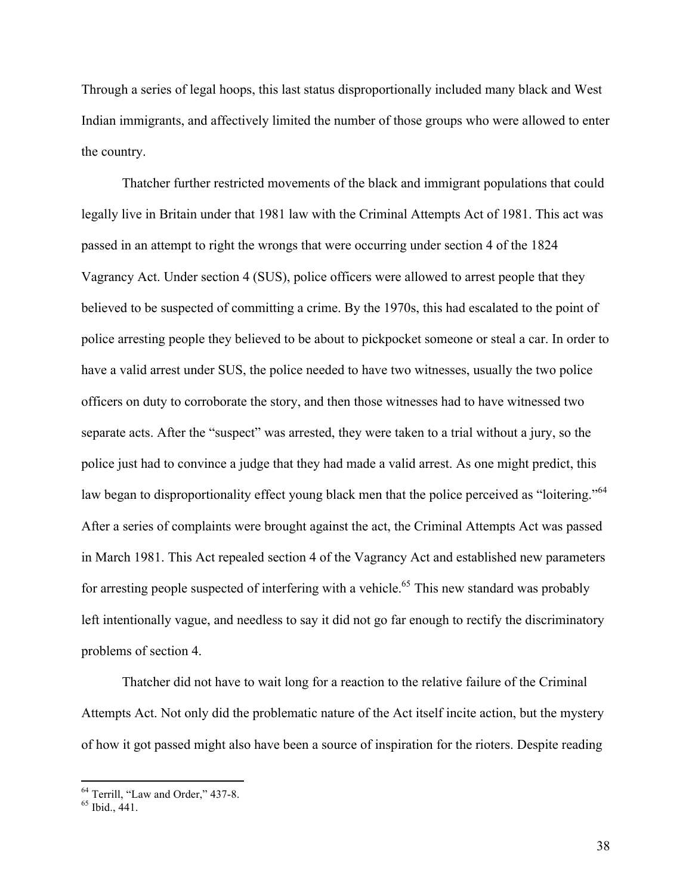Through a series of legal hoops, this last status disproportionally included many black and West Indian immigrants, and affectively limited the number of those groups who were allowed to enter the country.

Thatcher further restricted movements of the black and immigrant populations that could legally live in Britain under that 1981 law with the Criminal Attempts Act of 1981. This act was passed in an attempt to right the wrongs that were occurring under section 4 of the 1824 Vagrancy Act. Under section 4 (SUS), police officers were allowed to arrest people that they believed to be suspected of committing a crime. By the 1970s, this had escalated to the point of police arresting people they believed to be about to pickpocket someone or steal a car. In order to have a valid arrest under SUS, the police needed to have two witnesses, usually the two police officers on duty to corroborate the story, and then those witnesses had to have witnessed two separate acts. After the "suspect" was arrested, they were taken to a trial without a jury, so the police just had to convince a judge that they had made a valid arrest. As one might predict, this law began to disproportionality effect young black men that the police perceived as "loitering."[64] After a series of complaints were brought against the act, the Criminal Attempts Act was passed in March 1981. This Act repealed section 4 of the Vagrancy Act and established new parameters for arresting people suspected of interfering with a vehicle.[65] This new standard was probably left intentionally vague, and needless to say it did not go far enough to rectify the discriminatory problems of section 4.

Thatcher did not have to wait long for a reaction to the relative failure of the Criminal Attempts Act. Not only did the problematic nature of the Act itself incite action, but the mystery of how it got passed might also have been a source of inspiration for the rioters. Despite reading

[64] Terrill, "Law and Order," 437-8.
[65] Ibid., 441.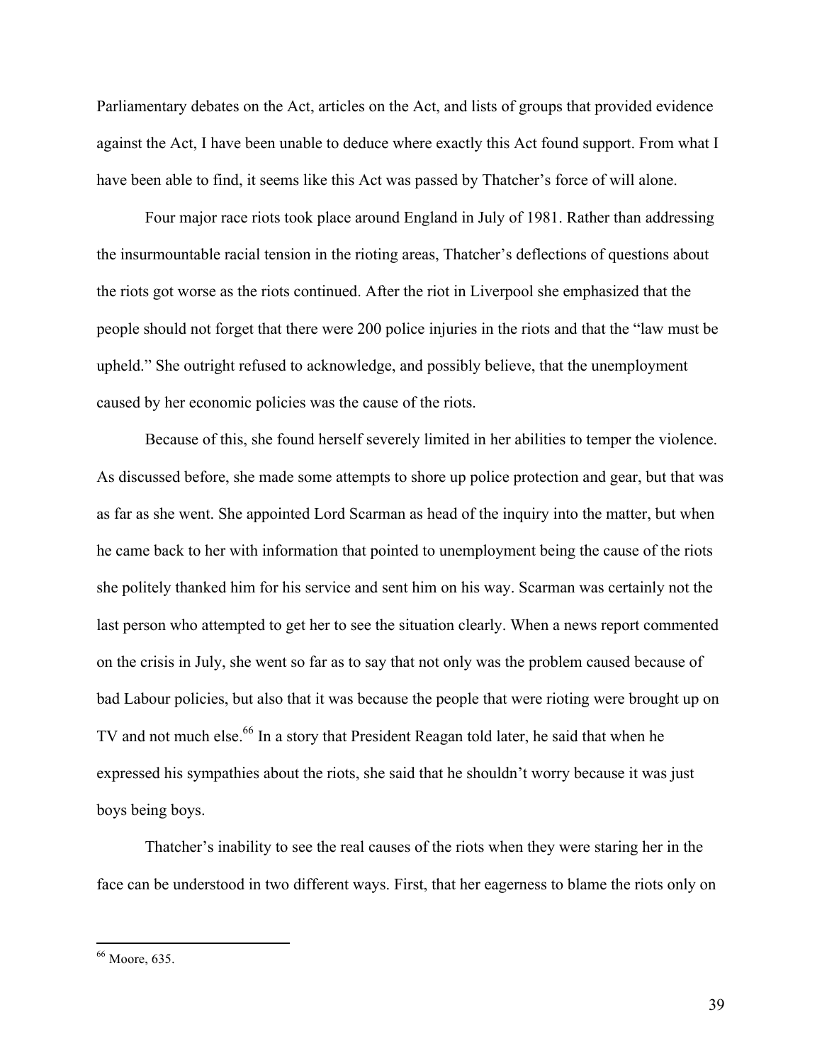Parliamentary debates on the Act, articles on the Act, and lists of groups that provided evidence against the Act, I have been unable to deduce where exactly this Act found support. From what I have been able to find, it seems like this Act was passed by Thatcher's force of will alone.

Four major race riots took place around England in July of 1981. Rather than addressing the insurmountable racial tension in the rioting areas, Thatcher's deflections of questions about the riots got worse as the riots continued. After the riot in Liverpool she emphasized that the people should not forget that there were 200 police injuries in the riots and that the "law must be upheld." She outright refused to acknowledge, and possibly believe, that the unemployment caused by her economic policies was the cause of the riots.

Because of this, she found herself severely limited in her abilities to temper the violence. As discussed before, she made some attempts to shore up police protection and gear, but that was as far as she went. She appointed Lord Scarman as head of the inquiry into the matter, but when he came back to her with information that pointed to unemployment being the cause of the riots she politely thanked him for his service and sent him on his way. Scarman was certainly not the last person who attempted to get her to see the situation clearly. When a news report commented on the crisis in July, she went so far as to say that not only was the problem caused because of bad Labour policies, but also that it was because the people that were rioting were brought up on TV and not much else.[66] In a story that President Reagan told later, he said that when he expressed his sympathies about the riots, she said that he shouldn't worry because it was just boys being boys.

Thatcher's inability to see the real causes of the riots when they were staring her in the face can be understood in two different ways. First, that her eagerness to blame the riots only on

---

[66] Moore, 635.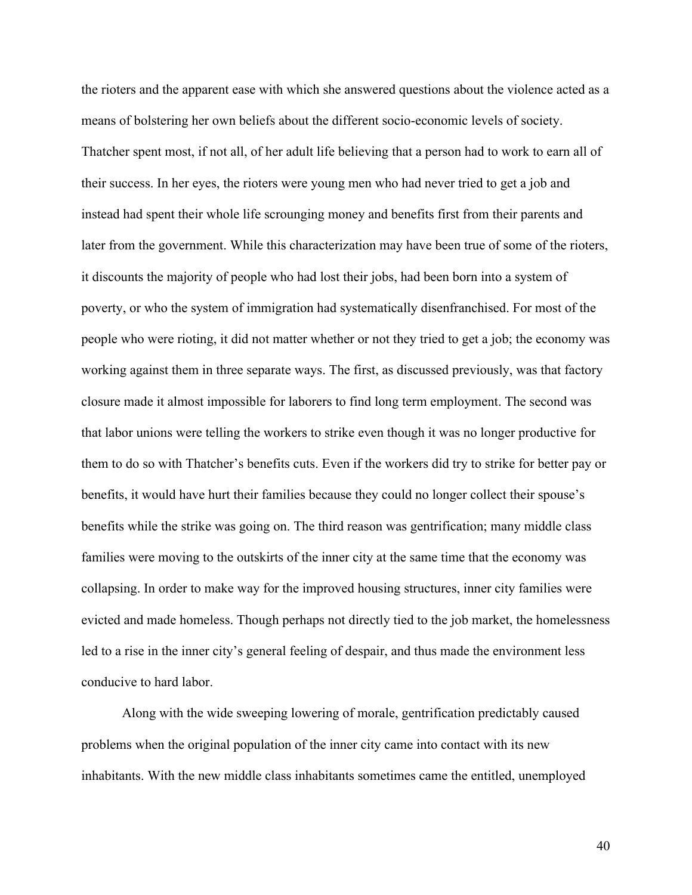the rioters and the apparent ease with which she answered questions about the violence acted as a means of bolstering her own beliefs about the different socio-economic levels of society. Thatcher spent most, if not all, of her adult life believing that a person had to work to earn all of their success. In her eyes, the rioters were young men who had never tried to get a job and instead had spent their whole life scrounging money and benefits first from their parents and later from the government. While this characterization may have been true of some of the rioters, it discounts the majority of people who had lost their jobs, had been born into a system of poverty, or who the system of immigration had systematically disenfranchised. For most of the people who were rioting, it did not matter whether or not they tried to get a job; the economy was working against them in three separate ways. The first, as discussed previously, was that factory closure made it almost impossible for laborers to find long term employment. The second was that labor unions were telling the workers to strike even though it was no longer productive for them to do so with Thatcher's benefits cuts. Even if the workers did try to strike for better pay or benefits, it would have hurt their families because they could no longer collect their spouse's benefits while the strike was going on. The third reason was gentrification; many middle class families were moving to the outskirts of the inner city at the same time that the economy was collapsing. In order to make way for the improved housing structures, inner city families were evicted and made homeless. Though perhaps not directly tied to the job market, the homelessness led to a rise in the inner city's general feeling of despair, and thus made the environment less conducive to hard labor.

Along with the wide sweeping lowering of morale, gentrification predictably caused problems when the original population of the inner city came into contact with its new inhabitants. With the new middle class inhabitants sometimes came the entitled, unemployed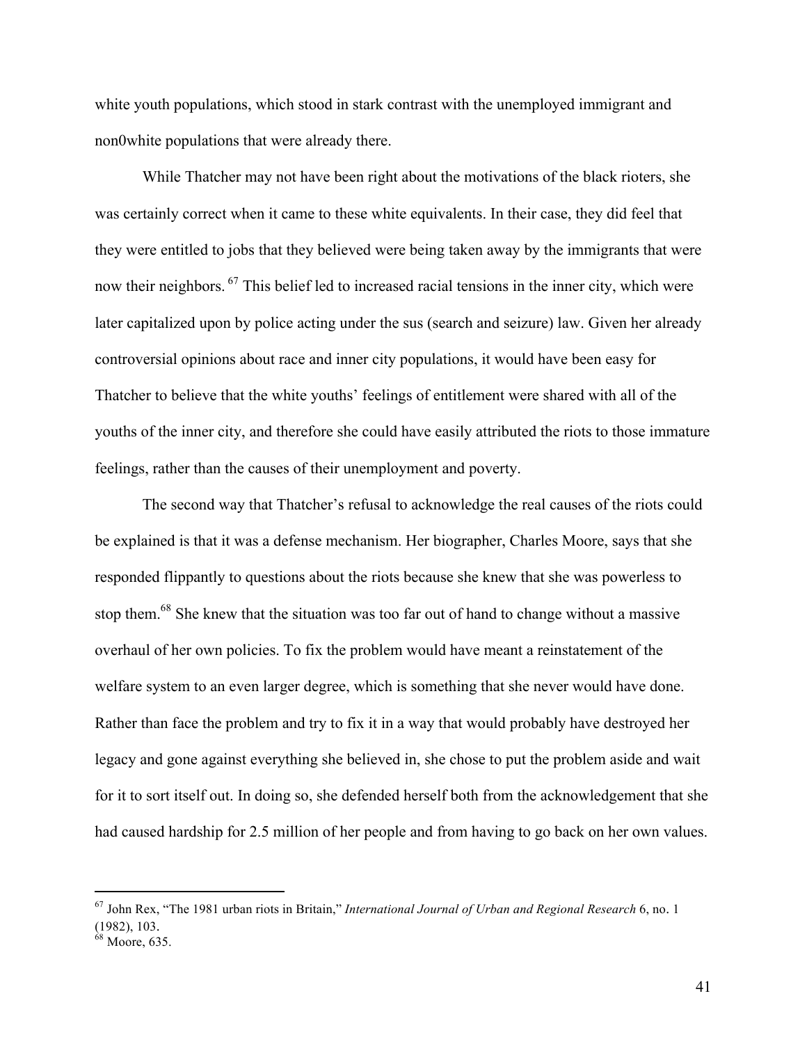white youth populations, which stood in stark contrast with the unemployed immigrant and non0white populations that were already there.

While Thatcher may not have been right about the motivations of the black rioters, she was certainly correct when it came to these white equivalents. In their case, they did feel that they were entitled to jobs that they believed were being taken away by the immigrants that were now their neighbors.[67] This belief led to increased racial tensions in the inner city, which were later capitalized upon by police acting under the sus (search and seizure) law. Given her already controversial opinions about race and inner city populations, it would have been easy for Thatcher to believe that the white youths' feelings of entitlement were shared with all of the youths of the inner city, and therefore she could have easily attributed the riots to those immature feelings, rather than the causes of their unemployment and poverty.

The second way that Thatcher's refusal to acknowledge the real causes of the riots could be explained is that it was a defense mechanism. Her biographer, Charles Moore, says that she responded flippantly to questions about the riots because she knew that she was powerless to stop them.[68] She knew that the situation was too far out of hand to change without a massive overhaul of her own policies. To fix the problem would have meant a reinstatement of the welfare system to an even larger degree, which is something that she never would have done. Rather than face the problem and try to fix it in a way that would probably have destroyed her legacy and gone against everything she believed in, she chose to put the problem aside and wait for it to sort itself out. In doing so, she defended herself both from the acknowledgement that she had caused hardship for 2.5 million of her people and from having to go back on her own values.

---

[67] John Rex, "The 1981 urban riots in Britain," *International Journal of Urban and Regional Research* 6, no. 1 (1982), 103.

[68] Moore, 635.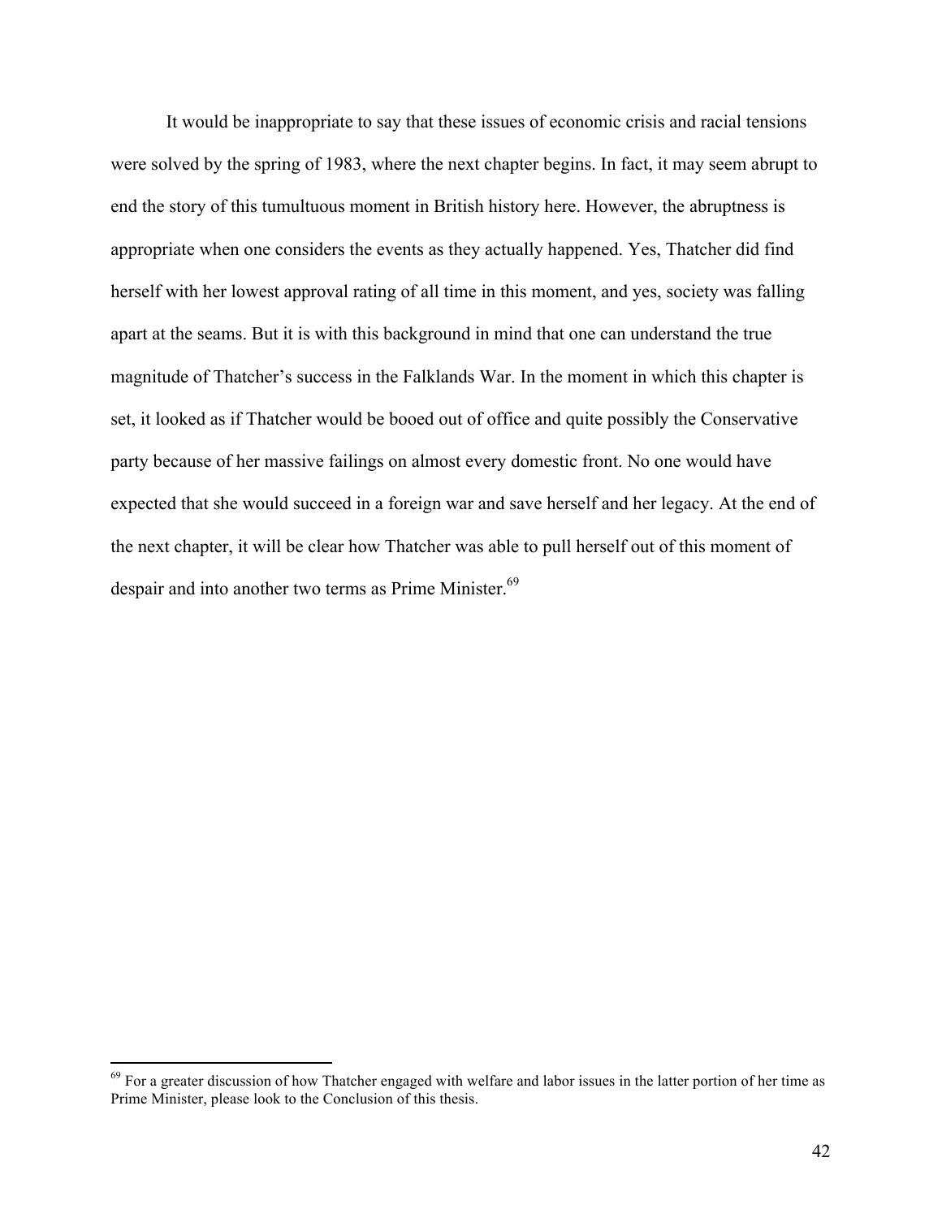It would be inappropriate to say that these issues of economic crisis and racial tensions were solved by the spring of 1983, where the next chapter begins. In fact, it may seem abrupt to end the story of this tumultuous moment in British history here. However, the abruptness is appropriate when one considers the events as they actually happened. Yes, Thatcher did find herself with her lowest approval rating of all time in this moment, and yes, society was falling apart at the seams. But it is with this background in mind that one can understand the true magnitude of Thatcher's success in the Falklands War. In the moment in which this chapter is set, it looked as if Thatcher would be booed out of office and quite possibly the Conservative party because of her massive failings on almost every domestic front. No one would have expected that she would succeed in a foreign war and save herself and her legacy. At the end of the next chapter, it will be clear how Thatcher was able to pull herself out of this moment of despair and into another two terms as Prime Minister.[69]

---

[69] For a greater discussion of how Thatcher engaged with welfare and labor issues in the latter portion of her time as Prime Minister, please look to the Conclusion of this thesis.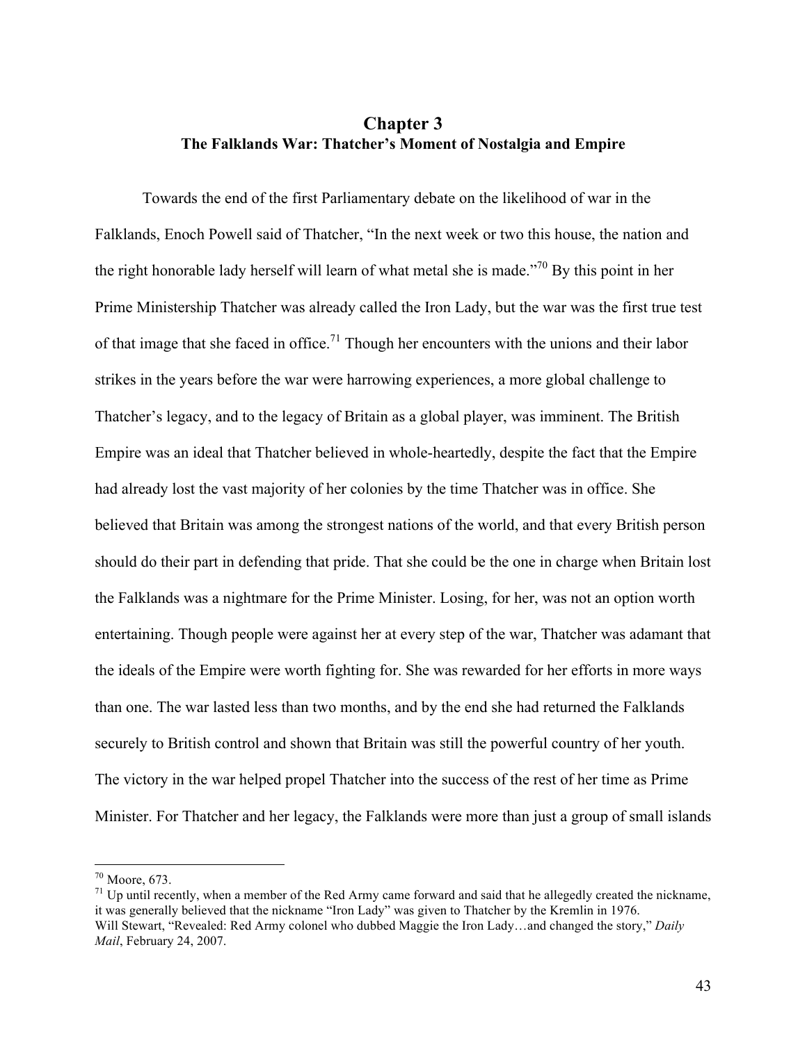# Chapter 3
## The Falklands War: Thatcher's Moment of Nostalgia and Empire

Towards the end of the first Parliamentary debate on the likelihood of war in the Falklands, Enoch Powell said of Thatcher, "In the next week or two this house, the nation and the right honorable lady herself will learn of what metal she is made."[70] By this point in her Prime Ministership Thatcher was already called the Iron Lady, but the war was the first true test of that image that she faced in office.[71] Though her encounters with the unions and their labor strikes in the years before the war were harrowing experiences, a more global challenge to Thatcher's legacy, and to the legacy of Britain as a global player, was imminent. The British Empire was an ideal that Thatcher believed in whole-heartedly, despite the fact that the Empire had already lost the vast majority of her colonies by the time Thatcher was in office. She believed that Britain was among the strongest nations of the world, and that every British person should do their part in defending that pride. That she could be the one in charge when Britain lost the Falklands was a nightmare for the Prime Minister. Losing, for her, was not an option worth entertaining. Though people were against her at every step of the war, Thatcher was adamant that the ideals of the Empire were worth fighting for. She was rewarded for her efforts in more ways than one. The war lasted less than two months, and by the end she had returned the Falklands securely to British control and shown that Britain was still the powerful country of her youth. The victory in the war helped propel Thatcher into the success of the rest of her time as Prime Minister. For Thatcher and her legacy, the Falklands were more than just a group of small islands

---

[70] Moore, 673.

[71] Up until recently, when a member of the Red Army came forward and said that he allegedly created the nickname, it was generally believed that the nickname "Iron Lady" was given to Thatcher by the Kremlin in 1976. Will Stewart, "Revealed: Red Army colonel who dubbed Maggie the Iron Lady…and changed the story," *Daily Mail*, February 24, 2007.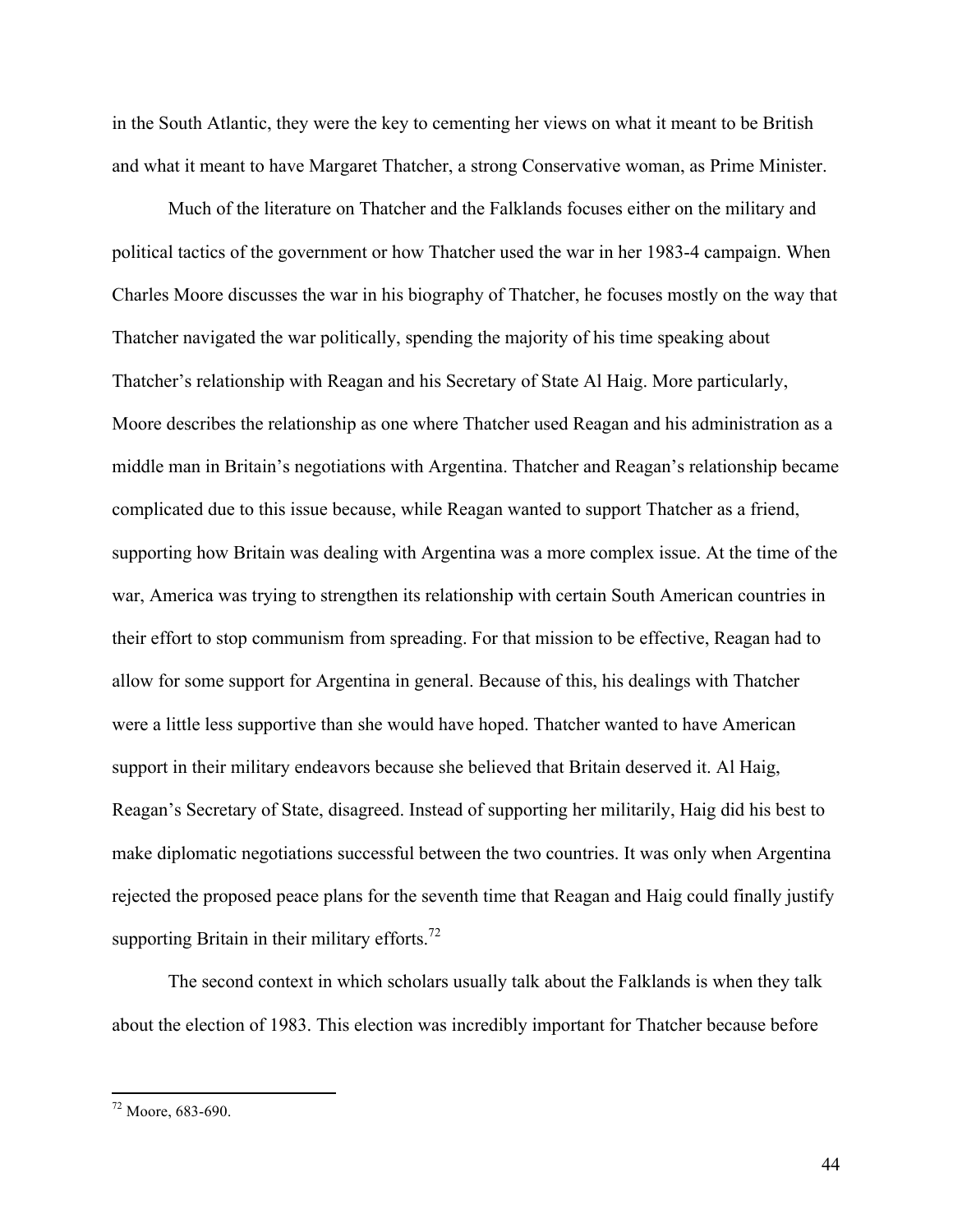in the South Atlantic, they were the key to cementing her views on what it meant to be British and what it meant to have Margaret Thatcher, a strong Conservative woman, as Prime Minister.

Much of the literature on Thatcher and the Falklands focuses either on the military and political tactics of the government or how Thatcher used the war in her 1983-4 campaign. When Charles Moore discusses the war in his biography of Thatcher, he focuses mostly on the way that Thatcher navigated the war politically, spending the majority of his time speaking about Thatcher's relationship with Reagan and his Secretary of State Al Haig. More particularly, Moore describes the relationship as one where Thatcher used Reagan and his administration as a middle man in Britain's negotiations with Argentina. Thatcher and Reagan's relationship became complicated due to this issue because, while Reagan wanted to support Thatcher as a friend, supporting how Britain was dealing with Argentina was a more complex issue. At the time of the war, America was trying to strengthen its relationship with certain South American countries in their effort to stop communism from spreading. For that mission to be effective, Reagan had to allow for some support for Argentina in general. Because of this, his dealings with Thatcher were a little less supportive than she would have hoped. Thatcher wanted to have American support in their military endeavors because she believed that Britain deserved it. Al Haig, Reagan's Secretary of State, disagreed. Instead of supporting her militarily, Haig did his best to make diplomatic negotiations successful between the two countries. It was only when Argentina rejected the proposed peace plans for the seventh time that Reagan and Haig could finally justify supporting Britain in their military efforts.[72]

The second context in which scholars usually talk about the Falklands is when they talk about the election of 1983. This election was incredibly important for Thatcher because before

---

[72] Moore, 683-690.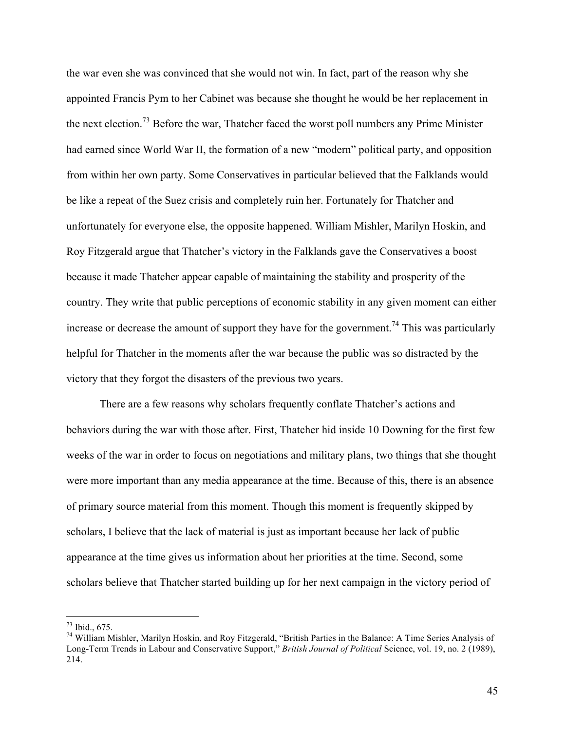the war even she was convinced that she would not win. In fact, part of the reason why she appointed Francis Pym to her Cabinet was because she thought he would be her replacement in the next election.[73] Before the war, Thatcher faced the worst poll numbers any Prime Minister had earned since World War II, the formation of a new "modern" political party, and opposition from within her own party. Some Conservatives in particular believed that the Falklands would be like a repeat of the Suez crisis and completely ruin her. Fortunately for Thatcher and unfortunately for everyone else, the opposite happened. William Mishler, Marilyn Hoskin, and Roy Fitzgerald argue that Thatcher's victory in the Falklands gave the Conservatives a boost because it made Thatcher appear capable of maintaining the stability and prosperity of the country. They write that public perceptions of economic stability in any given moment can either increase or decrease the amount of support they have for the government.[74] This was particularly helpful for Thatcher in the moments after the war because the public was so distracted by the victory that they forgot the disasters of the previous two years.

There are a few reasons why scholars frequently conflate Thatcher's actions and behaviors during the war with those after. First, Thatcher hid inside 10 Downing for the first few weeks of the war in order to focus on negotiations and military plans, two things that she thought were more important than any media appearance at the time. Because of this, there is an absence of primary source material from this moment. Though this moment is frequently skipped by scholars, I believe that the lack of material is just as important because her lack of public appearance at the time gives us information about her priorities at the time. Second, some scholars believe that Thatcher started building up for her next campaign in the victory period of

---

[73] Ibid., 675.

[74] William Mishler, Marilyn Hoskin, and Roy Fitzgerald, "British Parties in the Balance: A Time Series Analysis of Long-Term Trends in Labour and Conservative Support," *British Journal of Political* Science, vol. 19, no. 2 (1989), 214.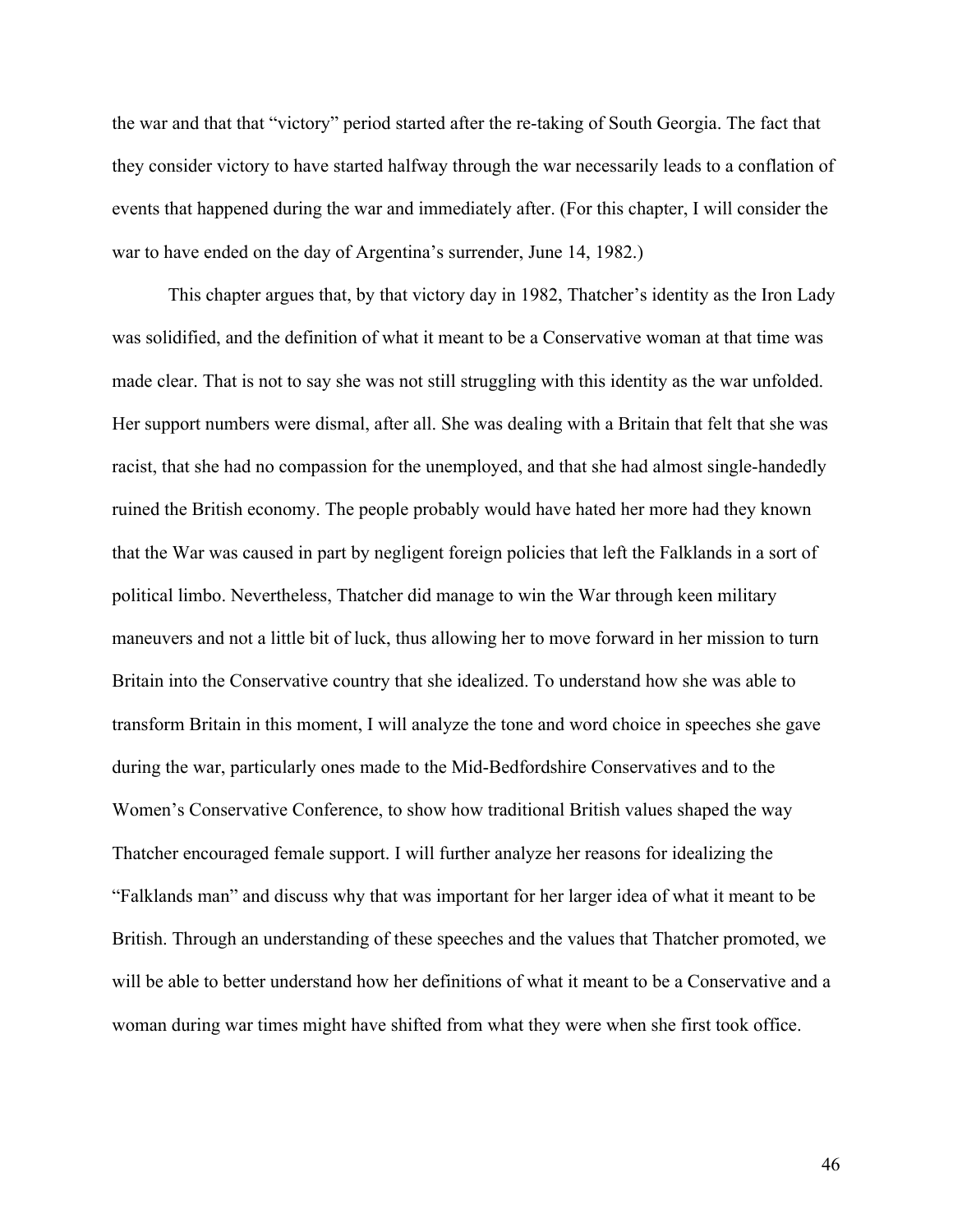the war and that that "victory" period started after the re-taking of South Georgia. The fact that they consider victory to have started halfway through the war necessarily leads to a conflation of events that happened during the war and immediately after. (For this chapter, I will consider the war to have ended on the day of Argentina's surrender, June 14, 1982.)

This chapter argues that, by that victory day in 1982, Thatcher's identity as the Iron Lady was solidified, and the definition of what it meant to be a Conservative woman at that time was made clear. That is not to say she was not still struggling with this identity as the war unfolded. Her support numbers were dismal, after all. She was dealing with a Britain that felt that she was racist, that she had no compassion for the unemployed, and that she had almost single-handedly ruined the British economy. The people probably would have hated her more had they known that the War was caused in part by negligent foreign policies that left the Falklands in a sort of political limbo. Nevertheless, Thatcher did manage to win the War through keen military maneuvers and not a little bit of luck, thus allowing her to move forward in her mission to turn Britain into the Conservative country that she idealized. To understand how she was able to transform Britain in this moment, I will analyze the tone and word choice in speeches she gave during the war, particularly ones made to the Mid-Bedfordshire Conservatives and to the Women's Conservative Conference, to show how traditional British values shaped the way Thatcher encouraged female support. I will further analyze her reasons for idealizing the "Falklands man" and discuss why that was important for her larger idea of what it meant to be British. Through an understanding of these speeches and the values that Thatcher promoted, we will be able to better understand how her definitions of what it meant to be a Conservative and a woman during war times might have shifted from what they were when she first took office.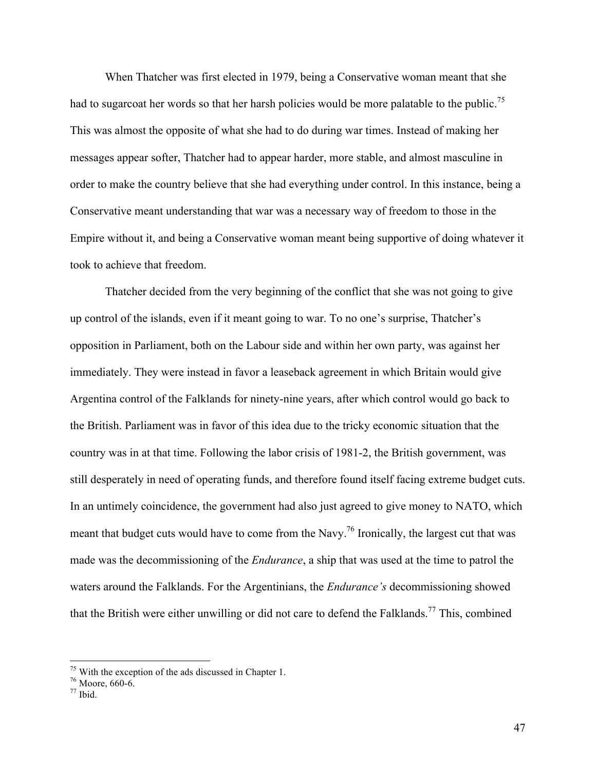When Thatcher was first elected in 1979, being a Conservative woman meant that she had to sugarcoat her words so that her harsh policies would be more palatable to the public.[75] This was almost the opposite of what she had to do during war times. Instead of making her messages appear softer, Thatcher had to appear harder, more stable, and almost masculine in order to make the country believe that she had everything under control. In this instance, being a Conservative meant understanding that war was a necessary way of freedom to those in the Empire without it, and being a Conservative woman meant being supportive of doing whatever it took to achieve that freedom.

Thatcher decided from the very beginning of the conflict that she was not going to give up control of the islands, even if it meant going to war. To no one's surprise, Thatcher's opposition in Parliament, both on the Labour side and within her own party, was against her immediately. They were instead in favor a leaseback agreement in which Britain would give Argentina control of the Falklands for ninety-nine years, after which control would go back to the British. Parliament was in favor of this idea due to the tricky economic situation that the country was in at that time. Following the labor crisis of 1981-2, the British government, was still desperately in need of operating funds, and therefore found itself facing extreme budget cuts. In an untimely coincidence, the government had also just agreed to give money to NATO, which meant that budget cuts would have to come from the Navy.[76] Ironically, the largest cut that was made was the decommissioning of the *Endurance*, a ship that was used at the time to patrol the waters around the Falklands. For the Argentinians, the *Endurance's* decommissioning showed that the British were either unwilling or did not care to defend the Falklands.[77] This, combined

[75] With the exception of the ads discussed in Chapter 1.
[76] Moore, 660-6.
[77] Ibid.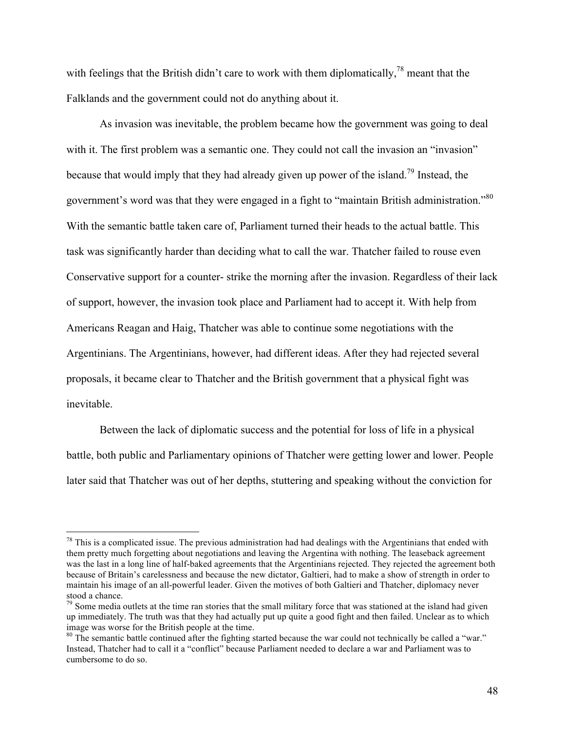with feelings that the British didn't care to work with them diplomatically,[78] meant that the Falklands and the government could not do anything about it.

As invasion was inevitable, the problem became how the government was going to deal with it. The first problem was a semantic one. They could not call the invasion an "invasion" because that would imply that they had already given up power of the island.[79] Instead, the government's word was that they were engaged in a fight to "maintain British administration."[80] With the semantic battle taken care of, Parliament turned their heads to the actual battle. This task was significantly harder than deciding what to call the war. Thatcher failed to rouse even Conservative support for a counter- strike the morning after the invasion. Regardless of their lack of support, however, the invasion took place and Parliament had to accept it. With help from Americans Reagan and Haig, Thatcher was able to continue some negotiations with the Argentinians. The Argentinians, however, had different ideas. After they had rejected several proposals, it became clear to Thatcher and the British government that a physical fight was inevitable.

Between the lack of diplomatic success and the potential for loss of life in a physical battle, both public and Parliamentary opinions of Thatcher were getting lower and lower. People later said that Thatcher was out of her depths, stuttering and speaking without the conviction for

---

[78] This is a complicated issue. The previous administration had had dealings with the Argentinians that ended with them pretty much forgetting about negotiations and leaving the Argentina with nothing. The leaseback agreement was the last in a long line of half-baked agreements that the Argentinians rejected. They rejected the agreement both because of Britain's carelessness and because the new dictator, Galtieri, had to make a show of strength in order to maintain his image of an all-powerful leader. Given the motives of both Galtieri and Thatcher, diplomacy never stood a chance.

[79] Some media outlets at the time ran stories that the small military force that was stationed at the island had given up immediately. The truth was that they had actually put up quite a good fight and then failed. Unclear as to which image was worse for the British people at the time.

[80] The semantic battle continued after the fighting started because the war could not technically be called a "war." Instead, Thatcher had to call it a "conflict" because Parliament needed to declare a war and Parliament was to cumbersome to do so.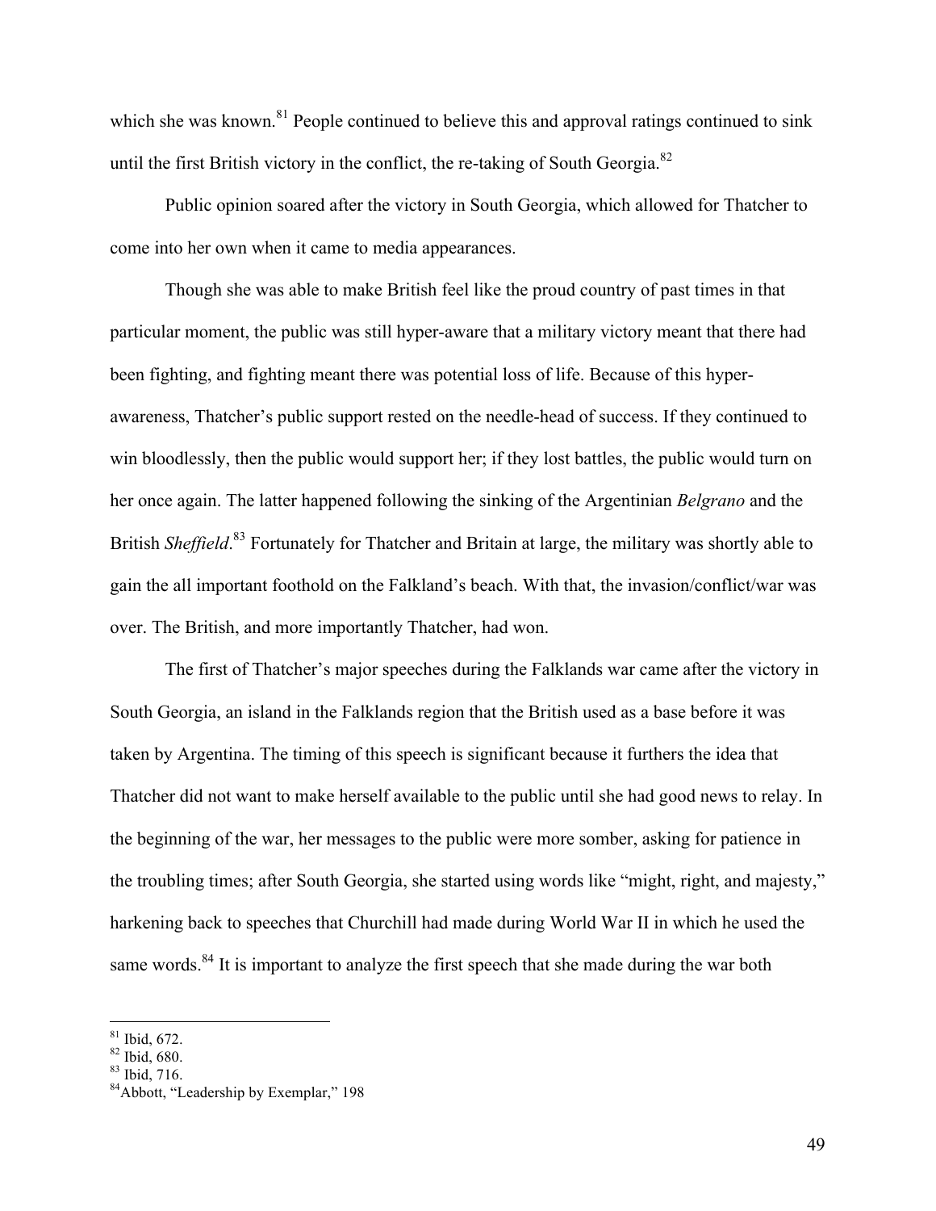which she was known.[81] People continued to believe this and approval ratings continued to sink until the first British victory in the conflict, the re-taking of South Georgia.[82]

Public opinion soared after the victory in South Georgia, which allowed for Thatcher to come into her own when it came to media appearances.

Though she was able to make British feel like the proud country of past times in that particular moment, the public was still hyper-aware that a military victory meant that there had been fighting, and fighting meant there was potential loss of life. Because of this hyper-awareness, Thatcher's public support rested on the needle-head of success. If they continued to win bloodlessly, then the public would support her; if they lost battles, the public would turn on her once again. The latter happened following the sinking of the Argentinian *Belgrano* and the British *Sheffield*.[83] Fortunately for Thatcher and Britain at large, the military was shortly able to gain the all important foothold on the Falkland's beach. With that, the invasion/conflict/war was over. The British, and more importantly Thatcher, had won.

The first of Thatcher's major speeches during the Falklands war came after the victory in South Georgia, an island in the Falklands region that the British used as a base before it was taken by Argentina. The timing of this speech is significant because it furthers the idea that Thatcher did not want to make herself available to the public until she had good news to relay. In the beginning of the war, her messages to the public were more somber, asking for patience in the troubling times; after South Georgia, she started using words like "might, right, and majesty," harkening back to speeches that Churchill had made during World War II in which he used the same words.[84] It is important to analyze the first speech that she made during the war both

[81] Ibid, 672.
[82] Ibid, 680.
[83] Ibid, 716.
[84] Abbott, "Leadership by Exemplar," 198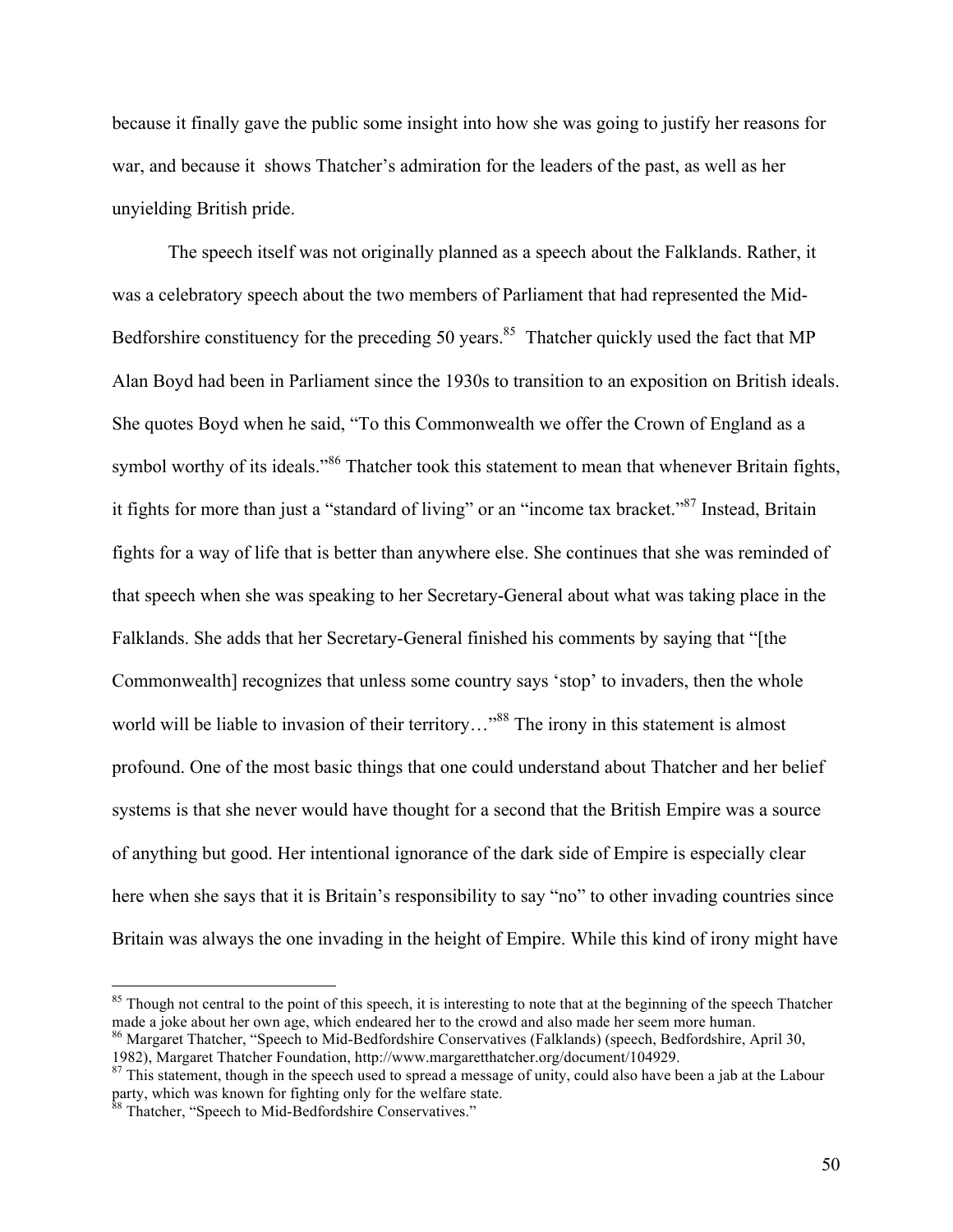because it finally gave the public some insight into how she was going to justify her reasons for war, and because it  shows Thatcher's admiration for the leaders of the past, as well as her unyielding British pride.

The speech itself was not originally planned as a speech about the Falklands. Rather, it was a celebratory speech about the two members of Parliament that had represented the Mid-Bedforshire constituency for the preceding 50 years.[85] Thatcher quickly used the fact that MP Alan Boyd had been in Parliament since the 1930s to transition to an exposition on British ideals. She quotes Boyd when he said, "To this Commonwealth we offer the Crown of England as a symbol worthy of its ideals."[86] Thatcher took this statement to mean that whenever Britain fights, it fights for more than just a "standard of living" or an "income tax bracket."[87] Instead, Britain fights for a way of life that is better than anywhere else. She continues that she was reminded of that speech when she was speaking to her Secretary-General about what was taking place in the Falklands. She adds that her Secretary-General finished his comments by saying that "[the Commonwealth] recognizes that unless some country says 'stop' to invaders, then the whole world will be liable to invasion of their territory…"[88] The irony in this statement is almost profound. One of the most basic things that one could understand about Thatcher and her belief systems is that she never would have thought for a second that the British Empire was a source of anything but good. Her intentional ignorance of the dark side of Empire is especially clear here when she says that it is Britain's responsibility to say "no" to other invading countries since Britain was always the one invading in the height of Empire. While this kind of irony might have

[85] Though not central to the point of this speech, it is interesting to note that at the beginning of the speech Thatcher made a joke about her own age, which endeared her to the crowd and also made her seem more human.

[86] Margaret Thatcher, "Speech to Mid-Bedfordshire Conservatives (Falklands) (speech, Bedfordshire, April 30, 1982), Margaret Thatcher Foundation, http://www.margaretthatcher.org/document/104929.

[87] This statement, though in the speech used to spread a message of unity, could also have been a jab at the Labour party, which was known for fighting only for the welfare state.

[88] Thatcher, "Speech to Mid-Bedfordshire Conservatives."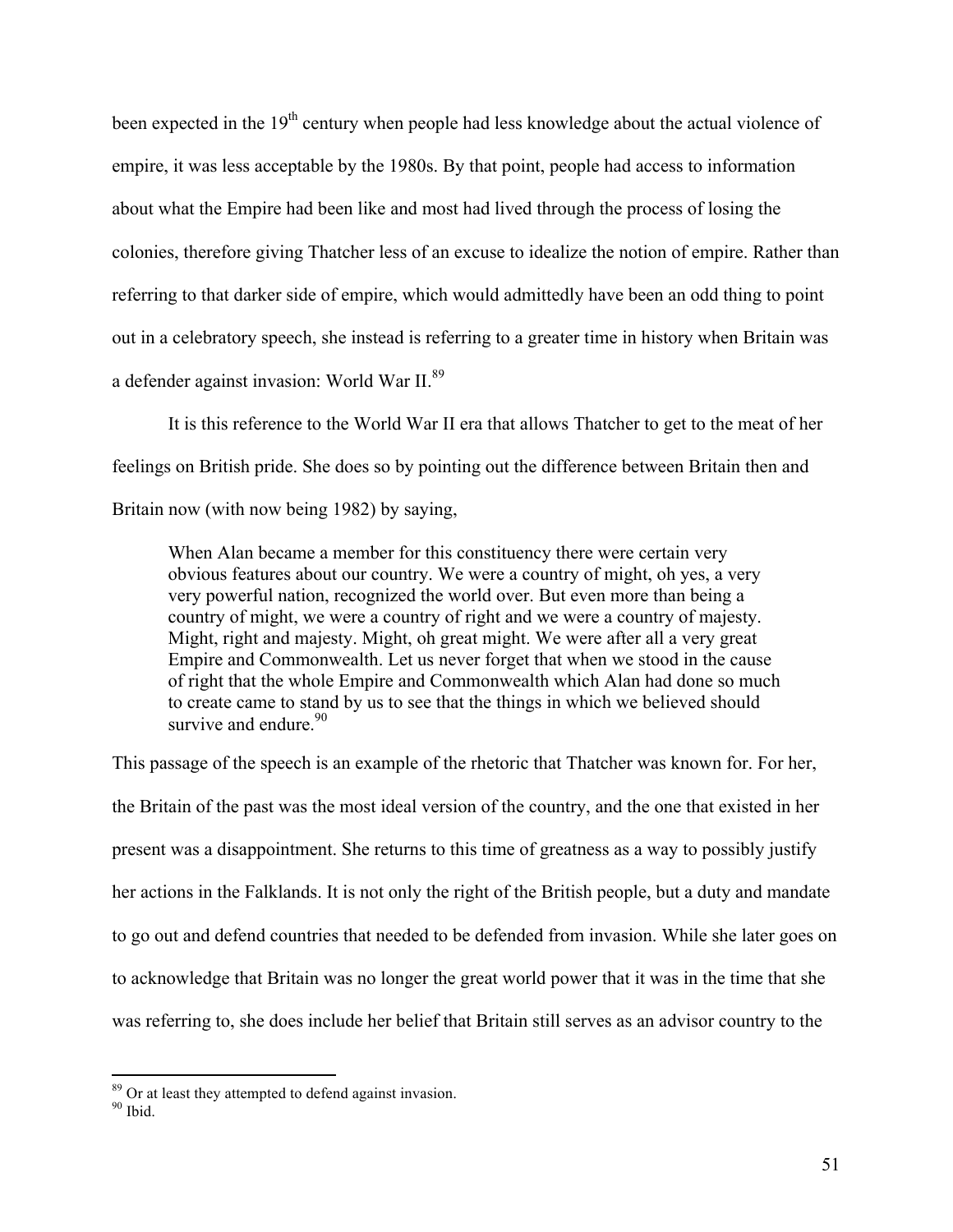been expected in the 19th century when people had less knowledge about the actual violence of empire, it was less acceptable by the 1980s. By that point, people had access to information about what the Empire had been like and most had lived through the process of losing the colonies, therefore giving Thatcher less of an excuse to idealize the notion of empire. Rather than referring to that darker side of empire, which would admittedly have been an odd thing to point out in a celebratory speech, she instead is referring to a greater time in history when Britain was a defender against invasion: World War II.[89]

It is this reference to the World War II era that allows Thatcher to get to the meat of her feelings on British pride. She does so by pointing out the difference between Britain then and Britain now (with now being 1982) by saying,

> When Alan became a member for this constituency there were certain very obvious features about our country. We were a country of might, oh yes, a very very powerful nation, recognized the world over. But even more than being a country of might, we were a country of right and we were a country of majesty. Might, right and majesty. Might, oh great might. We were after all a very great Empire and Commonwealth. Let us never forget that when we stood in the cause of right that the whole Empire and Commonwealth which Alan had done so much to create came to stand by us to see that the things in which we believed should survive and endure.[90]

This passage of the speech is an example of the rhetoric that Thatcher was known for. For her, the Britain of the past was the most ideal version of the country, and the one that existed in her present was a disappointment. She returns to this time of greatness as a way to possibly justify her actions in the Falklands. It is not only the right of the British people, but a duty and mandate to go out and defend countries that needed to be defended from invasion. While she later goes on to acknowledge that Britain was no longer the great world power that it was in the time that she was referring to, she does include her belief that Britain still serves as an advisor country to the

[89] Or at least they attempted to defend against invasion.
[90] Ibid.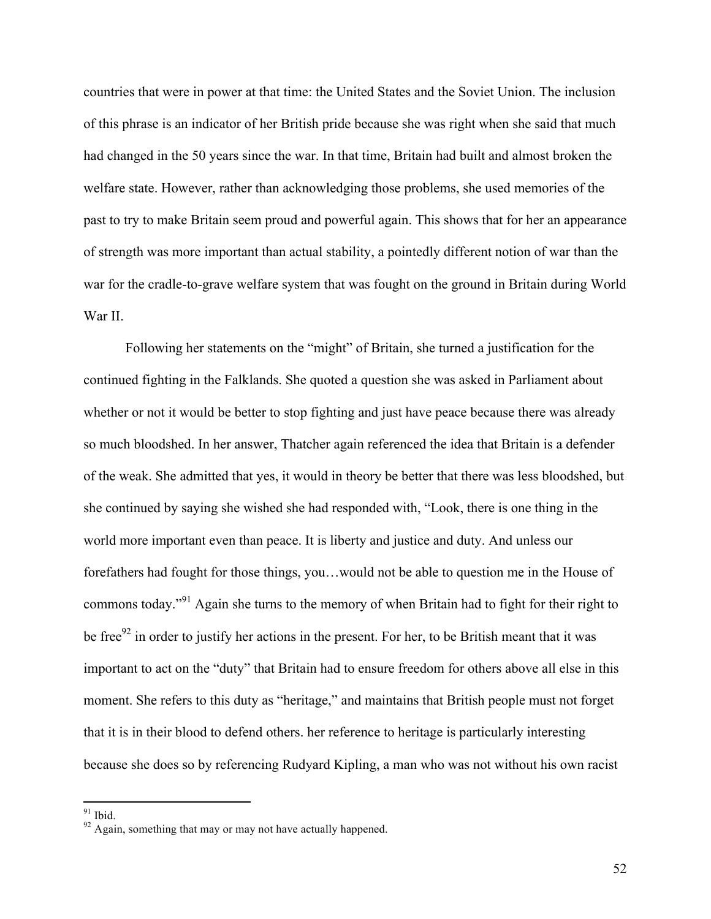countries that were in power at that time: the United States and the Soviet Union. The inclusion of this phrase is an indicator of her British pride because she was right when she said that much had changed in the 50 years since the war. In that time, Britain had built and almost broken the welfare state. However, rather than acknowledging those problems, she used memories of the past to try to make Britain seem proud and powerful again. This shows that for her an appearance of strength was more important than actual stability, a pointedly different notion of war than the war for the cradle-to-grave welfare system that was fought on the ground in Britain during World War II.

Following her statements on the "might" of Britain, she turned a justification for the continued fighting in the Falklands. She quoted a question she was asked in Parliament about whether or not it would be better to stop fighting and just have peace because there was already so much bloodshed. In her answer, Thatcher again referenced the idea that Britain is a defender of the weak. She admitted that yes, it would in theory be better that there was less bloodshed, but she continued by saying she wished she had responded with, "Look, there is one thing in the world more important even than peace. It is liberty and justice and duty. And unless our forefathers had fought for those things, you…would not be able to question me in the House of commons today."[91] Again she turns to the memory of when Britain had to fight for their right to be free[92] in order to justify her actions in the present. For her, to be British meant that it was important to act on the "duty" that Britain had to ensure freedom for others above all else in this moment. She refers to this duty as "heritage," and maintains that British people must not forget that it is in their blood to defend others. her reference to heritage is particularly interesting because she does so by referencing Rudyard Kipling, a man who was not without his own racist

[91] Ibid.

[92] Again, something that may or may not have actually happened.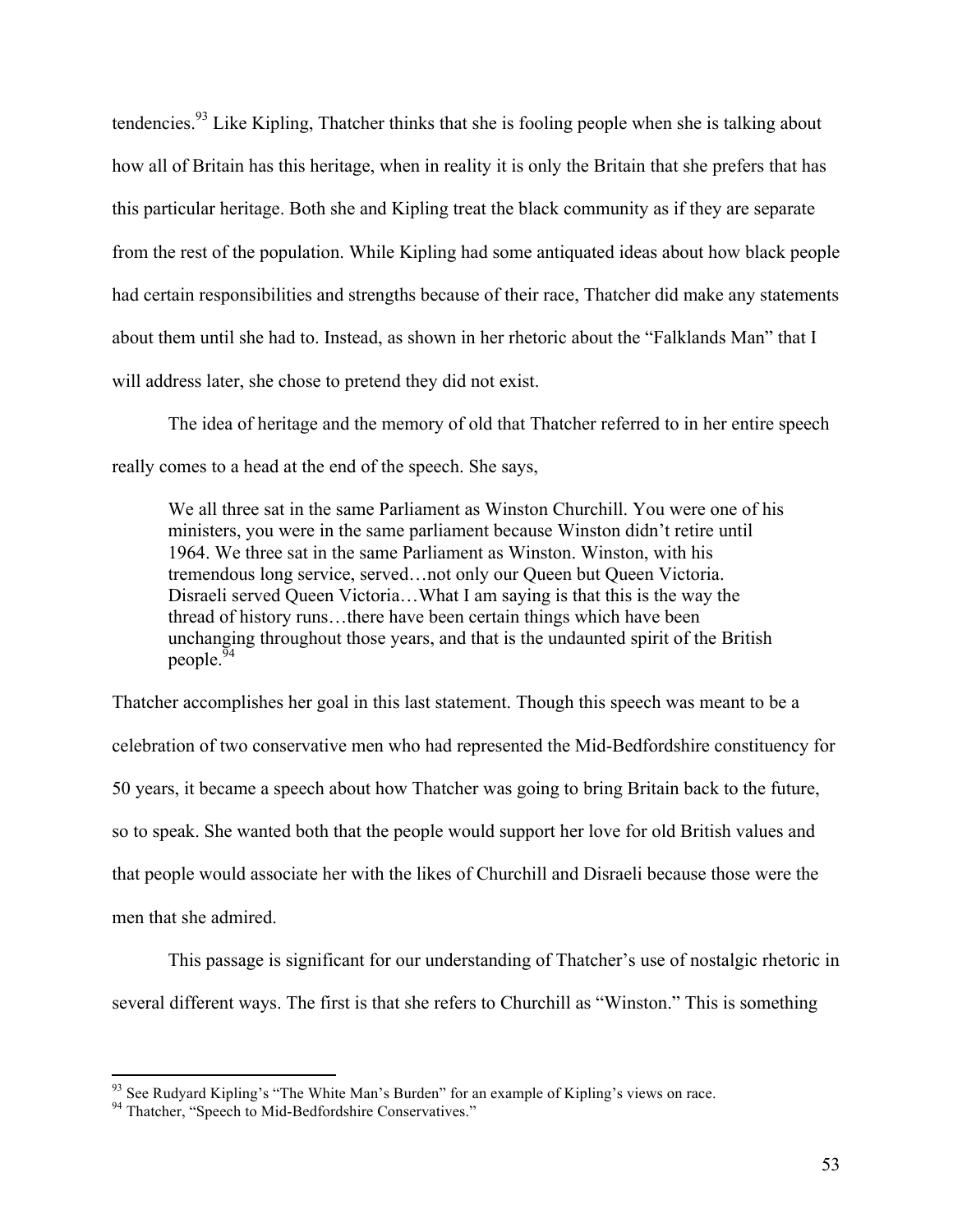tendencies.[93] Like Kipling, Thatcher thinks that she is fooling people when she is talking about how all of Britain has this heritage, when in reality it is only the Britain that she prefers that has this particular heritage. Both she and Kipling treat the black community as if they are separate from the rest of the population. While Kipling had some antiquated ideas about how black people had certain responsibilities and strengths because of their race, Thatcher did make any statements about them until she had to. Instead, as shown in her rhetoric about the "Falklands Man" that I will address later, she chose to pretend they did not exist.

The idea of heritage and the memory of old that Thatcher referred to in her entire speech really comes to a head at the end of the speech. She says,

> We all three sat in the same Parliament as Winston Churchill. You were one of his ministers, you were in the same parliament because Winston didn't retire until 1964. We three sat in the same Parliament as Winston. Winston, with his tremendous long service, served…not only our Queen but Queen Victoria. Disraeli served Queen Victoria…What I am saying is that this is the way the thread of history runs…there have been certain things which have been unchanging throughout those years, and that is the undaunted spirit of the British people.[94]

Thatcher accomplishes her goal in this last statement. Though this speech was meant to be a celebration of two conservative men who had represented the Mid-Bedfordshire constituency for 50 years, it became a speech about how Thatcher was going to bring Britain back to the future, so to speak. She wanted both that the people would support her love for old British values and that people would associate her with the likes of Churchill and Disraeli because those were the men that she admired.

This passage is significant for our understanding of Thatcher's use of nostalgic rhetoric in several different ways. The first is that she refers to Churchill as "Winston." This is something

---

[93] See Rudyard Kipling's "The White Man's Burden" for an example of Kipling's views on race.

[94] Thatcher, "Speech to Mid-Bedfordshire Conservatives."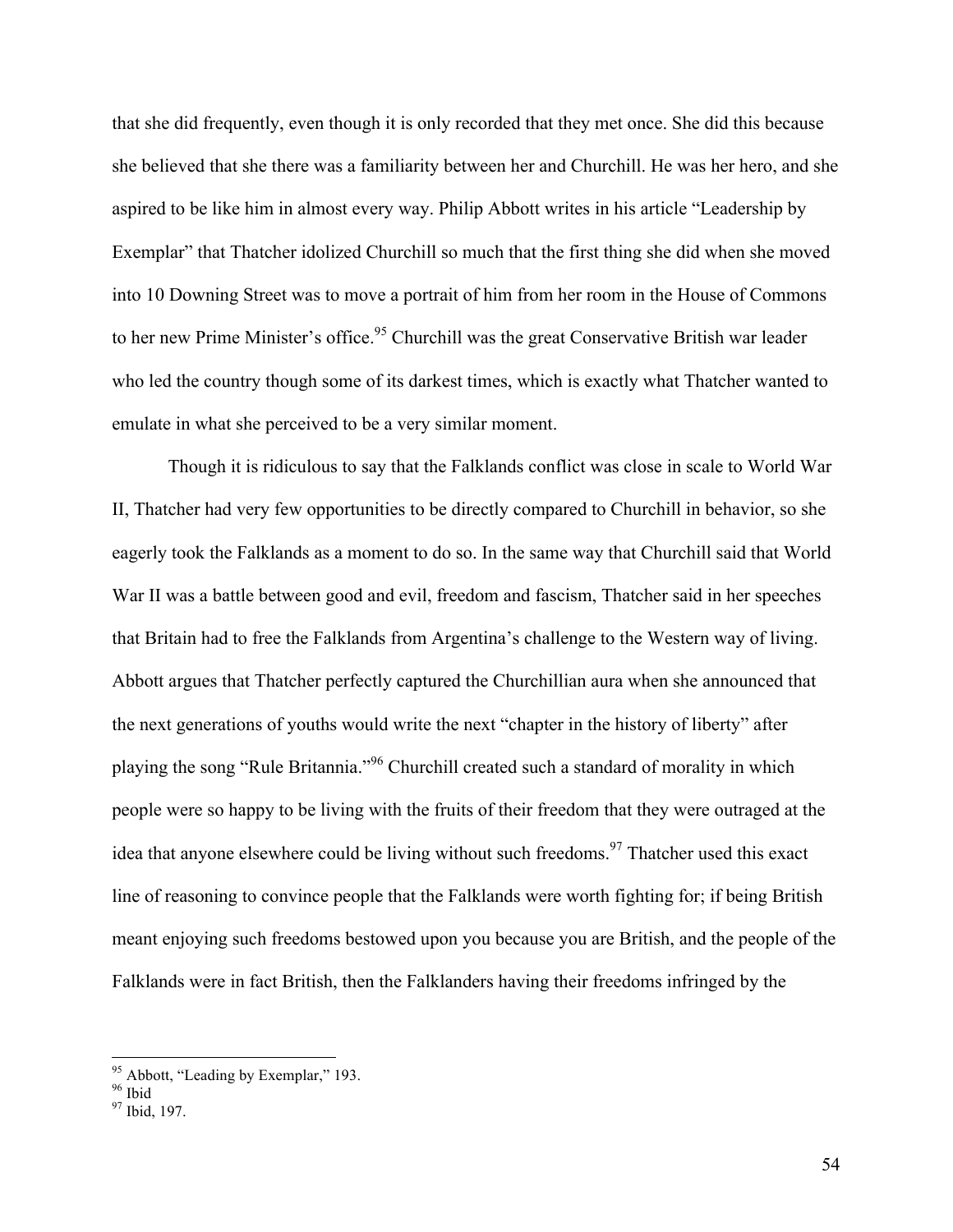that she did frequently, even though it is only recorded that they met once. She did this because she believed that she there was a familiarity between her and Churchill. He was her hero, and she aspired to be like him in almost every way. Philip Abbott writes in his article "Leadership by Exemplar" that Thatcher idolized Churchill so much that the first thing she did when she moved into 10 Downing Street was to move a portrait of him from her room in the House of Commons to her new Prime Minister's office.[95] Churchill was the great Conservative British war leader who led the country though some of its darkest times, which is exactly what Thatcher wanted to emulate in what she perceived to be a very similar moment.

Though it is ridiculous to say that the Falklands conflict was close in scale to World War II, Thatcher had very few opportunities to be directly compared to Churchill in behavior, so she eagerly took the Falklands as a moment to do so. In the same way that Churchill said that World War II was a battle between good and evil, freedom and fascism, Thatcher said in her speeches that Britain had to free the Falklands from Argentina's challenge to the Western way of living. Abbott argues that Thatcher perfectly captured the Churchillian aura when she announced that the next generations of youths would write the next "chapter in the history of liberty" after playing the song "Rule Britannia."[96] Churchill created such a standard of morality in which people were so happy to be living with the fruits of their freedom that they were outraged at the idea that anyone elsewhere could be living without such freedoms.[97] Thatcher used this exact line of reasoning to convince people that the Falklands were worth fighting for; if being British meant enjoying such freedoms bestowed upon you because you are British, and the people of the Falklands were in fact British, then the Falklanders having their freedoms infringed by the

---

[95] Abbott, "Leading by Exemplar," 193.

[96] Ibid

[97] Ibid, 197.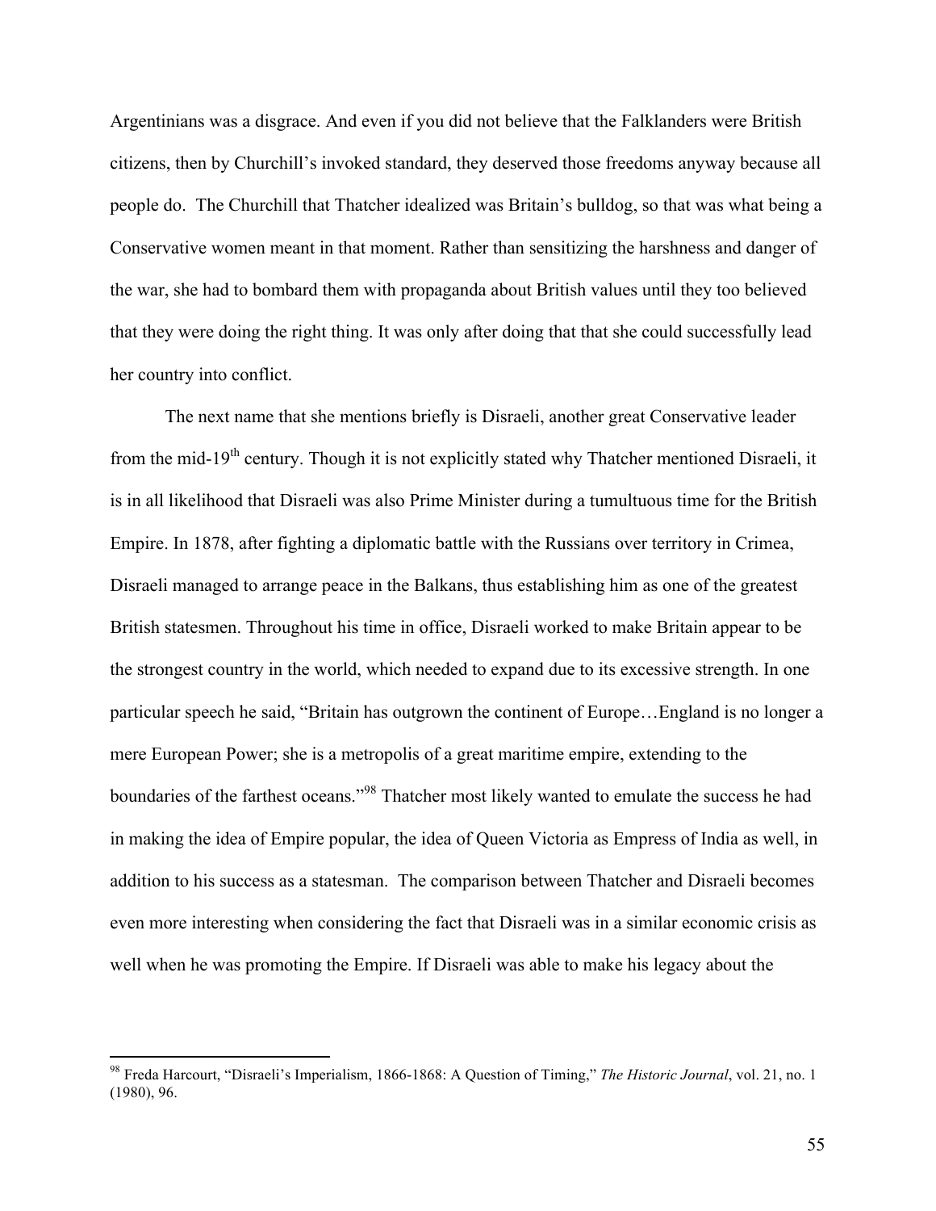Argentinians was a disgrace. And even if you did not believe that the Falklanders were British citizens, then by Churchill's invoked standard, they deserved those freedoms anyway because all people do. The Churchill that Thatcher idealized was Britain's bulldog, so that was what being a Conservative women meant in that moment. Rather than sensitizing the harshness and danger of the war, she had to bombard them with propaganda about British values until they too believed that they were doing the right thing. It was only after doing that that she could successfully lead her country into conflict.

The next name that she mentions briefly is Disraeli, another great Conservative leader from the mid-19th century. Though it is not explicitly stated why Thatcher mentioned Disraeli, it is in all likelihood that Disraeli was also Prime Minister during a tumultuous time for the British Empire. In 1878, after fighting a diplomatic battle with the Russians over territory in Crimea, Disraeli managed to arrange peace in the Balkans, thus establishing him as one of the greatest British statesmen. Throughout his time in office, Disraeli worked to make Britain appear to be the strongest country in the world, which needed to expand due to its excessive strength. In one particular speech he said, "Britain has outgrown the continent of Europe…England is no longer a mere European Power; she is a metropolis of a great maritime empire, extending to the boundaries of the farthest oceans."[98] Thatcher most likely wanted to emulate the success he had in making the idea of Empire popular, the idea of Queen Victoria as Empress of India as well, in addition to his success as a statesman. The comparison between Thatcher and Disraeli becomes even more interesting when considering the fact that Disraeli was in a similar economic crisis as well when he was promoting the Empire. If Disraeli was able to make his legacy about the

---

[98] Freda Harcourt, "Disraeli's Imperialism, 1866-1868: A Question of Timing," *The Historic Journal*, vol. 21, no. 1 (1980), 96.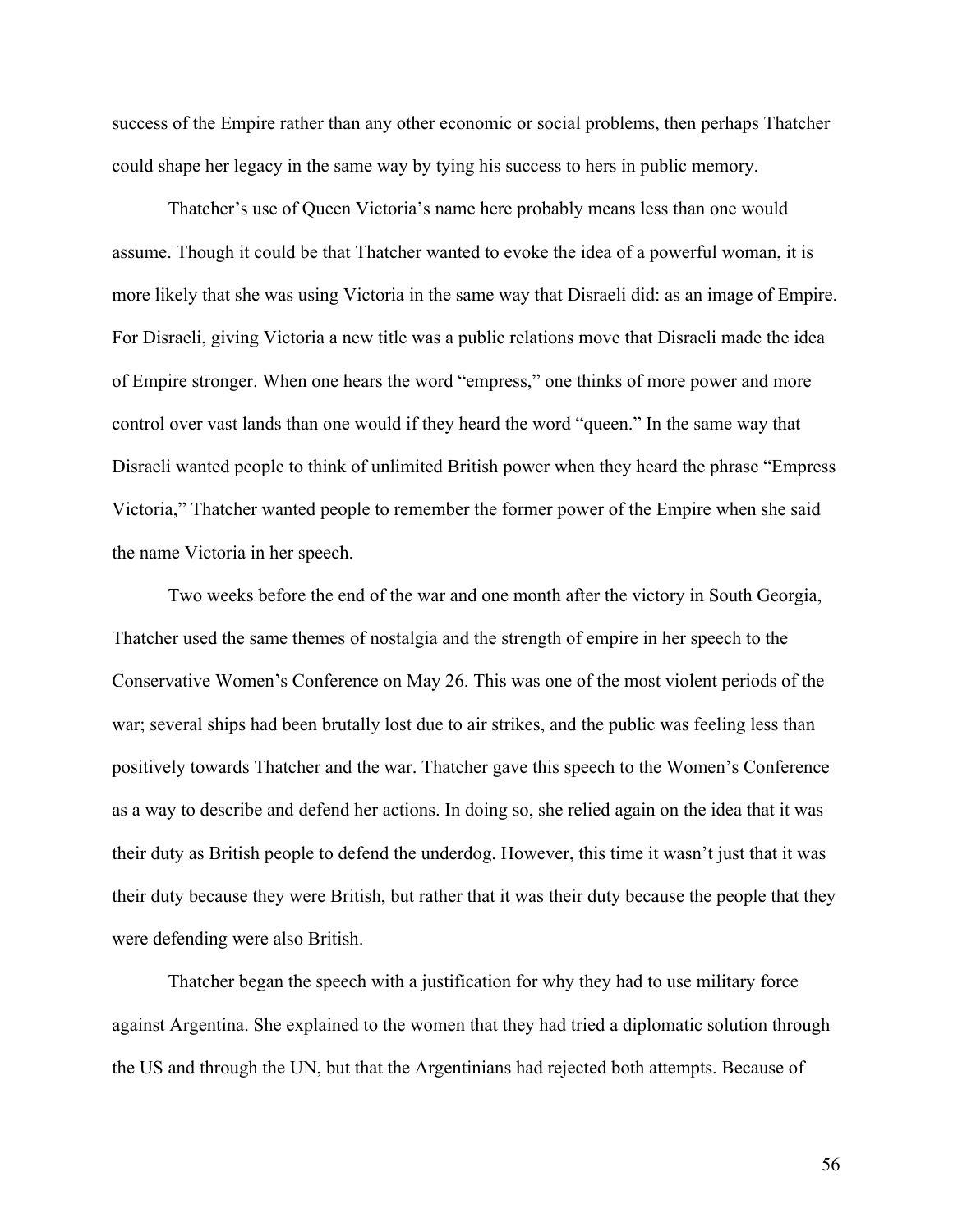success of the Empire rather than any other economic or social problems, then perhaps Thatcher could shape her legacy in the same way by tying his success to hers in public memory.

Thatcher's use of Queen Victoria's name here probably means less than one would assume. Though it could be that Thatcher wanted to evoke the idea of a powerful woman, it is more likely that she was using Victoria in the same way that Disraeli did: as an image of Empire. For Disraeli, giving Victoria a new title was a public relations move that Disraeli made the idea of Empire stronger. When one hears the word "empress," one thinks of more power and more control over vast lands than one would if they heard the word "queen." In the same way that Disraeli wanted people to think of unlimited British power when they heard the phrase "Empress Victoria," Thatcher wanted people to remember the former power of the Empire when she said the name Victoria in her speech.

Two weeks before the end of the war and one month after the victory in South Georgia, Thatcher used the same themes of nostalgia and the strength of empire in her speech to the Conservative Women's Conference on May 26. This was one of the most violent periods of the war; several ships had been brutally lost due to air strikes, and the public was feeling less than positively towards Thatcher and the war. Thatcher gave this speech to the Women's Conference as a way to describe and defend her actions. In doing so, she relied again on the idea that it was their duty as British people to defend the underdog. However, this time it wasn't just that it was their duty because they were British, but rather that it was their duty because the people that they were defending were also British.

Thatcher began the speech with a justification for why they had to use military force against Argentina. She explained to the women that they had tried a diplomatic solution through the US and through the UN, but that the Argentinians had rejected both attempts. Because of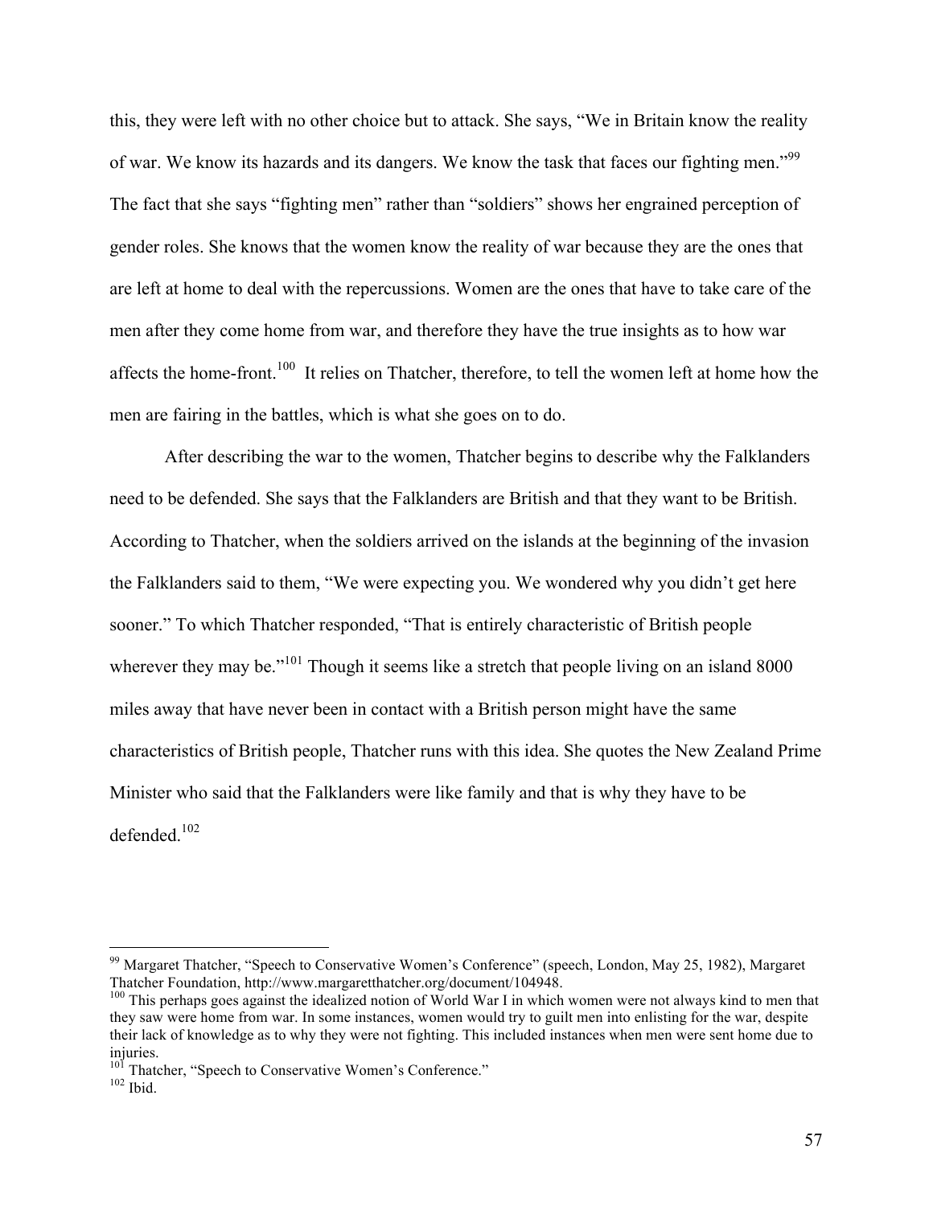this, they were left with no other choice but to attack. She says, "We in Britain know the reality of war. We know its hazards and its dangers. We know the task that faces our fighting men."[99] The fact that she says "fighting men" rather than "soldiers" shows her engrained perception of gender roles. She knows that the women know the reality of war because they are the ones that are left at home to deal with the repercussions. Women are the ones that have to take care of the men after they come home from war, and therefore they have the true insights as to how war affects the home-front.[100] It relies on Thatcher, therefore, to tell the women left at home how the men are fairing in the battles, which is what she goes on to do.

After describing the war to the women, Thatcher begins to describe why the Falklanders need to be defended. She says that the Falklanders are British and that they want to be British. According to Thatcher, when the soldiers arrived on the islands at the beginning of the invasion the Falklanders said to them, "We were expecting you. We wondered why you didn't get here sooner." To which Thatcher responded, "That is entirely characteristic of British people wherever they may be."[101] Though it seems like a stretch that people living on an island 8000 miles away that have never been in contact with a British person might have the same characteristics of British people, Thatcher runs with this idea. She quotes the New Zealand Prime Minister who said that the Falklanders were like family and that is why they have to be defended.[102]

---

[99] Margaret Thatcher, "Speech to Conservative Women's Conference" (speech, London, May 25, 1982), Margaret Thatcher Foundation, http://www.margaretthatcher.org/document/104948.

[100] This perhaps goes against the idealized notion of World War I in which women were not always kind to men that they saw were home from war. In some instances, women would try to guilt men into enlisting for the war, despite their lack of knowledge as to why they were not fighting. This included instances when men were sent home due to injuries.

[101] Thatcher, "Speech to Conservative Women's Conference."

[102] Ibid.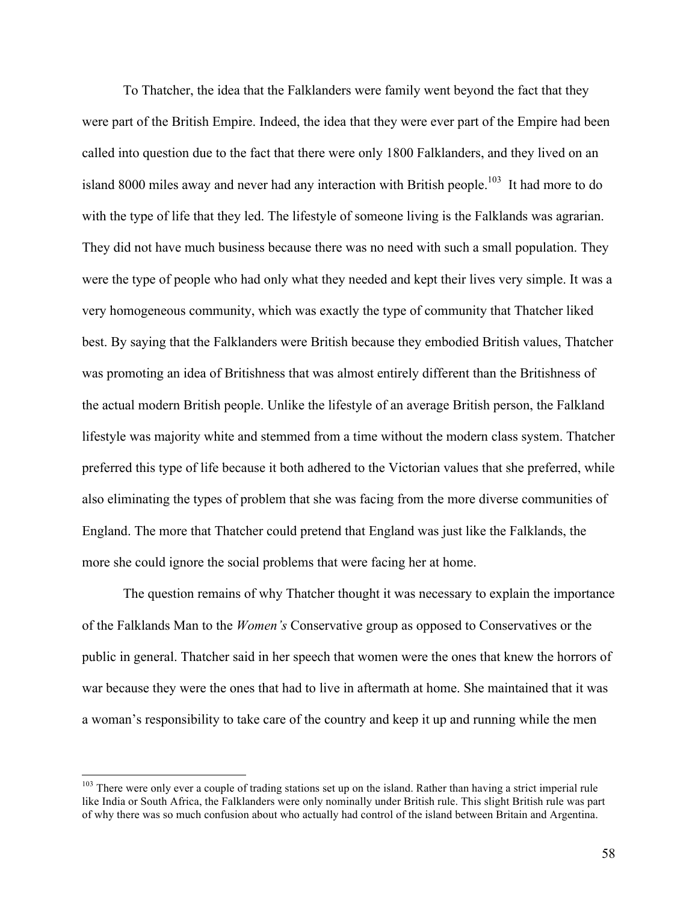To Thatcher, the idea that the Falklanders were family went beyond the fact that they were part of the British Empire. Indeed, the idea that they were ever part of the Empire had been called into question due to the fact that there were only 1800 Falklanders, and they lived on an island 8000 miles away and never had any interaction with British people.[103] It had more to do with the type of life that they led. The lifestyle of someone living is the Falklands was agrarian. They did not have much business because there was no need with such a small population. They were the type of people who had only what they needed and kept their lives very simple. It was a very homogeneous community, which was exactly the type of community that Thatcher liked best. By saying that the Falklanders were British because they embodied British values, Thatcher was promoting an idea of Britishness that was almost entirely different than the Britishness of the actual modern British people. Unlike the lifestyle of an average British person, the Falkland lifestyle was majority white and stemmed from a time without the modern class system. Thatcher preferred this type of life because it both adhered to the Victorian values that she preferred, while also eliminating the types of problem that she was facing from the more diverse communities of England. The more that Thatcher could pretend that England was just like the Falklands, the more she could ignore the social problems that were facing her at home.

The question remains of why Thatcher thought it was necessary to explain the importance of the Falklands Man to the *Women's* Conservative group as opposed to Conservatives or the public in general. Thatcher said in her speech that women were the ones that knew the horrors of war because they were the ones that had to live in aftermath at home. She maintained that it was a woman's responsibility to take care of the country and keep it up and running while the men

---

[103] There were only ever a couple of trading stations set up on the island. Rather than having a strict imperial rule like India or South Africa, the Falklanders were only nominally under British rule. This slight British rule was part of why there was so much confusion about who actually had control of the island between Britain and Argentina.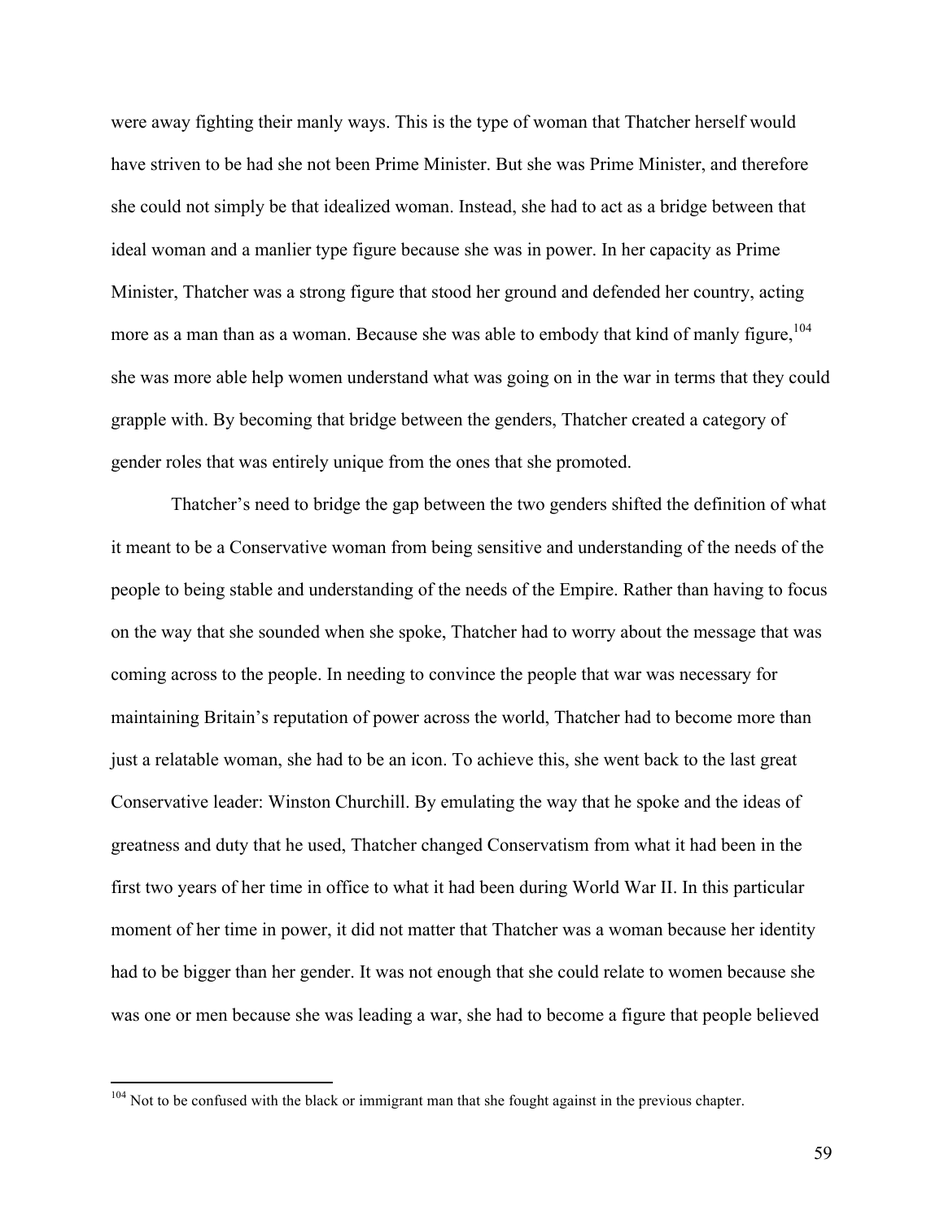were away fighting their manly ways. This is the type of woman that Thatcher herself would have striven to be had she not been Prime Minister. But she was Prime Minister, and therefore she could not simply be that idealized woman. Instead, she had to act as a bridge between that ideal woman and a manlier type figure because she was in power. In her capacity as Prime Minister, Thatcher was a strong figure that stood her ground and defended her country, acting more as a man than as a woman. Because she was able to embody that kind of manly figure,[104] she was more able help women understand what was going on in the war in terms that they could grapple with. By becoming that bridge between the genders, Thatcher created a category of gender roles that was entirely unique from the ones that she promoted.

Thatcher's need to bridge the gap between the two genders shifted the definition of what it meant to be a Conservative woman from being sensitive and understanding of the needs of the people to being stable and understanding of the needs of the Empire. Rather than having to focus on the way that she sounded when she spoke, Thatcher had to worry about the message that was coming across to the people. In needing to convince the people that war was necessary for maintaining Britain's reputation of power across the world, Thatcher had to become more than just a relatable woman, she had to be an icon. To achieve this, she went back to the last great Conservative leader: Winston Churchill. By emulating the way that he spoke and the ideas of greatness and duty that he used, Thatcher changed Conservatism from what it had been in the first two years of her time in office to what it had been during World War II. In this particular moment of her time in power, it did not matter that Thatcher was a woman because her identity had to be bigger than her gender. It was not enough that she could relate to women because she was one or men because she was leading a war, she had to become a figure that people believed

---

[104] Not to be confused with the black or immigrant man that she fought against in the previous chapter.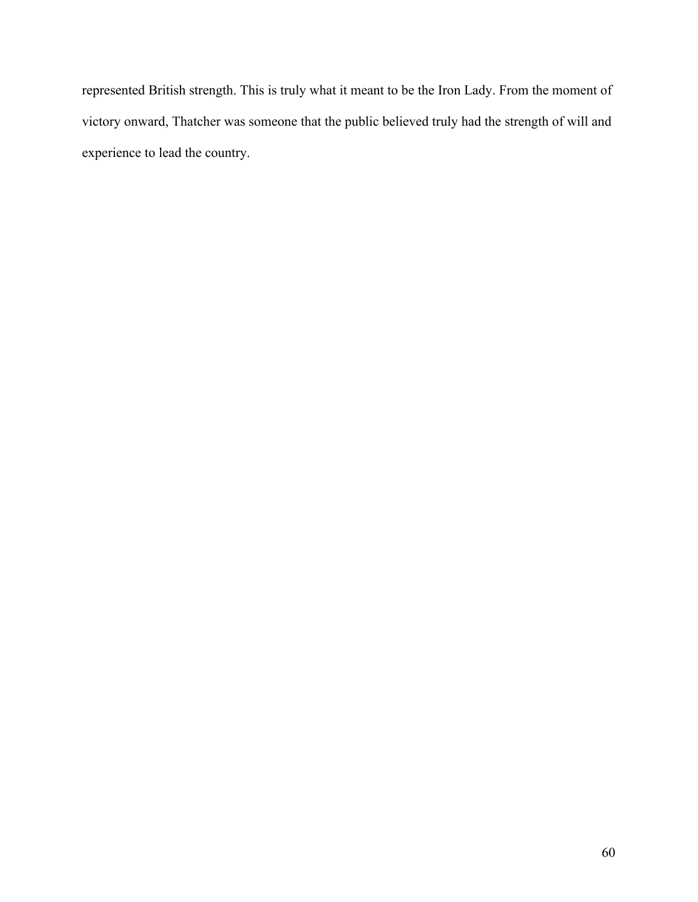represented British strength. This is truly what it meant to be the Iron Lady. From the moment of victory onward, Thatcher was someone that the public believed truly had the strength of will and experience to lead the country.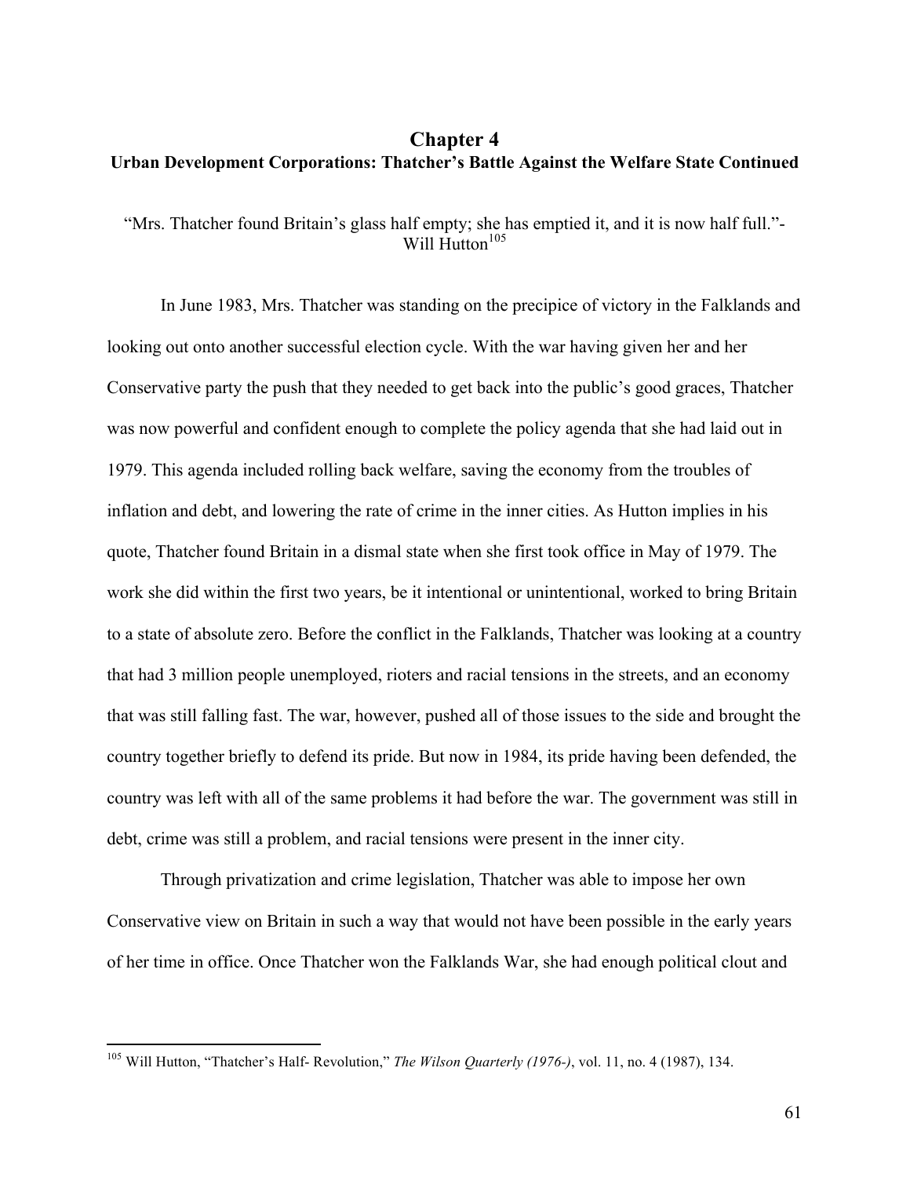# Chapter 4

## Urban Development Corporations: Thatcher's Battle Against the Welfare State Continued

"Mrs. Thatcher found Britain's glass half empty; she has emptied it, and it is now half full."- Will Hutton[105]

In June 1983, Mrs. Thatcher was standing on the precipice of victory in the Falklands and looking out onto another successful election cycle. With the war having given her and her Conservative party the push that they needed to get back into the public's good graces, Thatcher was now powerful and confident enough to complete the policy agenda that she had laid out in 1979. This agenda included rolling back welfare, saving the economy from the troubles of inflation and debt, and lowering the rate of crime in the inner cities. As Hutton implies in his quote, Thatcher found Britain in a dismal state when she first took office in May of 1979. The work she did within the first two years, be it intentional or unintentional, worked to bring Britain to a state of absolute zero. Before the conflict in the Falklands, Thatcher was looking at a country that had 3 million people unemployed, rioters and racial tensions in the streets, and an economy that was still falling fast. The war, however, pushed all of those issues to the side and brought the country together briefly to defend its pride. But now in 1984, its pride having been defended, the country was left with all of the same problems it had before the war. The government was still in debt, crime was still a problem, and racial tensions were present in the inner city.

Through privatization and crime legislation, Thatcher was able to impose her own Conservative view on Britain in such a way that would not have been possible in the early years of her time in office. Once Thatcher won the Falklands War, she had enough political clout and

---

[105] Will Hutton, "Thatcher's Half- Revolution," *The Wilson Quarterly (1976-)*, vol. 11, no. 4 (1987), 134.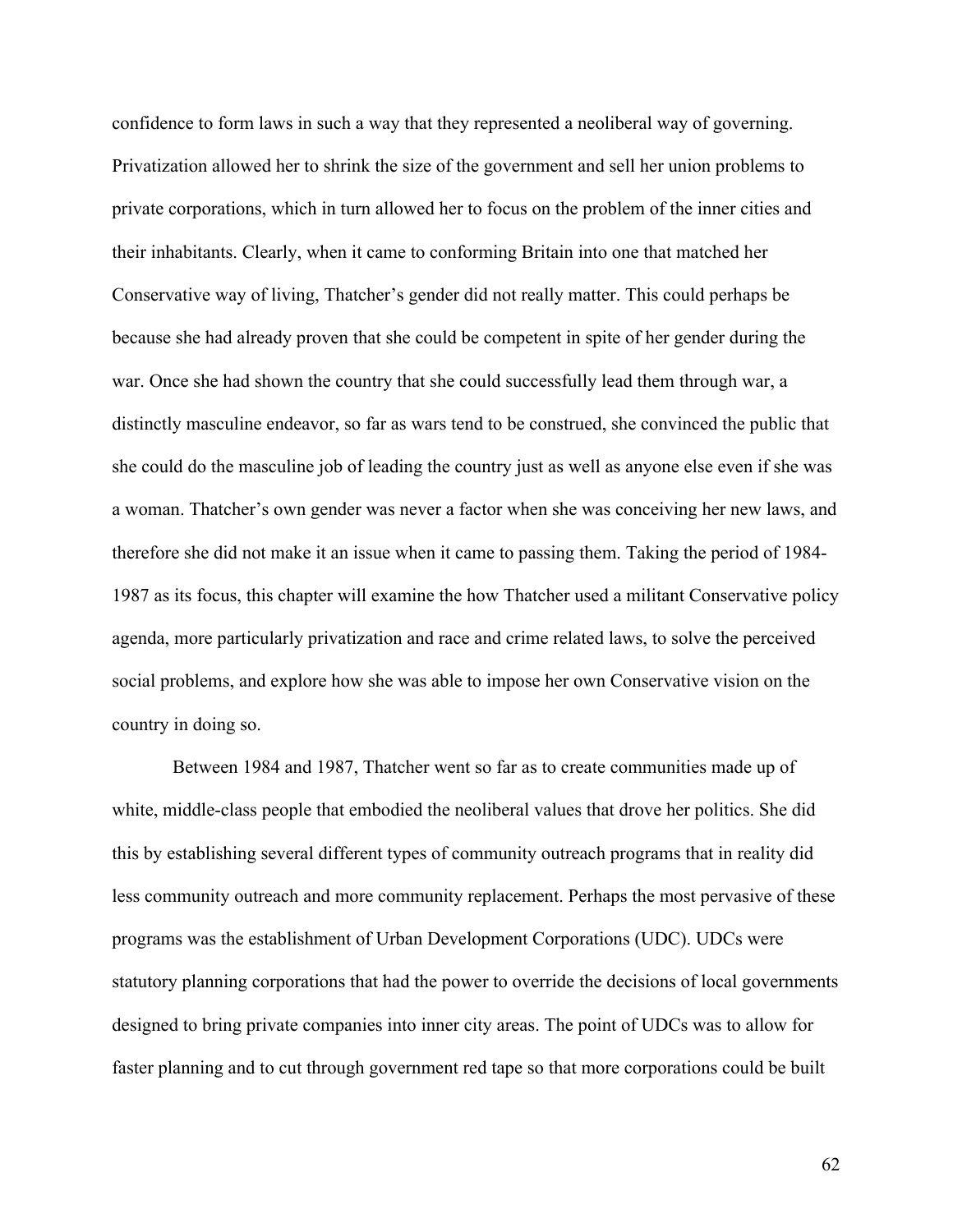confidence to form laws in such a way that they represented a neoliberal way of governing. Privatization allowed her to shrink the size of the government and sell her union problems to private corporations, which in turn allowed her to focus on the problem of the inner cities and their inhabitants. Clearly, when it came to conforming Britain into one that matched her Conservative way of living, Thatcher's gender did not really matter. This could perhaps be because she had already proven that she could be competent in spite of her gender during the war. Once she had shown the country that she could successfully lead them through war, a distinctly masculine endeavor, so far as wars tend to be construed, she convinced the public that she could do the masculine job of leading the country just as well as anyone else even if she was a woman. Thatcher's own gender was never a factor when she was conceiving her new laws, and therefore she did not make it an issue when it came to passing them. Taking the period of 1984-1987 as its focus, this chapter will examine the how Thatcher used a militant Conservative policy agenda, more particularly privatization and race and crime related laws, to solve the perceived social problems, and explore how she was able to impose her own Conservative vision on the country in doing so.

Between 1984 and 1987, Thatcher went so far as to create communities made up of white, middle-class people that embodied the neoliberal values that drove her politics. She did this by establishing several different types of community outreach programs that in reality did less community outreach and more community replacement. Perhaps the most pervasive of these programs was the establishment of Urban Development Corporations (UDC). UDCs were statutory planning corporations that had the power to override the decisions of local governments designed to bring private companies into inner city areas. The point of UDCs was to allow for faster planning and to cut through government red tape so that more corporations could be built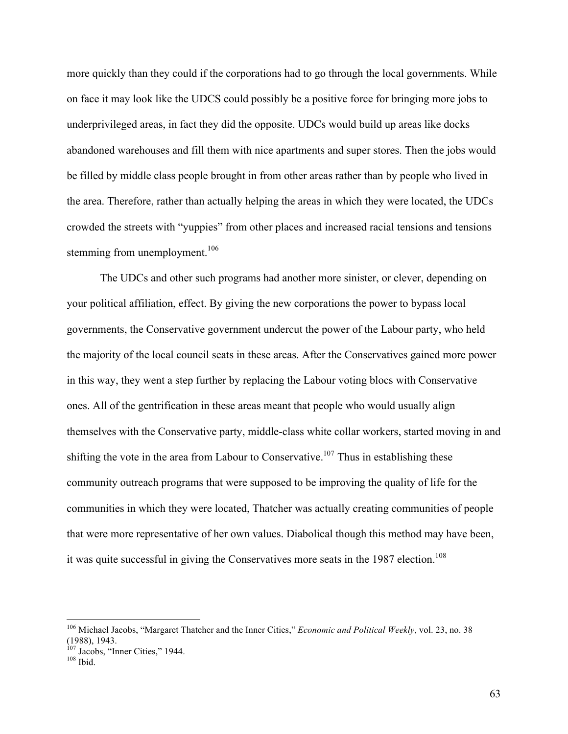more quickly than they could if the corporations had to go through the local governments. While on face it may look like the UDCS could possibly be a positive force for bringing more jobs to underprivileged areas, in fact they did the opposite. UDCs would build up areas like docks abandoned warehouses and fill them with nice apartments and super stores. Then the jobs would be filled by middle class people brought in from other areas rather than by people who lived in the area. Therefore, rather than actually helping the areas in which they were located, the UDCs crowded the streets with "yuppies" from other places and increased racial tensions and tensions stemming from unemployment.[106]

The UDCs and other such programs had another more sinister, or clever, depending on your political affiliation, effect. By giving the new corporations the power to bypass local governments, the Conservative government undercut the power of the Labour party, who held the majority of the local council seats in these areas. After the Conservatives gained more power in this way, they went a step further by replacing the Labour voting blocs with Conservative ones. All of the gentrification in these areas meant that people who would usually align themselves with the Conservative party, middle-class white collar workers, started moving in and shifting the vote in the area from Labour to Conservative.[107] Thus in establishing these community outreach programs that were supposed to be improving the quality of life for the communities in which they were located, Thatcher was actually creating communities of people that were more representative of her own values. Diabolical though this method may have been, it was quite successful in giving the Conservatives more seats in the 1987 election.[108]

---

[106] Michael Jacobs, "Margaret Thatcher and the Inner Cities," *Economic and Political Weekly*, vol. 23, no. 38 (1988), 1943.

[107] Jacobs, "Inner Cities," 1944.

[108] Ibid.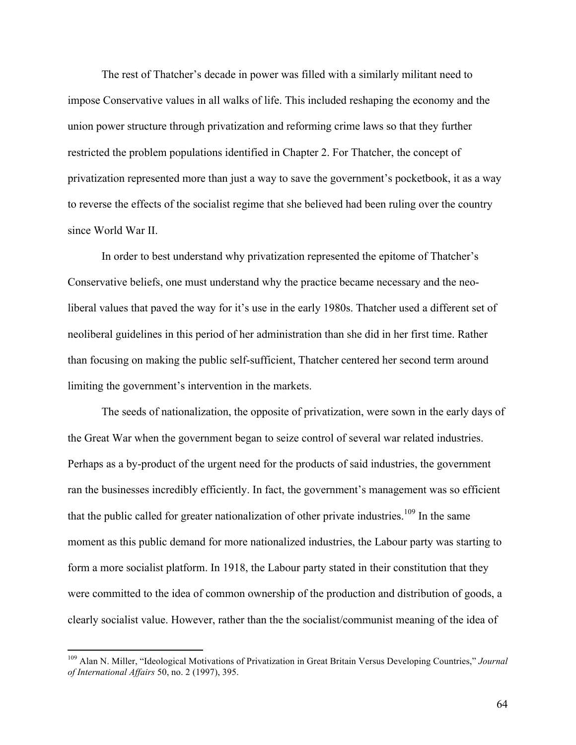The rest of Thatcher's decade in power was filled with a similarly militant need to impose Conservative values in all walks of life. This included reshaping the economy and the union power structure through privatization and reforming crime laws so that they further restricted the problem populations identified in Chapter 2. For Thatcher, the concept of privatization represented more than just a way to save the government's pocketbook, it as a way to reverse the effects of the socialist regime that she believed had been ruling over the country since World War II.

In order to best understand why privatization represented the epitome of Thatcher's Conservative beliefs, one must understand why the practice became necessary and the neo-liberal values that paved the way for it's use in the early 1980s. Thatcher used a different set of neoliberal guidelines in this period of her administration than she did in her first time. Rather than focusing on making the public self-sufficient, Thatcher centered her second term around limiting the government's intervention in the markets.

The seeds of nationalization, the opposite of privatization, were sown in the early days of the Great War when the government began to seize control of several war related industries. Perhaps as a by-product of the urgent need for the products of said industries, the government ran the businesses incredibly efficiently. In fact, the government's management was so efficient that the public called for greater nationalization of other private industries.[109] In the same moment as this public demand for more nationalized industries, the Labour party was starting to form a more socialist platform. In 1918, the Labour party stated in their constitution that they were committed to the idea of common ownership of the production and distribution of goods, a clearly socialist value. However, rather than the the socialist/communist meaning of the idea of

---

[109] Alan N. Miller, "Ideological Motivations of Privatization in Great Britain Versus Developing Countries," *Journal of International Affairs* 50, no. 2 (1997), 395.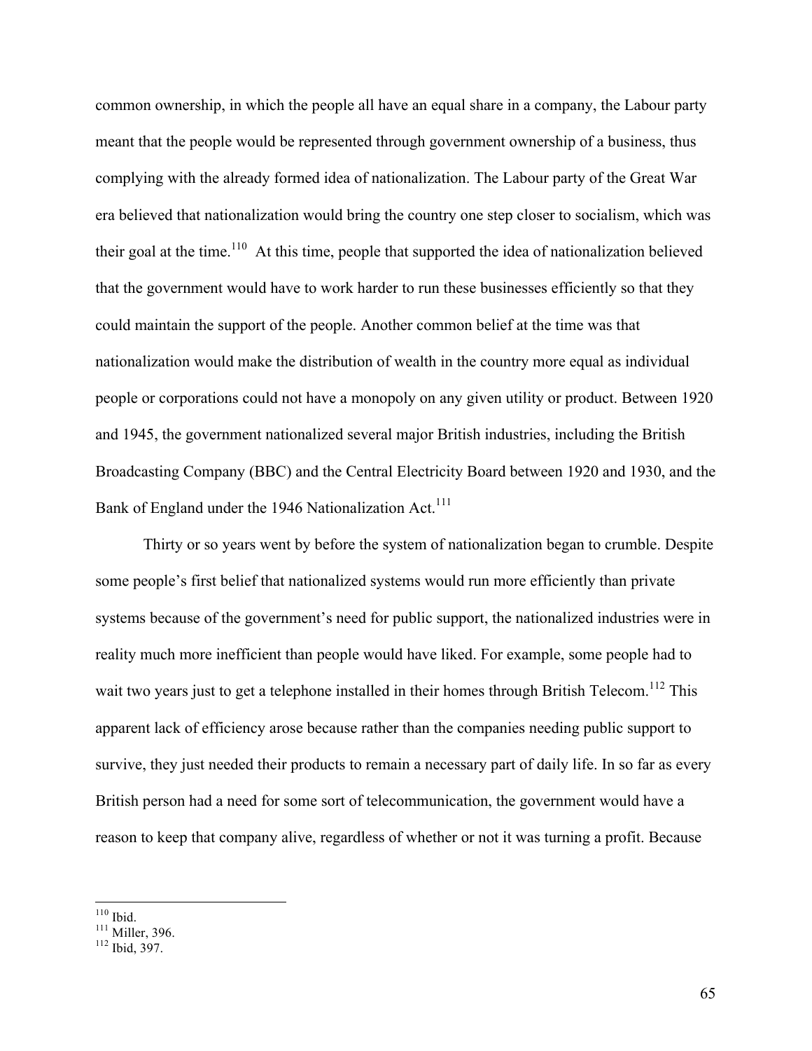common ownership, in which the people all have an equal share in a company, the Labour party meant that the people would be represented through government ownership of a business, thus complying with the already formed idea of nationalization. The Labour party of the Great War era believed that nationalization would bring the country one step closer to socialism, which was their goal at the time.[110] At this time, people that supported the idea of nationalization believed that the government would have to work harder to run these businesses efficiently so that they could maintain the support of the people. Another common belief at the time was that nationalization would make the distribution of wealth in the country more equal as individual people or corporations could not have a monopoly on any given utility or product. Between 1920 and 1945, the government nationalized several major British industries, including the British Broadcasting Company (BBC) and the Central Electricity Board between 1920 and 1930, and the Bank of England under the 1946 Nationalization Act.[111]

Thirty or so years went by before the system of nationalization began to crumble. Despite some people's first belief that nationalized systems would run more efficiently than private systems because of the government's need for public support, the nationalized industries were in reality much more inefficient than people would have liked. For example, some people had to wait two years just to get a telephone installed in their homes through British Telecom.[112] This apparent lack of efficiency arose because rather than the companies needing public support to survive, they just needed their products to remain a necessary part of daily life. In so far as every British person had a need for some sort of telecommunication, the government would have a reason to keep that company alive, regardless of whether or not it was turning a profit. Because

---

[110] Ibid.
[111] Miller, 396.
[112] Ibid, 397.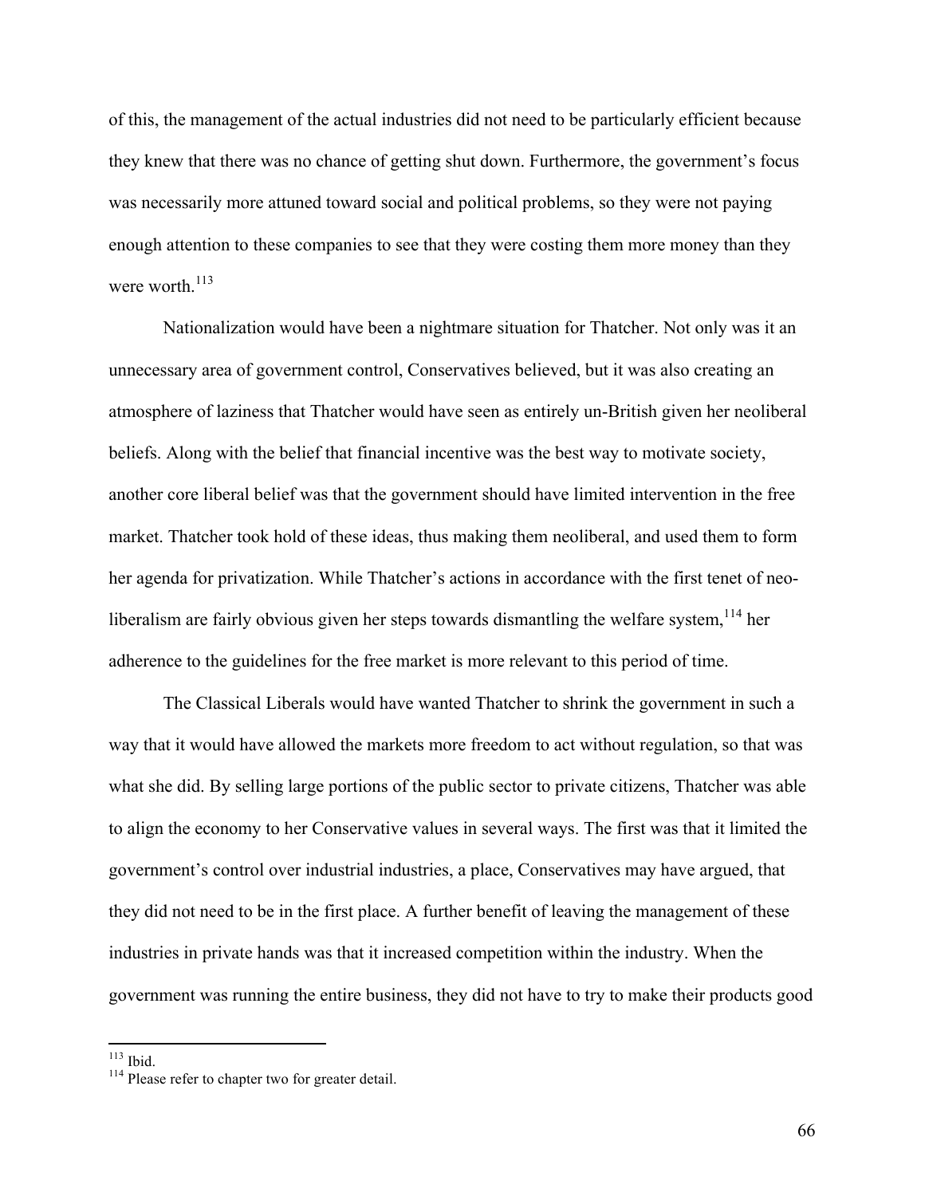of this, the management of the actual industries did not need to be particularly efficient because they knew that there was no chance of getting shut down. Furthermore, the government's focus was necessarily more attuned toward social and political problems, so they were not paying enough attention to these companies to see that they were costing them more money than they were worth.[113]

Nationalization would have been a nightmare situation for Thatcher. Not only was it an unnecessary area of government control, Conservatives believed, but it was also creating an atmosphere of laziness that Thatcher would have seen as entirely un-British given her neoliberal beliefs. Along with the belief that financial incentive was the best way to motivate society, another core liberal belief was that the government should have limited intervention in the free market. Thatcher took hold of these ideas, thus making them neoliberal, and used them to form her agenda for privatization. While Thatcher's actions in accordance with the first tenet of neo-liberalism are fairly obvious given her steps towards dismantling the welfare system,[114] her adherence to the guidelines for the free market is more relevant to this period of time.

The Classical Liberals would have wanted Thatcher to shrink the government in such a way that it would have allowed the markets more freedom to act without regulation, so that was what she did. By selling large portions of the public sector to private citizens, Thatcher was able to align the economy to her Conservative values in several ways. The first was that it limited the government's control over industrial industries, a place, Conservatives may have argued, that they did not need to be in the first place. A further benefit of leaving the management of these industries in private hands was that it increased competition within the industry. When the government was running the entire business, they did not have to try to make their products good

---

[113] Ibid.

[114] Please refer to chapter two for greater detail.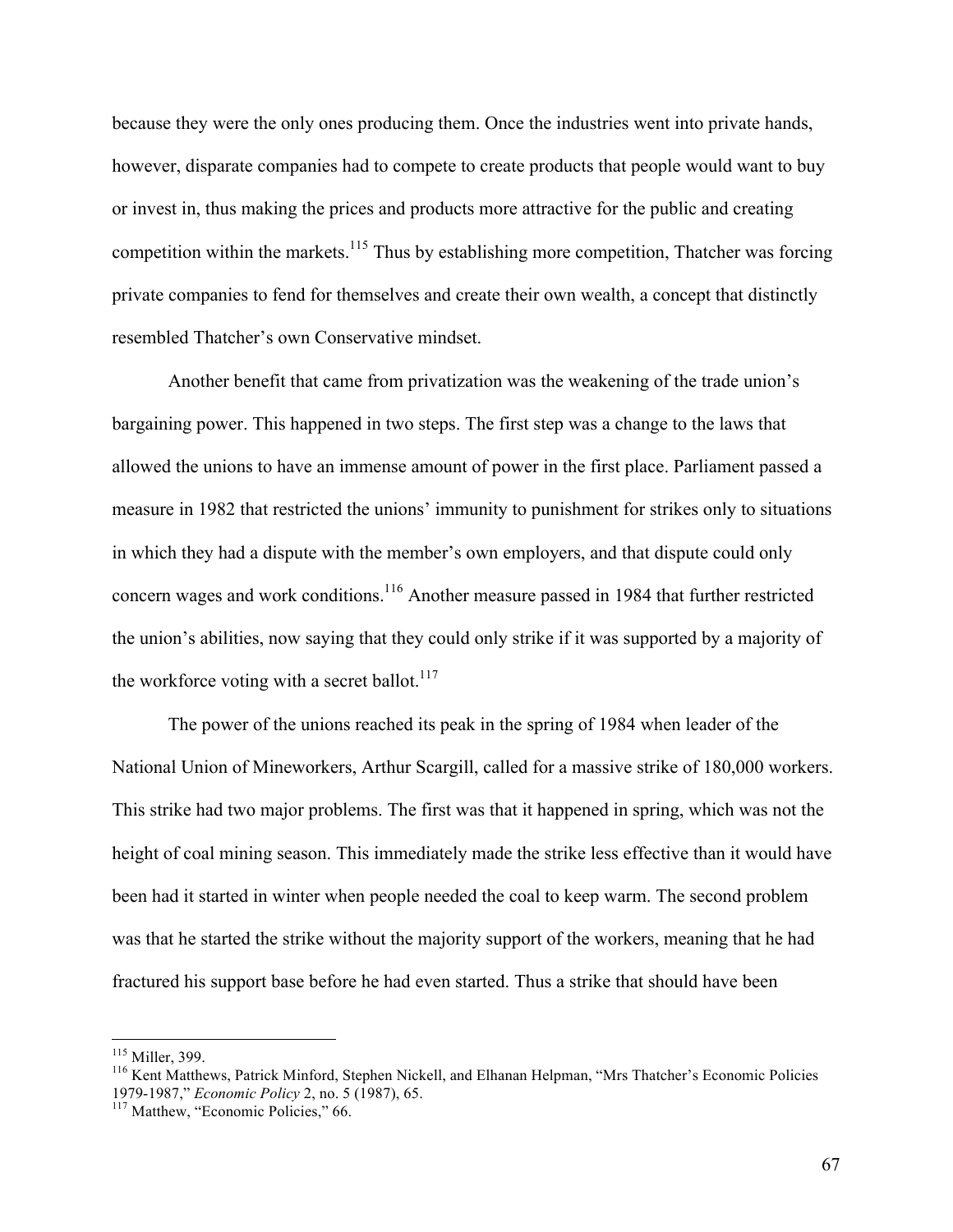because they were the only ones producing them. Once the industries went into private hands, however, disparate companies had to compete to create products that people would want to buy or invest in, thus making the prices and products more attractive for the public and creating competition within the markets.[115] Thus by establishing more competition, Thatcher was forcing private companies to fend for themselves and create their own wealth, a concept that distinctly resembled Thatcher's own Conservative mindset.

Another benefit that came from privatization was the weakening of the trade union's bargaining power. This happened in two steps. The first step was a change to the laws that allowed the unions to have an immense amount of power in the first place. Parliament passed a measure in 1982 that restricted the unions' immunity to punishment for strikes only to situations in which they had a dispute with the member's own employers, and that dispute could only concern wages and work conditions.[116] Another measure passed in 1984 that further restricted the union's abilities, now saying that they could only strike if it was supported by a majority of the workforce voting with a secret ballot.[117]

The power of the unions reached its peak in the spring of 1984 when leader of the National Union of Mineworkers, Arthur Scargill, called for a massive strike of 180,000 workers. This strike had two major problems. The first was that it happened in spring, which was not the height of coal mining season. This immediately made the strike less effective than it would have been had it started in winter when people needed the coal to keep warm. The second problem was that he started the strike without the majority support of the workers, meaning that he had fractured his support base before he had even started. Thus a strike that should have been

---

[115] Miller, 399.

[116] Kent Matthews, Patrick Minford, Stephen Nickell, and Elhanan Helpman, "Mrs Thatcher's Economic Policies 1979-1987," *Economic Policy* 2, no. 5 (1987), 65.

[117] Matthew, "Economic Policies," 66.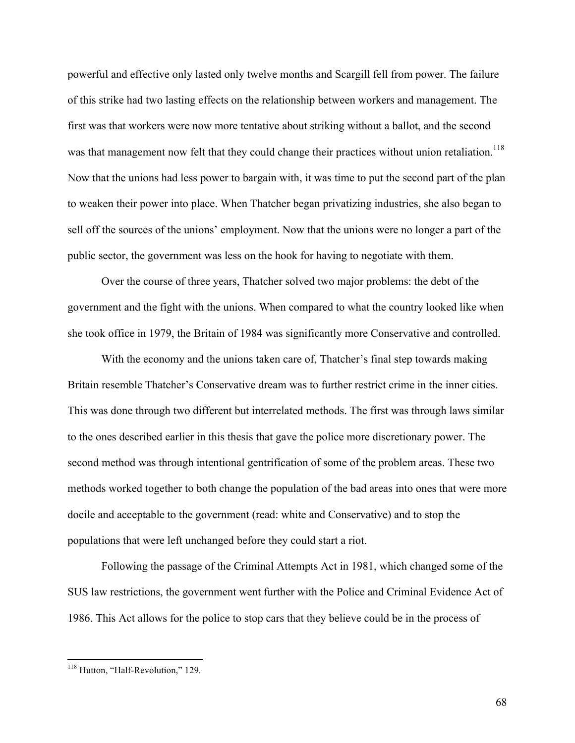powerful and effective only lasted only twelve months and Scargill fell from power. The failure of this strike had two lasting effects on the relationship between workers and management. The first was that workers were now more tentative about striking without a ballot, and the second was that management now felt that they could change their practices without union retaliation.[118] Now that the unions had less power to bargain with, it was time to put the second part of the plan to weaken their power into place. When Thatcher began privatizing industries, she also began to sell off the sources of the unions' employment. Now that the unions were no longer a part of the public sector, the government was less on the hook for having to negotiate with them.

Over the course of three years, Thatcher solved two major problems: the debt of the government and the fight with the unions. When compared to what the country looked like when she took office in 1979, the Britain of 1984 was significantly more Conservative and controlled.

With the economy and the unions taken care of, Thatcher's final step towards making Britain resemble Thatcher's Conservative dream was to further restrict crime in the inner cities. This was done through two different but interrelated methods. The first was through laws similar to the ones described earlier in this thesis that gave the police more discretionary power. The second method was through intentional gentrification of some of the problem areas. These two methods worked together to both change the population of the bad areas into ones that were more docile and acceptable to the government (read: white and Conservative) and to stop the populations that were left unchanged before they could start a riot.

Following the passage of the Criminal Attempts Act in 1981, which changed some of the SUS law restrictions, the government went further with the Police and Criminal Evidence Act of 1986. This Act allows for the police to stop cars that they believe could be in the process of

---

[118] Hutton, "Half-Revolution," 129.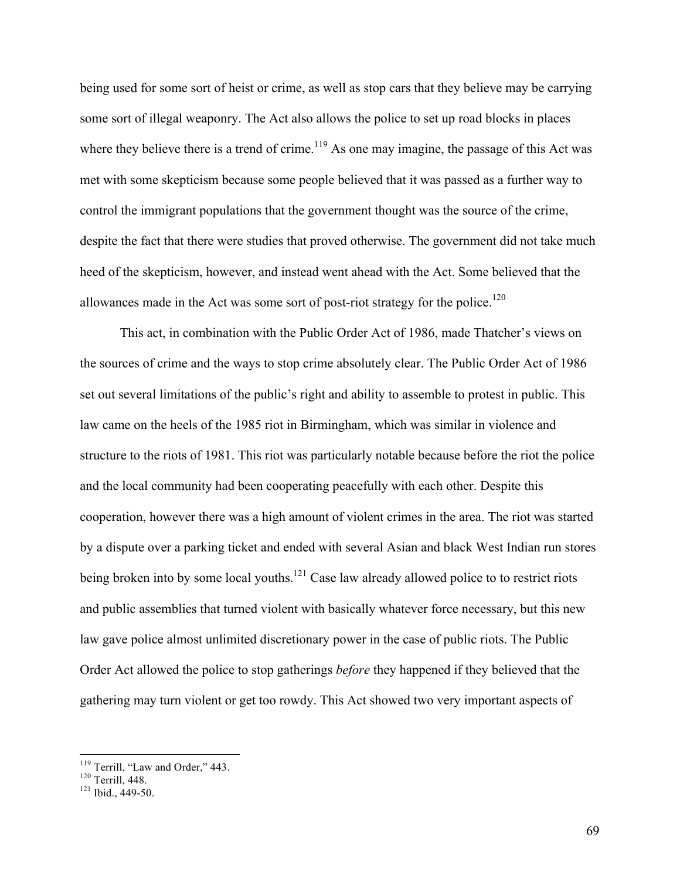being used for some sort of heist or crime, as well as stop cars that they believe may be carrying some sort of illegal weaponry. The Act also allows the police to set up road blocks in places where they believe there is a trend of crime.[119] As one may imagine, the passage of this Act was met with some skepticism because some people believed that it was passed as a further way to control the immigrant populations that the government thought was the source of the crime, despite the fact that there were studies that proved otherwise. The government did not take much heed of the skepticism, however, and instead went ahead with the Act. Some believed that the allowances made in the Act was some sort of post-riot strategy for the police.[120]

This act, in combination with the Public Order Act of 1986, made Thatcher's views on the sources of crime and the ways to stop crime absolutely clear. The Public Order Act of 1986 set out several limitations of the public's right and ability to assemble to protest in public. This law came on the heels of the 1985 riot in Birmingham, which was similar in violence and structure to the riots of 1981. This riot was particularly notable because before the riot the police and the local community had been cooperating peacefully with each other. Despite this cooperation, however there was a high amount of violent crimes in the area. The riot was started by a dispute over a parking ticket and ended with several Asian and black West Indian run stores being broken into by some local youths.[121] Case law already allowed police to to restrict riots and public assemblies that turned violent with basically whatever force necessary, but this new law gave police almost unlimited discretionary power in the case of public riots. The Public Order Act allowed the police to stop gatherings *before* they happened if they believed that the gathering may turn violent or get too rowdy. This Act showed two very important aspects of

---

[119] Terrill, "Law and Order," 443.

[120] Terrill, 448.

[121] Ibid., 449-50.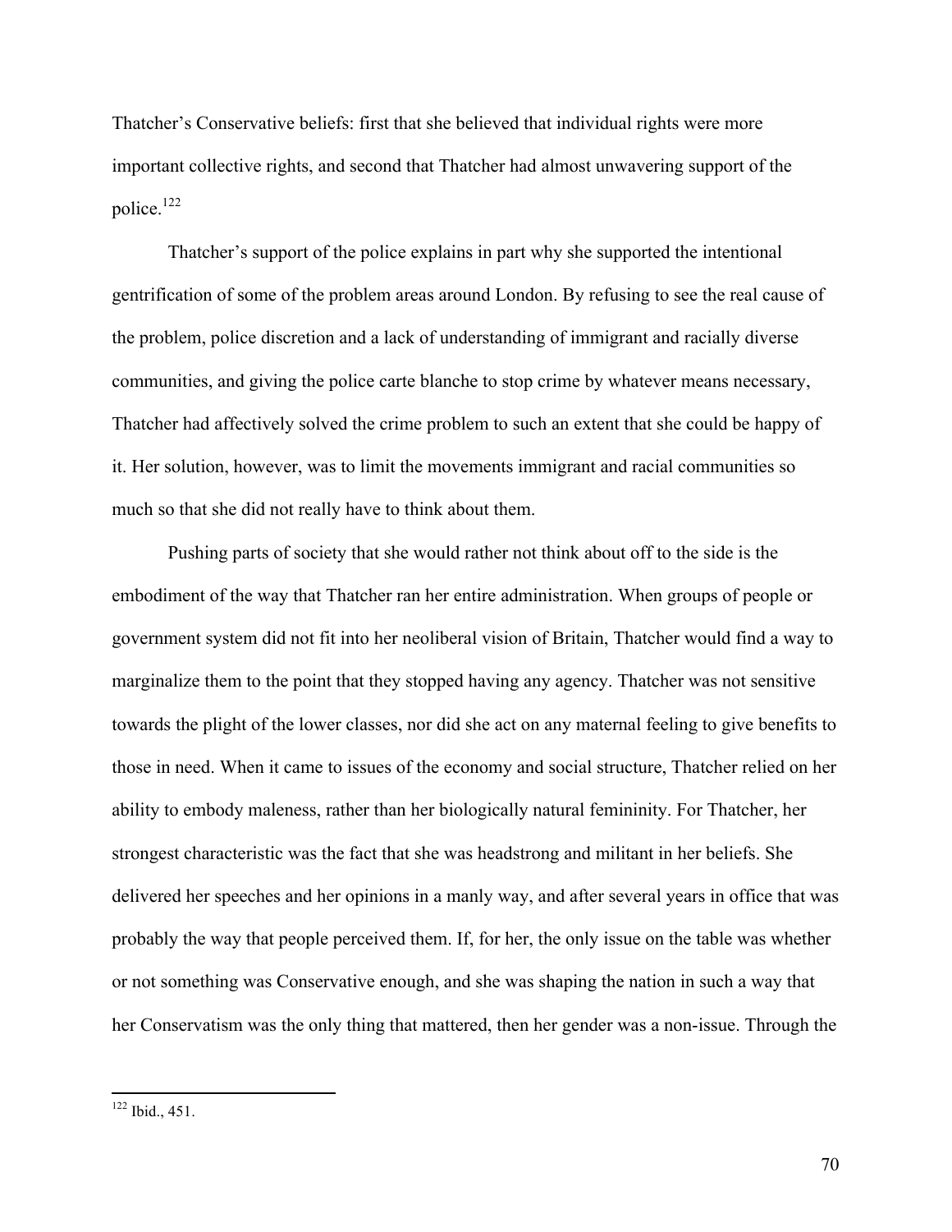Thatcher's Conservative beliefs: first that she believed that individual rights were more important collective rights, and second that Thatcher had almost unwavering support of the police.[122]

Thatcher's support of the police explains in part why she supported the intentional gentrification of some of the problem areas around London. By refusing to see the real cause of the problem, police discretion and a lack of understanding of immigrant and racially diverse communities, and giving the police carte blanche to stop crime by whatever means necessary, Thatcher had affectively solved the crime problem to such an extent that she could be happy of it. Her solution, however, was to limit the movements immigrant and racial communities so much so that she did not really have to think about them.

Pushing parts of society that she would rather not think about off to the side is the embodiment of the way that Thatcher ran her entire administration. When groups of people or government system did not fit into her neoliberal vision of Britain, Thatcher would find a way to marginalize them to the point that they stopped having any agency. Thatcher was not sensitive towards the plight of the lower classes, nor did she act on any maternal feeling to give benefits to those in need. When it came to issues of the economy and social structure, Thatcher relied on her ability to embody maleness, rather than her biologically natural femininity. For Thatcher, her strongest characteristic was the fact that she was headstrong and militant in her beliefs. She delivered her speeches and her opinions in a manly way, and after several years in office that was probably the way that people perceived them. If, for her, the only issue on the table was whether or not something was Conservative enough, and she was shaping the nation in such a way that her Conservatism was the only thing that mattered, then her gender was a non-issue. Through the

---

[122] Ibid., 451.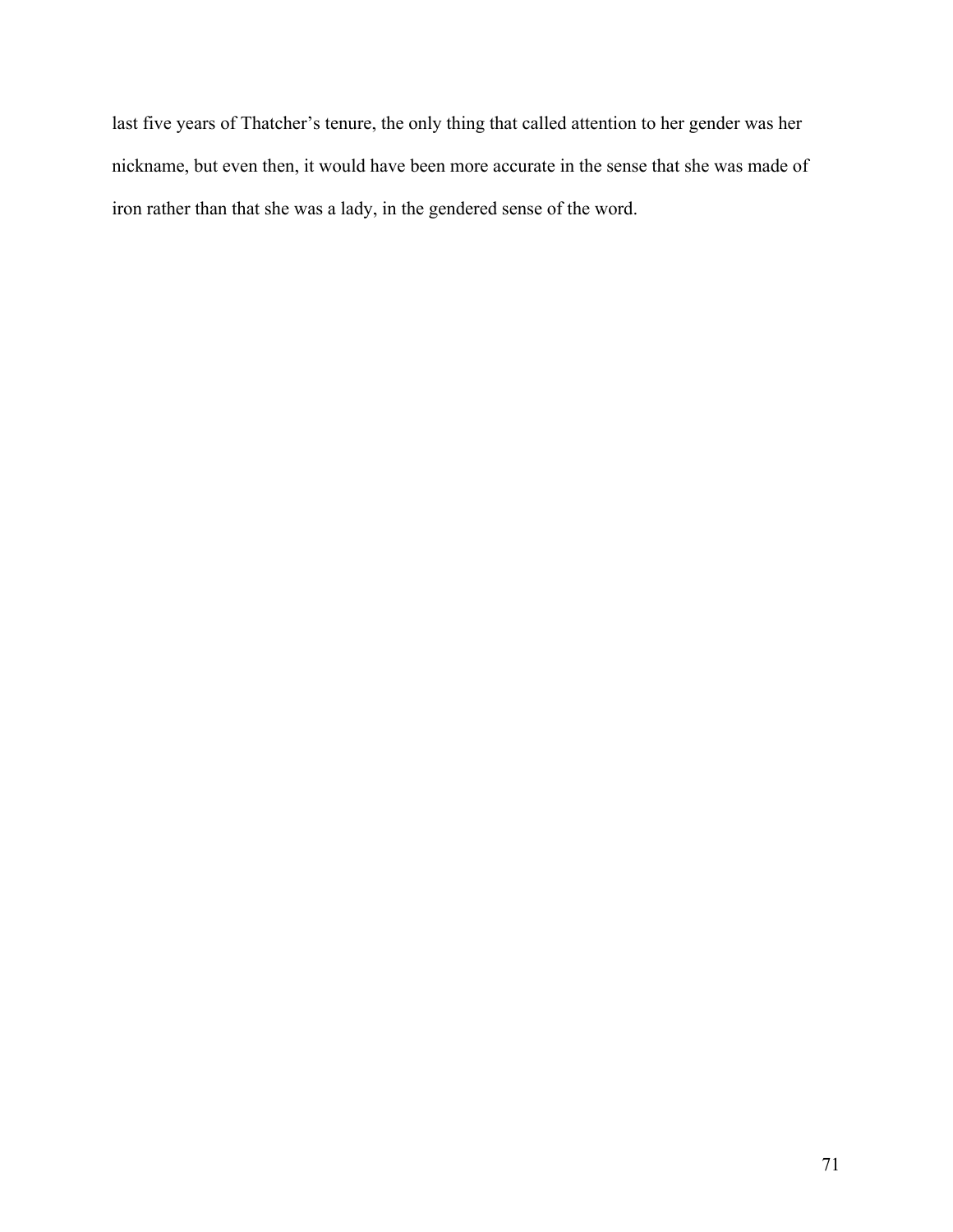last five years of Thatcher's tenure, the only thing that called attention to her gender was her nickname, but even then, it would have been more accurate in the sense that she was made of iron rather than that she was a lady, in the gendered sense of the word.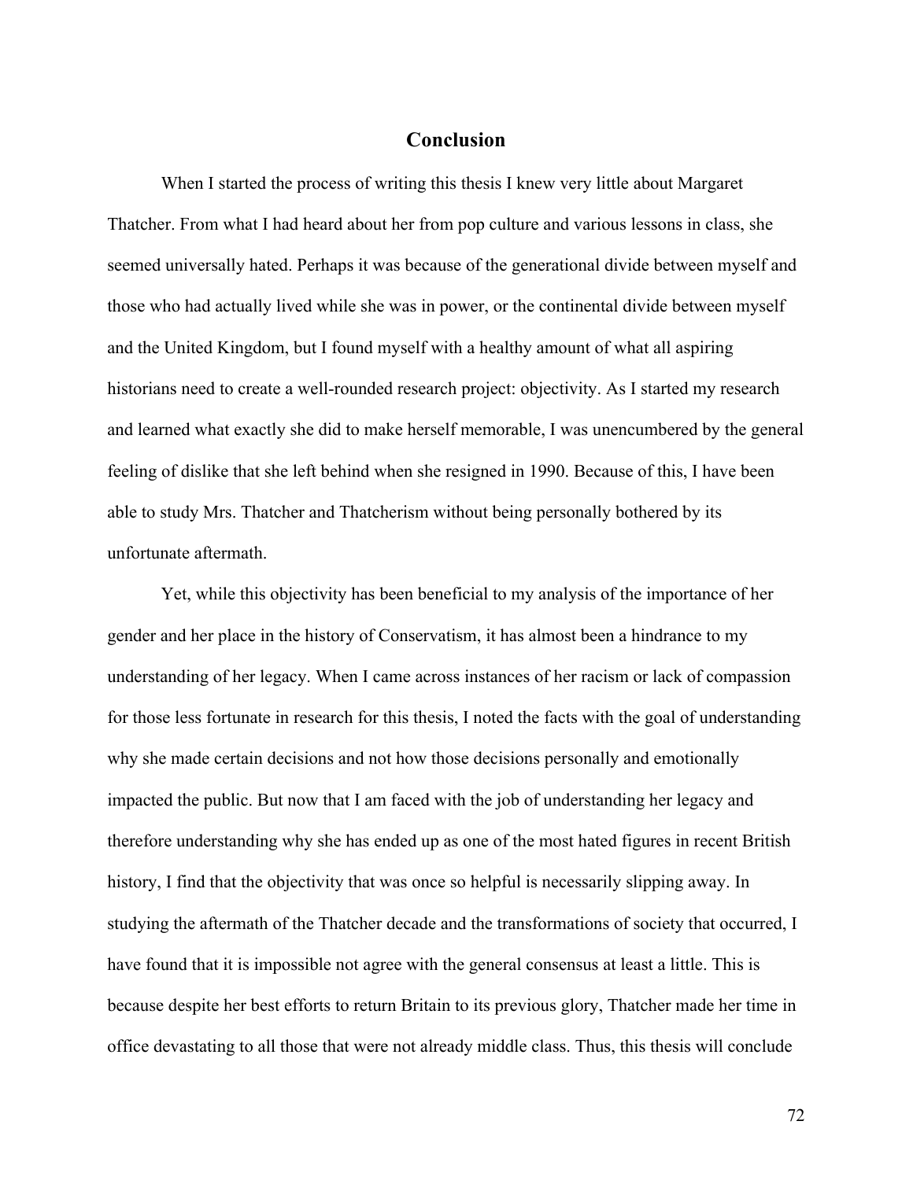# Conclusion

When I started the process of writing this thesis I knew very little about Margaret Thatcher. From what I had heard about her from pop culture and various lessons in class, she seemed universally hated. Perhaps it was because of the generational divide between myself and those who had actually lived while she was in power, or the continental divide between myself and the United Kingdom, but I found myself with a healthy amount of what all aspiring historians need to create a well-rounded research project: objectivity. As I started my research and learned what exactly she did to make herself memorable, I was unencumbered by the general feeling of dislike that she left behind when she resigned in 1990. Because of this, I have been able to study Mrs. Thatcher and Thatcherism without being personally bothered by its unfortunate aftermath.

Yet, while this objectivity has been beneficial to my analysis of the importance of her gender and her place in the history of Conservatism, it has almost been a hindrance to my understanding of her legacy. When I came across instances of her racism or lack of compassion for those less fortunate in research for this thesis, I noted the facts with the goal of understanding why she made certain decisions and not how those decisions personally and emotionally impacted the public. But now that I am faced with the job of understanding her legacy and therefore understanding why she has ended up as one of the most hated figures in recent British history, I find that the objectivity that was once so helpful is necessarily slipping away. In studying the aftermath of the Thatcher decade and the transformations of society that occurred, I have found that it is impossible not agree with the general consensus at least a little. This is because despite her best efforts to return Britain to its previous glory, Thatcher made her time in office devastating to all those that were not already middle class. Thus, this thesis will conclude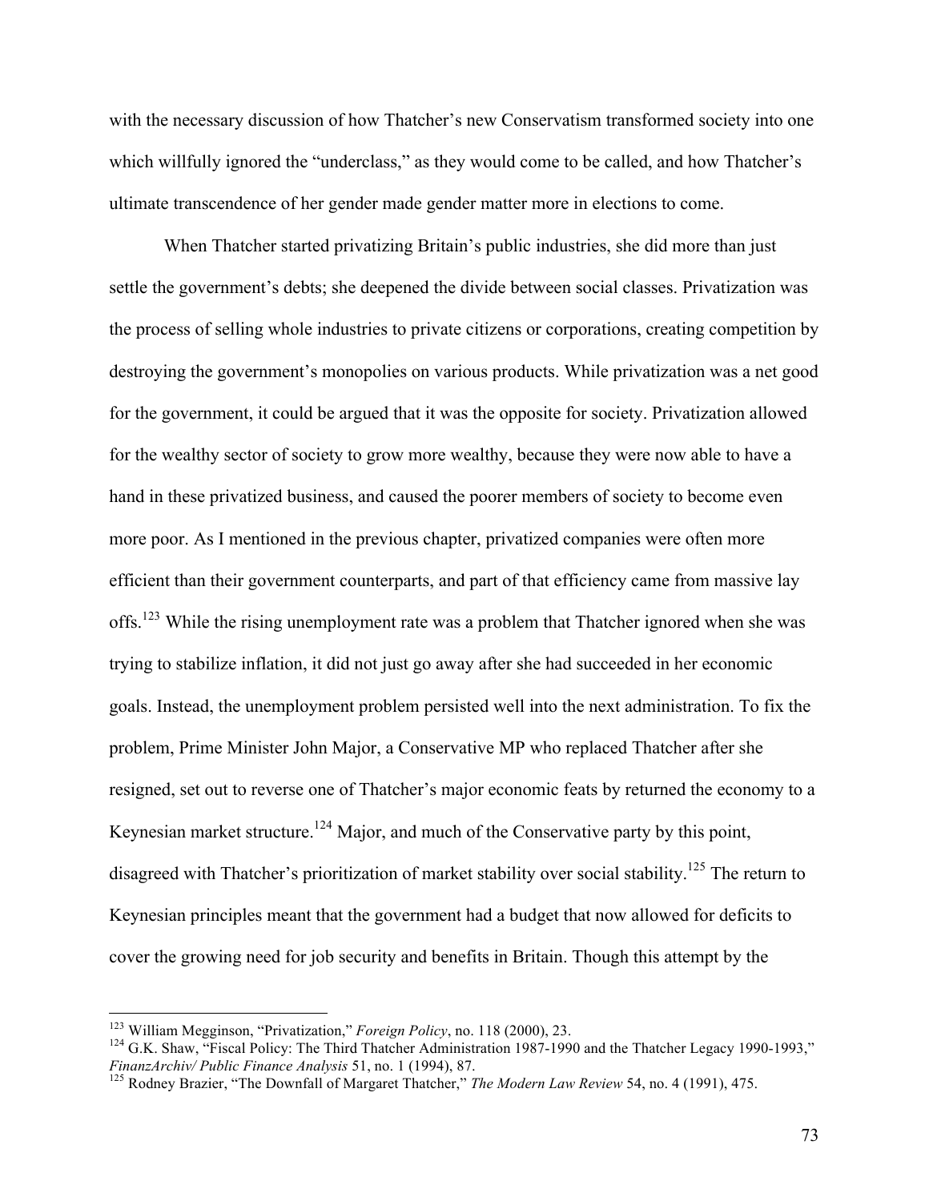with the necessary discussion of how Thatcher's new Conservatism transformed society into one which willfully ignored the "underclass," as they would come to be called, and how Thatcher's ultimate transcendence of her gender made gender matter more in elections to come.

When Thatcher started privatizing Britain's public industries, she did more than just settle the government's debts; she deepened the divide between social classes. Privatization was the process of selling whole industries to private citizens or corporations, creating competition by destroying the government's monopolies on various products. While privatization was a net good for the government, it could be argued that it was the opposite for society. Privatization allowed for the wealthy sector of society to grow more wealthy, because they were now able to have a hand in these privatized business, and caused the poorer members of society to become even more poor. As I mentioned in the previous chapter, privatized companies were often more efficient than their government counterparts, and part of that efficiency came from massive lay offs.[123] While the rising unemployment rate was a problem that Thatcher ignored when she was trying to stabilize inflation, it did not just go away after she had succeeded in her economic goals. Instead, the unemployment problem persisted well into the next administration. To fix the problem, Prime Minister John Major, a Conservative MP who replaced Thatcher after she resigned, set out to reverse one of Thatcher's major economic feats by returned the economy to a Keynesian market structure.[124] Major, and much of the Conservative party by this point, disagreed with Thatcher's prioritization of market stability over social stability.[125] The return to Keynesian principles meant that the government had a budget that now allowed for deficits to cover the growing need for job security and benefits in Britain. Though this attempt by the

---

[123] William Megginson, "Privatization," *Foreign Policy*, no. 118 (2000), 23.

[124] G.K. Shaw, "Fiscal Policy: The Third Thatcher Administration 1987-1990 and the Thatcher Legacy 1990-1993," *FinanzArchiv/ Public Finance Analysis* 51, no. 1 (1994), 87.

[125] Rodney Brazier, "The Downfall of Margaret Thatcher," *The Modern Law Review* 54, no. 4 (1991), 475.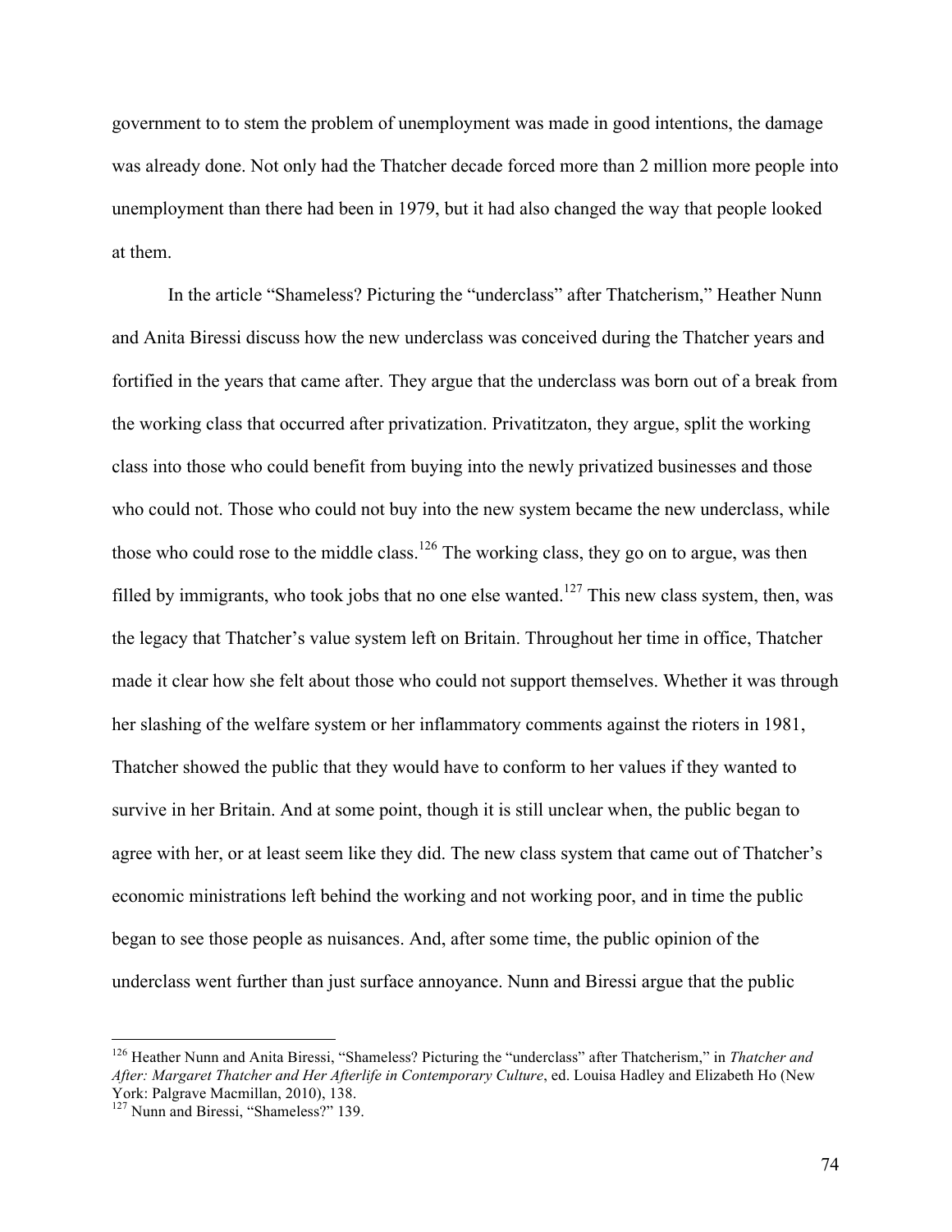government to to stem the problem of unemployment was made in good intentions, the damage was already done. Not only had the Thatcher decade forced more than 2 million more people into unemployment than there had been in 1979, but it had also changed the way that people looked at them.

In the article "Shameless? Picturing the "underclass" after Thatcherism," Heather Nunn and Anita Biressi discuss how the new underclass was conceived during the Thatcher years and fortified in the years that came after. They argue that the underclass was born out of a break from the working class that occurred after privatization. Privatitzaton, they argue, split the working class into those who could benefit from buying into the newly privatized businesses and those who could not. Those who could not buy into the new system became the new underclass, while those who could rose to the middle class.[126] The working class, they go on to argue, was then filled by immigrants, who took jobs that no one else wanted.[127] This new class system, then, was the legacy that Thatcher's value system left on Britain. Throughout her time in office, Thatcher made it clear how she felt about those who could not support themselves. Whether it was through her slashing of the welfare system or her inflammatory comments against the rioters in 1981, Thatcher showed the public that they would have to conform to her values if they wanted to survive in her Britain. And at some point, though it is still unclear when, the public began to agree with her, or at least seem like they did. The new class system that came out of Thatcher's economic ministrations left behind the working and not working poor, and in time the public began to see those people as nuisances. And, after some time, the public opinion of the underclass went further than just surface annoyance. Nunn and Biressi argue that the public

---

[126] Heather Nunn and Anita Biressi, "Shameless? Picturing the "underclass" after Thatcherism," in *Thatcher and After: Margaret Thatcher and Her Afterlife in Contemporary Culture*, ed. Louisa Hadley and Elizabeth Ho (New York: Palgrave Macmillan, 2010), 138.

[127] Nunn and Biressi, "Shameless?" 139.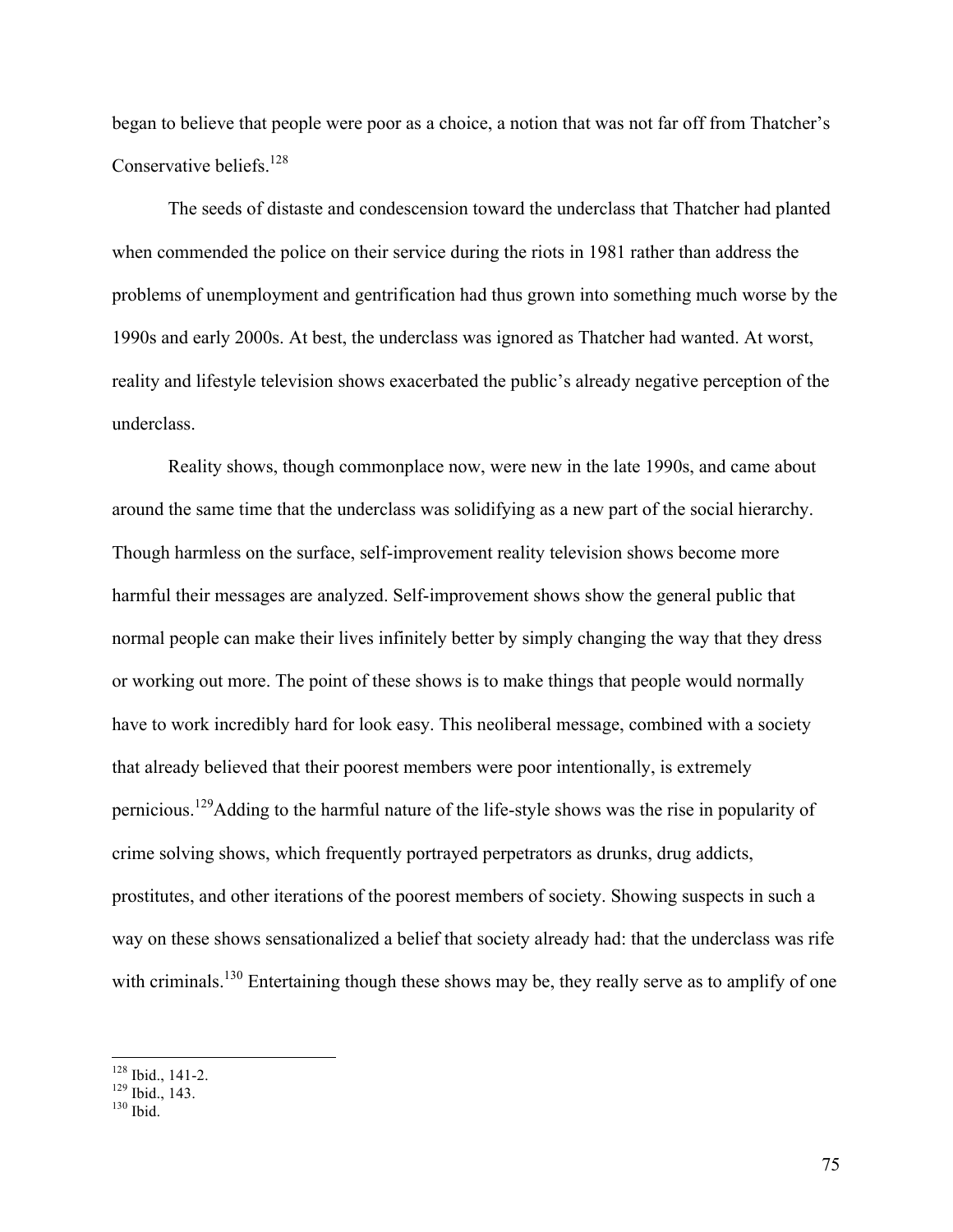began to believe that people were poor as a choice, a notion that was not far off from Thatcher's Conservative beliefs.[128]

The seeds of distaste and condescension toward the underclass that Thatcher had planted when commended the police on their service during the riots in 1981 rather than address the problems of unemployment and gentrification had thus grown into something much worse by the 1990s and early 2000s. At best, the underclass was ignored as Thatcher had wanted. At worst, reality and lifestyle television shows exacerbated the public's already negative perception of the underclass.

Reality shows, though commonplace now, were new in the late 1990s, and came about around the same time that the underclass was solidifying as a new part of the social hierarchy. Though harmless on the surface, self-improvement reality television shows become more harmful their messages are analyzed. Self-improvement shows show the general public that normal people can make their lives infinitely better by simply changing the way that they dress or working out more. The point of these shows is to make things that people would normally have to work incredibly hard for look easy. This neoliberal message, combined with a society that already believed that their poorest members were poor intentionally, is extremely pernicious.[129]Adding to the harmful nature of the life-style shows was the rise in popularity of crime solving shows, which frequently portrayed perpetrators as drunks, drug addicts, prostitutes, and other iterations of the poorest members of society. Showing suspects in such a way on these shows sensationalized a belief that society already had: that the underclass was rife with criminals.[130] Entertaining though these shows may be, they really serve as to amplify of one

---

[128] Ibid., 141-2.
[129] Ibid., 143.
[130] Ibid.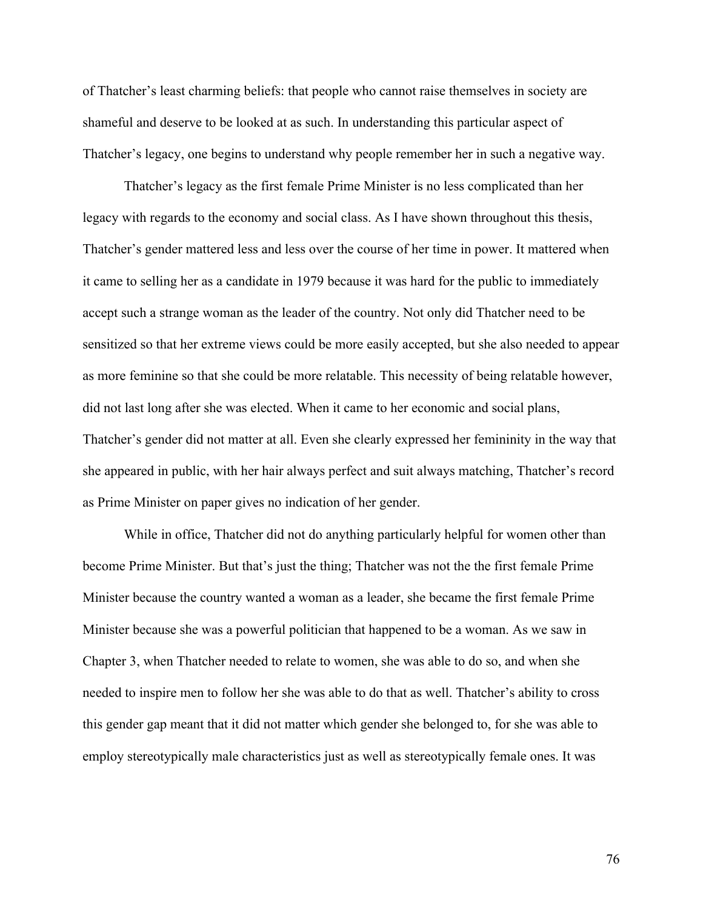of Thatcher's least charming beliefs: that people who cannot raise themselves in society are shameful and deserve to be looked at as such. In understanding this particular aspect of Thatcher's legacy, one begins to understand why people remember her in such a negative way.

Thatcher's legacy as the first female Prime Minister is no less complicated than her legacy with regards to the economy and social class. As I have shown throughout this thesis, Thatcher's gender mattered less and less over the course of her time in power. It mattered when it came to selling her as a candidate in 1979 because it was hard for the public to immediately accept such a strange woman as the leader of the country. Not only did Thatcher need to be sensitized so that her extreme views could be more easily accepted, but she also needed to appear as more feminine so that she could be more relatable. This necessity of being relatable however, did not last long after she was elected. When it came to her economic and social plans, Thatcher's gender did not matter at all. Even she clearly expressed her femininity in the way that she appeared in public, with her hair always perfect and suit always matching, Thatcher's record as Prime Minister on paper gives no indication of her gender.

While in office, Thatcher did not do anything particularly helpful for women other than become Prime Minister. But that's just the thing; Thatcher was not the the first female Prime Minister because the country wanted a woman as a leader, she became the first female Prime Minister because she was a powerful politician that happened to be a woman. As we saw in Chapter 3, when Thatcher needed to relate to women, she was able to do so, and when she needed to inspire men to follow her she was able to do that as well. Thatcher's ability to cross this gender gap meant that it did not matter which gender she belonged to, for she was able to employ stereotypically male characteristics just as well as stereotypically female ones. It was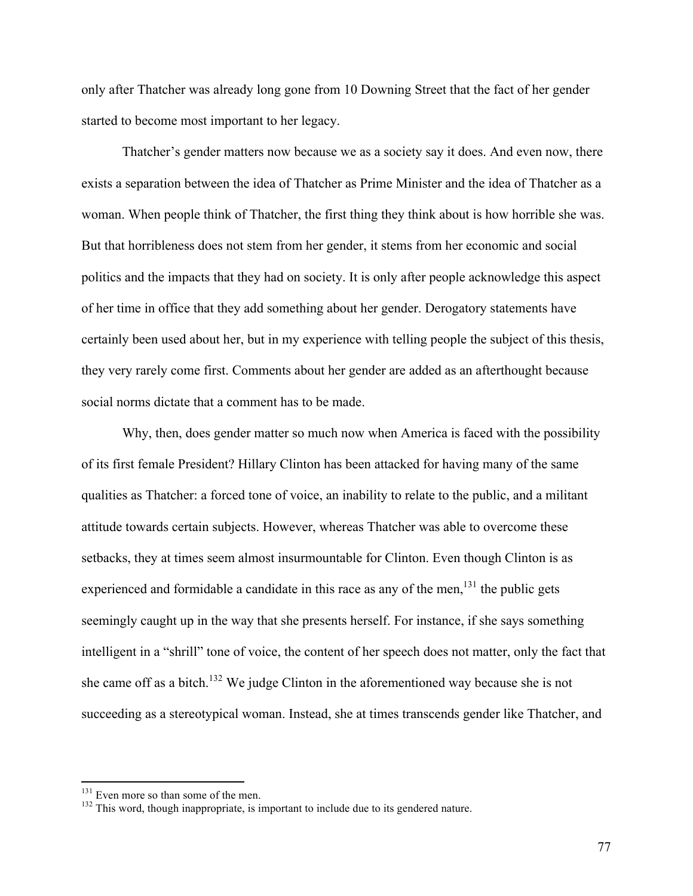only after Thatcher was already long gone from 10 Downing Street that the fact of her gender started to become most important to her legacy.

Thatcher's gender matters now because we as a society say it does. And even now, there exists a separation between the idea of Thatcher as Prime Minister and the idea of Thatcher as a woman. When people think of Thatcher, the first thing they think about is how horrible she was. But that horribleness does not stem from her gender, it stems from her economic and social politics and the impacts that they had on society. It is only after people acknowledge this aspect of her time in office that they add something about her gender. Derogatory statements have certainly been used about her, but in my experience with telling people the subject of this thesis, they very rarely come first. Comments about her gender are added as an afterthought because social norms dictate that a comment has to be made.

Why, then, does gender matter so much now when America is faced with the possibility of its first female President? Hillary Clinton has been attacked for having many of the same qualities as Thatcher: a forced tone of voice, an inability to relate to the public, and a militant attitude towards certain subjects. However, whereas Thatcher was able to overcome these setbacks, they at times seem almost insurmountable for Clinton. Even though Clinton is as experienced and formidable a candidate in this race as any of the men,[131] the public gets seemingly caught up in the way that she presents herself. For instance, if she says something intelligent in a "shrill" tone of voice, the content of her speech does not matter, only the fact that she came off as a bitch.[132] We judge Clinton in the aforementioned way because she is not succeeding as a stereotypical woman. Instead, she at times transcends gender like Thatcher, and

[131] Even more so than some of the men.

[132] This word, though inappropriate, is important to include due to its gendered nature.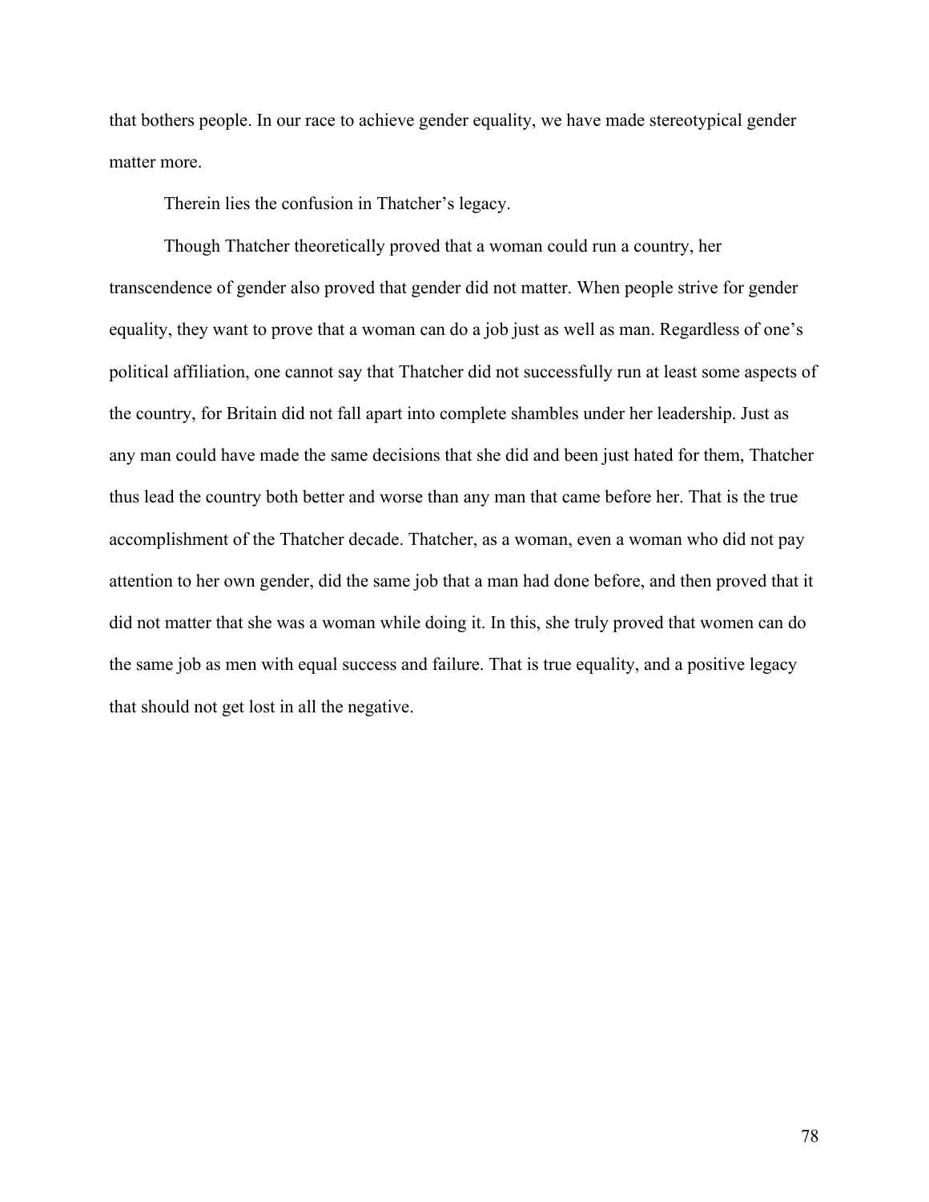that bothers people. In our race to achieve gender equality, we have made stereotypical gender matter more.

Therein lies the confusion in Thatcher's legacy.

Though Thatcher theoretically proved that a woman could run a country, her transcendence of gender also proved that gender did not matter. When people strive for gender equality, they want to prove that a woman can do a job just as well as man. Regardless of one's political affiliation, one cannot say that Thatcher did not successfully run at least some aspects of the country, for Britain did not fall apart into complete shambles under her leadership. Just as any man could have made the same decisions that she did and been just hated for them, Thatcher thus lead the country both better and worse than any man that came before her. That is the true accomplishment of the Thatcher decade. Thatcher, as a woman, even a woman who did not pay attention to her own gender, did the same job that a man had done before, and then proved that it did not matter that she was a woman while doing it. In this, she truly proved that women can do the same job as men with equal success and failure. That is true equality, and a positive legacy that should not get lost in all the negative.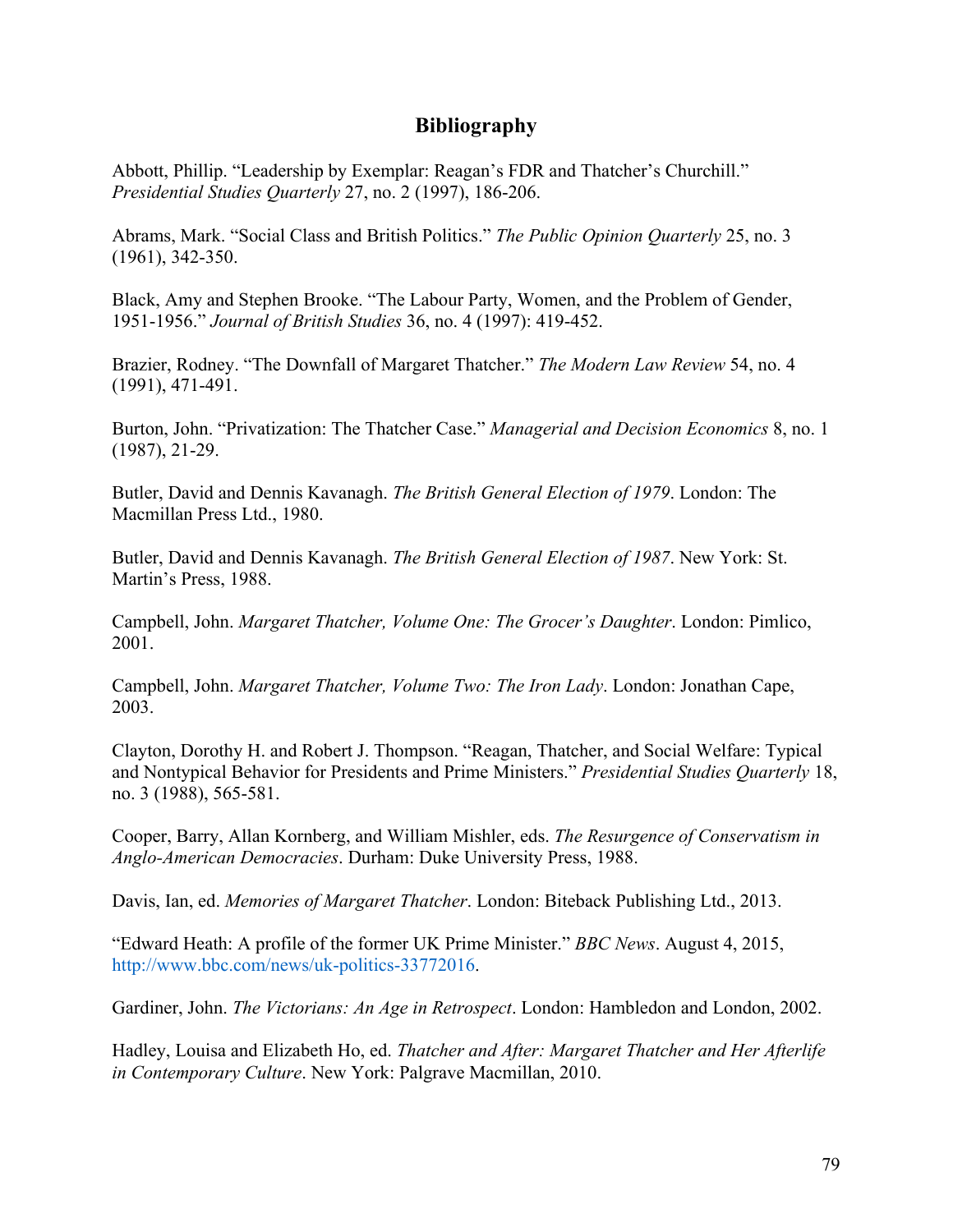# Bibliography

Abbott, Phillip. "Leadership by Exemplar: Reagan's FDR and Thatcher's Churchill." *Presidential Studies Quarterly* 27, no. 2 (1997), 186-206.

Abrams, Mark. "Social Class and British Politics." *The Public Opinion Quarterly* 25, no. 3 (1961), 342-350.

Black, Amy and Stephen Brooke. "The Labour Party, Women, and the Problem of Gender, 1951-1956." *Journal of British Studies* 36, no. 4 (1997): 419-452.

Brazier, Rodney. "The Downfall of Margaret Thatcher." *The Modern Law Review* 54, no. 4 (1991), 471-491.

Burton, John. "Privatization: The Thatcher Case." *Managerial and Decision Economics* 8, no. 1 (1987), 21-29.

Butler, David and Dennis Kavanagh. *The British General Election of 1979*. London: The Macmillan Press Ltd., 1980.

Butler, David and Dennis Kavanagh. *The British General Election of 1987*. New York: St. Martin's Press, 1988.

Campbell, John. *Margaret Thatcher, Volume One: The Grocer's Daughter*. London: Pimlico, 2001.

Campbell, John. *Margaret Thatcher, Volume Two: The Iron Lady*. London: Jonathan Cape, 2003.

Clayton, Dorothy H. and Robert J. Thompson. "Reagan, Thatcher, and Social Welfare: Typical and Nontypical Behavior for Presidents and Prime Ministers." *Presidential Studies Quarterly* 18, no. 3 (1988), 565-581.

Cooper, Barry, Allan Kornberg, and William Mishler, eds. *The Resurgence of Conservatism in Anglo-American Democracies*. Durham: Duke University Press, 1988.

Davis, Ian, ed. *Memories of Margaret Thatcher*. London: Biteback Publishing Ltd., 2013.

"Edward Heath: A profile of the former UK Prime Minister." *BBC News*. August 4, 2015, http://www.bbc.com/news/uk-politics-33772016.

Gardiner, John. *The Victorians: An Age in Retrospect*. London: Hambledon and London, 2002.

Hadley, Louisa and Elizabeth Ho, ed. *Thatcher and After: Margaret Thatcher and Her Afterlife in Contemporary Culture*. New York: Palgrave Macmillan, 2010.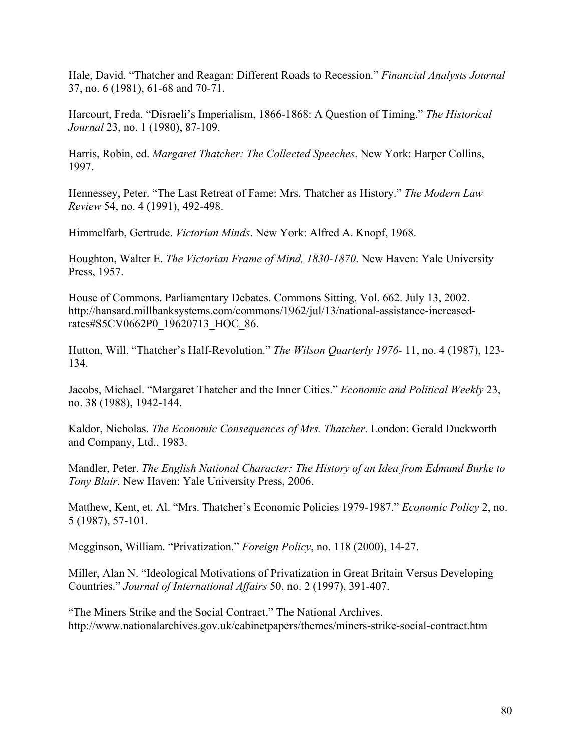Hale, David. “Thatcher and Reagan: Different Roads to Recession.” *Financial Analysts Journal* 37, no. 6 (1981), 61-68 and 70-71.

Harcourt, Freda. “Disraeli’s Imperialism, 1866-1868: A Question of Timing.” *The Historical Journal* 23, no. 1 (1980), 87-109.

Harris, Robin, ed. *Margaret Thatcher: The Collected Speeches*. New York: Harper Collins, 1997.

Hennessey, Peter. “The Last Retreat of Fame: Mrs. Thatcher as History.” *The Modern Law Review* 54, no. 4 (1991), 492-498.

Himmelfarb, Gertrude. *Victorian Minds*. New York: Alfred A. Knopf, 1968.

Houghton, Walter E. *The Victorian Frame of Mind, 1830-1870*. New Haven: Yale University Press, 1957.

House of Commons. Parliamentary Debates. Commons Sitting. Vol. 662. July 13, 2002. http://hansard.millbanksystems.com/commons/1962/jul/13/national-assistance-increased-rates#S5CV0662P0_19620713_HOC_86.

Hutton, Will. “Thatcher’s Half-Revolution.” *The Wilson Quarterly 1976-* 11, no. 4 (1987), 123-134.

Jacobs, Michael. “Margaret Thatcher and the Inner Cities.” *Economic and Political Weekly* 23, no. 38 (1988), 1942-144.

Kaldor, Nicholas. *The Economic Consequences of Mrs. Thatcher*. London: Gerald Duckworth and Company, Ltd., 1983.

Mandler, Peter. *The English National Character: The History of an Idea from Edmund Burke to Tony Blair*. New Haven: Yale University Press, 2006.

Matthew, Kent, et. Al. “Mrs. Thatcher’s Economic Policies 1979-1987.” *Economic Policy* 2, no. 5 (1987), 57-101.

Megginson, William. “Privatization.” *Foreign Policy*, no. 118 (2000), 14-27.

Miller, Alan N. “Ideological Motivations of Privatization in Great Britain Versus Developing Countries.” *Journal of International Affairs* 50, no. 2 (1997), 391-407.

“The Miners Strike and the Social Contract.” The National Archives. http://www.nationalarchives.gov.uk/cabinetpapers/themes/miners-strike-social-contract.htm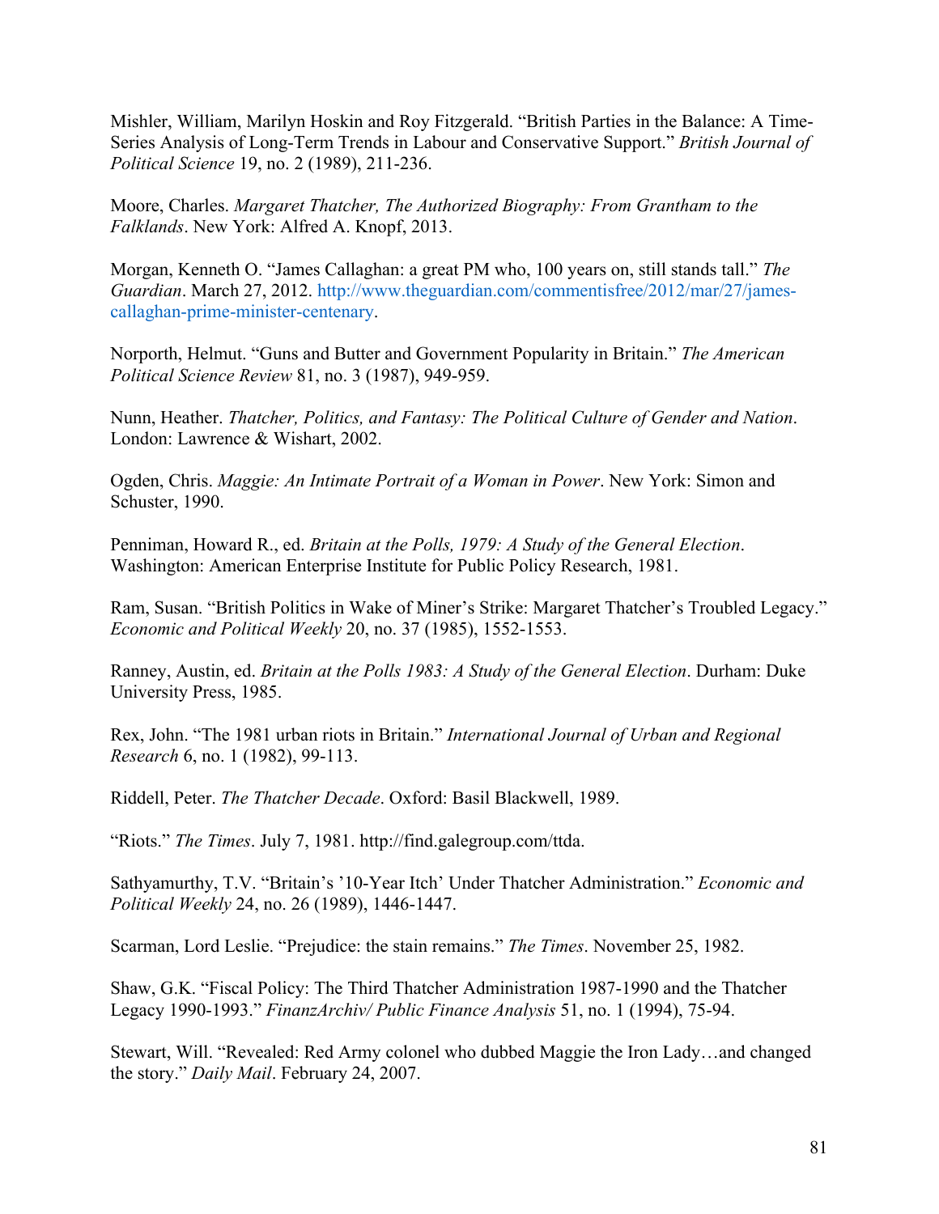Mishler, William, Marilyn Hoskin and Roy Fitzgerald. "British Parties in the Balance: A Time-Series Analysis of Long-Term Trends in Labour and Conservative Support." *British Journal of Political Science* 19, no. 2 (1989), 211-236.

Moore, Charles. *Margaret Thatcher, The Authorized Biography: From Grantham to the Falklands*. New York: Alfred A. Knopf, 2013.

Morgan, Kenneth O. "James Callaghan: a great PM who, 100 years on, still stands tall." *The Guardian*. March 27, 2012. http://www.theguardian.com/commentisfree/2012/mar/27/james-callaghan-prime-minister-centenary.

Norporth, Helmut. "Guns and Butter and Government Popularity in Britain." *The American Political Science Review* 81, no. 3 (1987), 949-959.

Nunn, Heather. *Thatcher, Politics, and Fantasy: The Political Culture of Gender and Nation*. London: Lawrence & Wishart, 2002.

Ogden, Chris. *Maggie: An Intimate Portrait of a Woman in Power*. New York: Simon and Schuster, 1990.

Penniman, Howard R., ed. *Britain at the Polls, 1979: A Study of the General Election*. Washington: American Enterprise Institute for Public Policy Research, 1981.

Ram, Susan. "British Politics in Wake of Miner's Strike: Margaret Thatcher's Troubled Legacy." *Economic and Political Weekly* 20, no. 37 (1985), 1552-1553.

Ranney, Austin, ed. *Britain at the Polls 1983: A Study of the General Election*. Durham: Duke University Press, 1985.

Rex, John. "The 1981 urban riots in Britain." *International Journal of Urban and Regional Research* 6, no. 1 (1982), 99-113.

Riddell, Peter. *The Thatcher Decade*. Oxford: Basil Blackwell, 1989.

"Riots." *The Times*. July 7, 1981. http://find.galegroup.com/ttda.

Sathyamurthy, T.V. "Britain's '10-Year Itch' Under Thatcher Administration." *Economic and Political Weekly* 24, no. 26 (1989), 1446-1447.

Scarman, Lord Leslie. "Prejudice: the stain remains." *The Times*. November 25, 1982.

Shaw, G.K. "Fiscal Policy: The Third Thatcher Administration 1987-1990 and the Thatcher Legacy 1990-1993." *FinanzArchiv/ Public Finance Analysis* 51, no. 1 (1994), 75-94.

Stewart, Will. "Revealed: Red Army colonel who dubbed Maggie the Iron Lady…and changed the story." *Daily Mail*. February 24, 2007.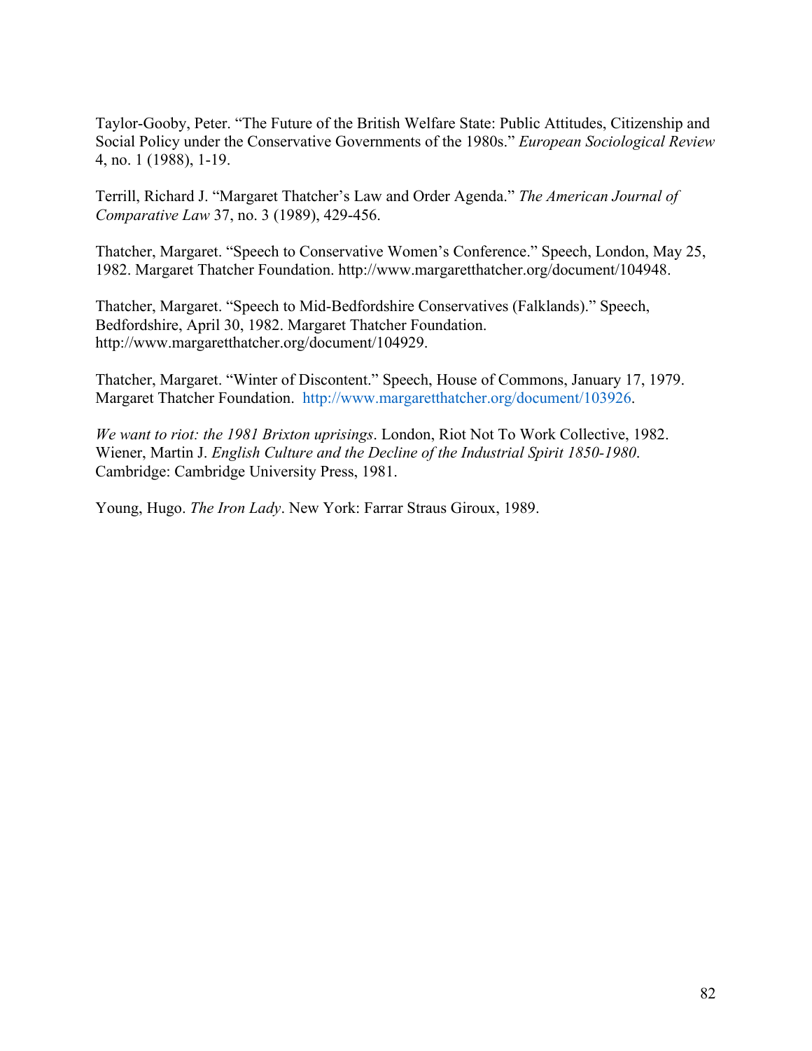Taylor-Gooby, Peter. "The Future of the British Welfare State: Public Attitudes, Citizenship and Social Policy under the Conservative Governments of the 1980s." *European Sociological Review* 4, no. 1 (1988), 1-19.

Terrill, Richard J. "Margaret Thatcher's Law and Order Agenda." *The American Journal of Comparative Law* 37, no. 3 (1989), 429-456.

Thatcher, Margaret. "Speech to Conservative Women's Conference." Speech, London, May 25, 1982. Margaret Thatcher Foundation. http://www.margaretthatcher.org/document/104948.

Thatcher, Margaret. "Speech to Mid-Bedfordshire Conservatives (Falklands)." Speech, Bedfordshire, April 30, 1982. Margaret Thatcher Foundation. http://www.margaretthatcher.org/document/104929.

Thatcher, Margaret. "Winter of Discontent." Speech, House of Commons, January 17, 1979. Margaret Thatcher Foundation. http://www.margaretthatcher.org/document/103926.

*We want to riot: the 1981 Brixton uprisings*. London, Riot Not To Work Collective, 1982.
Wiener, Martin J. *English Culture and the Decline of the Industrial Spirit 1850-1980*. Cambridge: Cambridge University Press, 1981.

Young, Hugo. *The Iron Lady*. New York: Farrar Straus Giroux, 1989.